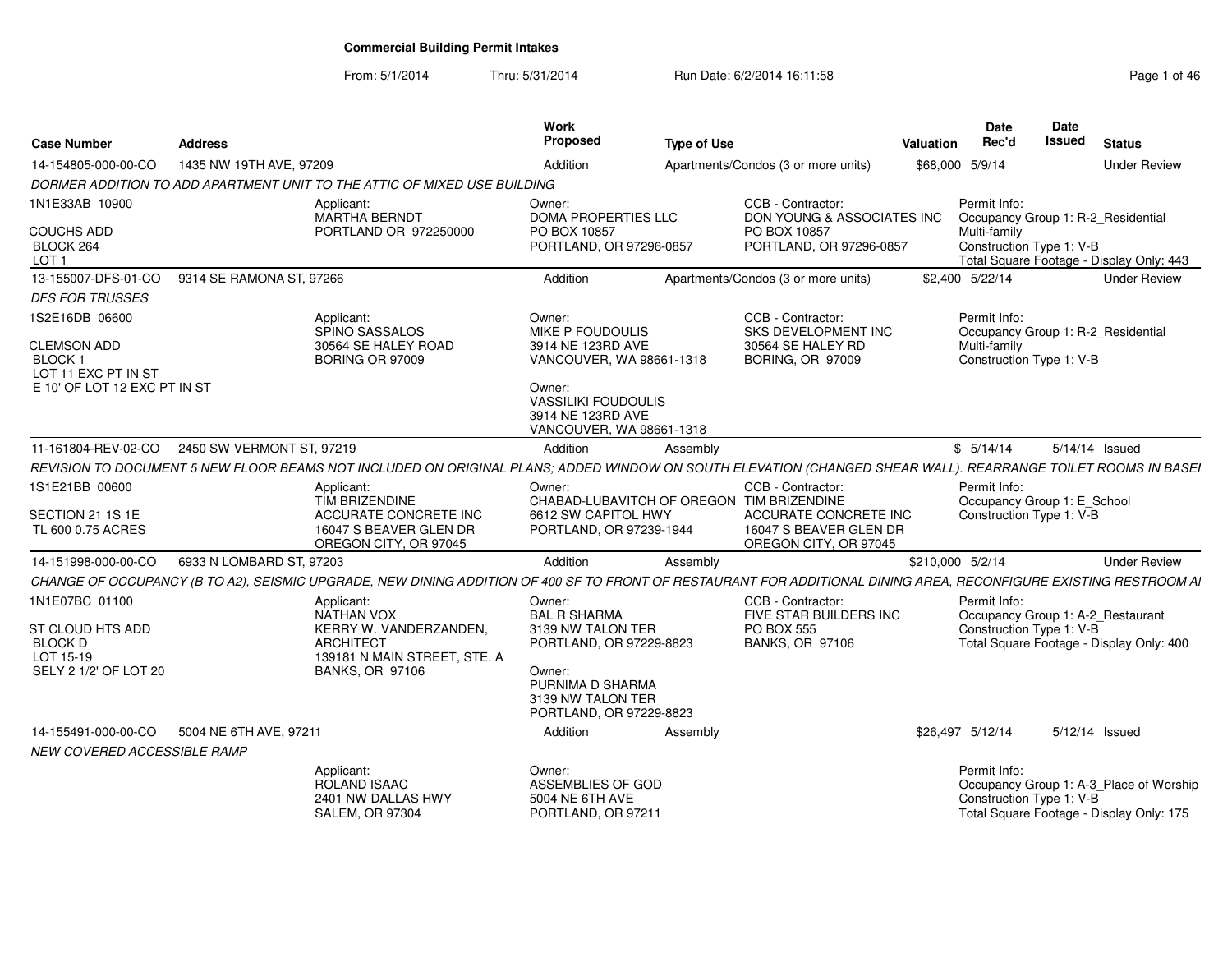# Commercial Building Permit Intakes

From: 5/1/2014 Thru: 5/31/2014 Run Date: 6/2/2014 16:11:58

| Case Number | Address | Work Proposed | Type of Use | Valuation | Date Rec'd | Date Issued | Status |
|---|---|---|---|---|---|---|---|
| 14-154805-000-00-CO | 1435 NW 19TH AVE, 97209 | Addition | Apartments/Condos (3 or more units) | $68,000 | 5/9/14 | | Under Review |

*DORMER ADDITION TO ADD APARTMENT UNIT TO THE ATTIC OF MIXED USE BUILDING*

1N1E33AB 10900
COUCHS ADD
BLOCK 264
LOT 1

Applicant:
MARTHA BERNDT
PORTLAND OR 972250000

Owner:
DOMA PROPERTIES LLC
PO BOX 10857
PORTLAND, OR 97296-0857

CCB - Contractor:
DON YOUNG & ASSOCIATES INC
PO BOX 10857
PORTLAND, OR 97296-0857

Permit Info:
Occupancy Group 1: R-2_Residential Multi-family
Construction Type 1: V-B
Total Square Footage - Display Only: 443

| Case Number | Address | Work Proposed | Type of Use | Valuation | Date Rec'd | Date Issued | Status |
|---|---|---|---|---|---|---|---|
| 13-155007-DFS-01-CO | 9314 SE RAMONA ST, 97266 | Addition | Apartments/Condos (3 or more units) | $2,400 | 5/22/14 | | Under Review |

*DFS FOR TRUSSES*

1S2E16DB 06600
CLEMSON ADD
BLOCK 1
LOT 11 EXC PT IN ST
E 10' OF LOT 12 EXC PT IN ST

Applicant:
SPINO SASSALOS
30564 SE HALEY ROAD
BORING OR 97009

Owner:
MIKE P FOUDOULIS
3914 NE 123RD AVE
VANCOUVER, WA 98661-1318

Owner:
VASSILIKI FOUDOULIS
3914 NE 123RD AVE
VANCOUVER, WA 98661-1318

CCB - Contractor:
SKS DEVELOPMENT INC
30564 SE HALEY RD
BORING, OR 97009

Permit Info:
Occupancy Group 1: R-2_Residential Multi-family
Construction Type 1: V-B

| Case Number | Address | Work Proposed | Type of Use | Valuation | Date Rec'd | Date Issued | Status |
|---|---|---|---|---|---|---|---|
| 11-161804-REV-02-CO | 2450 SW VERMONT ST, 97219 | Addition | Assembly | $ | 5/14/14 | 5/14/14 | Issued |

*REVISION TO DOCUMENT 5 NEW FLOOR BEAMS NOT INCLUDED ON ORIGINAL PLANS; ADDED WINDOW ON SOUTH ELEVATION (CHANGED SHEAR WALL). REARRANGE TOILET ROOMS IN BASEI*

1S1E21BB 00600
SECTION 21 1S 1E
TL 600 0.75 ACRES

Applicant:
TIM BRIZENDINE
ACCURATE CONCRETE INC
16047 S BEAVER GLEN DR
OREGON CITY, OR 97045

Owner:
CHABAD-LUBAVITCH OF OREGON
6612 SW CAPITOL HWY
PORTLAND, OR 97239-1944

CCB - Contractor:
TIM BRIZENDINE
ACCURATE CONCRETE INC
16047 S BEAVER GLEN DR
OREGON CITY, OR 97045

Permit Info:
Occupancy Group 1: E_School
Construction Type 1: V-B

| Case Number | Address | Work Proposed | Type of Use | Valuation | Date Rec'd | Date Issued | Status |
|---|---|---|---|---|---|---|---|
| 14-151998-000-00-CO | 6933 N LOMBARD ST, 97203 | Addition | Assembly | $210,000 | 5/2/14 | | Under Review |

*CHANGE OF OCCUPANCY (B TO A2), SEISMIC UPGRADE, NEW DINING ADDITION OF 400 SF TO FRONT OF RESTAURANT FOR ADDITIONAL DINING AREA, RECONFIGURE EXISTING RESTROOM AI*

1N1E07BC 01100
ST CLOUD HTS ADD
BLOCK D
LOT 15-19
SELY 2 1/2' OF LOT 20

Applicant:
NATHAN VOX
KERRY W. VANDERZANDEN, ARCHITECT
139181 N MAIN STREET, STE. A
BANKS, OR 97106

Owner:
BAL R SHARMA
3139 NW TALON TER
PORTLAND, OR 97229-8823

Owner:
PURNIMA D SHARMA
3139 NW TALON TER
PORTLAND, OR 97229-8823

CCB - Contractor:
FIVE STAR BUILDERS INC
PO BOX 555
BANKS, OR 97106

Permit Info:
Occupancy Group 1: A-2_Restaurant
Construction Type 1: V-B
Total Square Footage - Display Only: 400

| Case Number | Address | Work Proposed | Type of Use | Valuation | Date Rec'd | Date Issued | Status |
|---|---|---|---|---|---|---|---|
| 14-155491-000-00-CO | 5004 NE 6TH AVE, 97211 | Addition | Assembly | $26,497 | 5/12/14 | 5/12/14 | Issued |

*NEW COVERED ACCESSIBLE RAMP*

Applicant:
ROLAND ISAAC
2401 NW DALLAS HWY
SALEM, OR 97304

Owner:
ASSEMBLIES OF GOD
5004 NE 6TH AVE
PORTLAND, OR 97211

Permit Info:
Occupancy Group 1: A-3_Place of Worship
Construction Type 1: V-B
Total Square Footage - Display Only: 175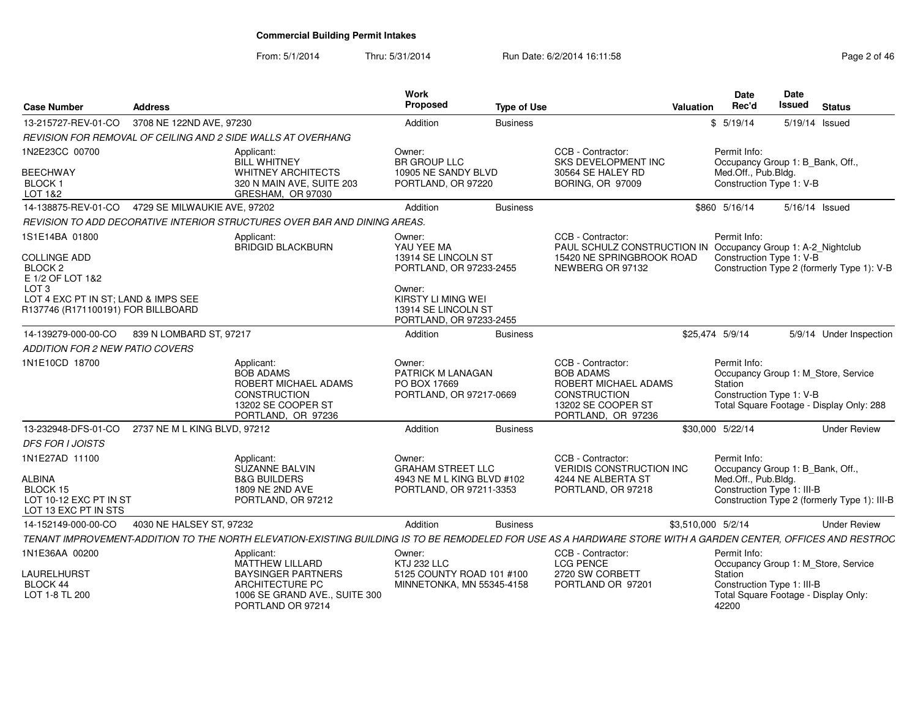# Commercial Building Permit Intakes

From: 5/1/2014 Thru: 5/31/2014 Run Date: 6/2/2014 16:11:58

| Case Number | Address | | Work Proposed | Type of Use | | Valuation | Date Rec'd | Date Issued | Status |
|---|---|---|---|---|---|---|---|---|---|
| 13-215727-REV-01-CO | 3708 NE 122ND AVE, 97230 | | Addition | Business | | $ | 5/19/14 | 5/19/14 | Issued |
| *REVISION FOR REMOVAL OF CEILING AND 2 SIDE WALLS AT OVERHANG* | | | | | | | | | |
| 1N2E23CC 00700<br><br>BEECHWAY<br>BLOCK 1<br>LOT 1&2 | | Applicant:<br>BILL WHITNEY<br>WHITNEY ARCHITECTS<br>320 N MAIN AVE, SUITE 203<br>GRESHAM, OR 97030 | Owner:<br>BR GROUP LLC<br>10905 NE SANDY BLVD<br>PORTLAND, OR 97220 | | CCB - Contractor:<br>SKS DEVELOPMENT INC<br>30564 SE HALEY RD<br>BORING, OR 97009 | | Permit Info:<br>Occupancy Group 1: B_Bank, Off., Med.Off., Pub.Bldg.<br>Construction Type 1: V-B | | |
| 14-138875-REV-01-CO | 4729 SE MILWAUKIE AVE, 97202 | | Addition | Business | | $860 | 5/16/14 | 5/16/14 | Issued |
| *REVISION TO ADD DECORATIVE INTERIOR STRUCTURES OVER BAR AND DINING AREAS.* | | | | | | | | | |
| 1S1E14BA 01800<br><br>COLLINGE ADD<br>BLOCK 2<br>E 1/2 OF LOT 1&2<br>LOT 3<br>LOT 4 EXC PT IN ST; LAND & IMPS SEE R137746 (R171100191) FOR BILLBOARD | | Applicant:<br>BRIDGID BLACKBURN | Owner:<br>YAU YEE MA<br>13914 SE LINCOLN ST<br>PORTLAND, OR 97233-2455<br><br>Owner:<br>KIRSTY LI MING WEI<br>13914 SE LINCOLN ST<br>PORTLAND, OR 97233-2455 | | CCB - Contractor:<br>PAUL SCHULZ CONSTRUCTION IN<br>15420 NE SPRINGBROOK ROAD<br>NEWBERG OR 97132 | | Permit Info:<br>Occupancy Group 1: A-2_Nightclub<br>Construction Type 1: V-B<br>Construction Type 2 (formerly Type 1): V-B | | |
| 14-139279-000-00-CO | 839 N LOMBARD ST, 97217 | | Addition | Business | | $25,474 | 5/9/14 | 5/9/14 | Under Inspection |
| *ADDITION FOR 2 NEW PATIO COVERS* | | | | | | | | | |
| 1N1E10CD 18700 | | Applicant:<br>BOB ADAMS<br>ROBERT MICHAEL ADAMS CONSTRUCTION<br>13202 SE COOPER ST<br>PORTLAND, OR 97236 | Owner:<br>PATRICK M LANAGAN<br>PO BOX 17669<br>PORTLAND, OR 97217-0669 | | CCB - Contractor:<br>BOB ADAMS<br>ROBERT MICHAEL ADAMS CONSTRUCTION<br>13202 SE COOPER ST<br>PORTLAND, OR 97236 | | Permit Info:<br>Occupancy Group 1: M_Store, Service Station<br>Construction Type 1: V-B<br>Total Square Footage - Display Only: 288 | | |
| 13-232948-DFS-01-CO | 2737 NE M L KING BLVD, 97212 | | Addition | Business | | $30,000 | 5/22/14 | | Under Review |
| *DFS FOR I JOISTS* | | | | | | | | | |
| 1N1E27AD 11100<br><br>ALBINA<br>BLOCK 15<br>LOT 10-12 EXC PT IN ST<br>LOT 13 EXC PT IN STS | | Applicant:<br>SUZANNE BALVIN<br>B&G BUILDERS<br>1809 NE 2ND AVE<br>PORTLAND, OR 97212 | Owner:<br>GRAHAM STREET LLC<br>4943 NE M L KING BLVD #102<br>PORTLAND, OR 97211-3353 | | CCB - Contractor:<br>VERIDIS CONSTRUCTION INC<br>4244 NE ALBERTA ST<br>PORTLAND, OR 97218 | | Permit Info:<br>Occupancy Group 1: B_Bank, Off., Med.Off., Pub.Bldg.<br>Construction Type 1: III-B<br>Construction Type 2 (formerly Type 1): III-B | | |
| 14-152149-000-00-CO | 4030 NE HALSEY ST, 97232 | | Addition | Business | | $3,510,000 | 5/2/14 | | Under Review |
| *TENANT IMPROVEMENT-ADDITION TO THE NORTH ELEVATION-EXISTING BUILDING IS TO BE REMODELED FOR USE AS A HARDWARE STORE WITH A GARDEN CENTER, OFFICES AND RESTROC* | | | | | | | | | |
| 1N1E36AA 00200<br><br>LAURELHURST<br>BLOCK 44<br>LOT 1-8 TL 200 | | Applicant:<br>MATTHEW LILLARD<br>BAYSINGER PARTNERS ARCHITECTURE PC<br>1006 SE GRAND AVE., SUITE 300<br>PORTLAND OR 97214 | Owner:<br>KTJ 232 LLC<br>5125 COUNTY ROAD 101 #100<br>MINNETONKA, MN 55345-4158 | | CCB - Contractor:<br>LCG PENCE<br>2720 SW CORBETT<br>PORTLAND OR 97201 | | Permit Info:<br>Occupancy Group 1: M_Store, Service Station<br>Construction Type 1: III-B<br>Total Square Footage - Display Only: 42200 | | |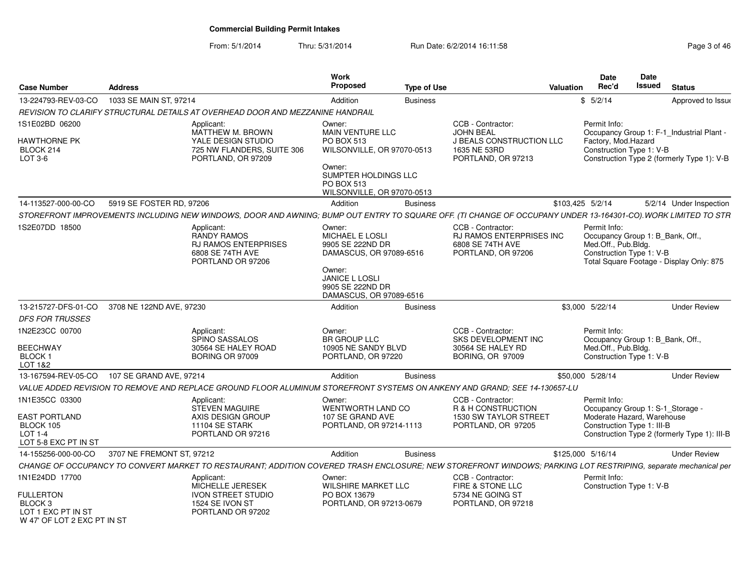# Commercial Building Permit Intakes

From: 5/1/2014 Thru: 5/31/2014 Run Date: 6/2/2014 16:11:58

| Case Number | Address | Work Proposed | Type of Use | Valuation | Date Rec'd | Date Issued | Status |
|---|---|---|---|---|---|---|---|
| 13-224793-REV-03-CO | 1033 SE MAIN ST, 97214 | Addition | Business | $ | 5/2/14 | | Approved to Issue |

*REVISION TO CLARIFY STRUCTURAL DETAILS AT OVERHEAD DOOR AND MEZZANINE HANDRAIL*

1S1E02BD 06200
HAWTHORNE PK
BLOCK 214
LOT 3-6

Applicant: MATTHEW M. BROWN, YALE DESIGN STUDIO, 725 NW FLANDERS, SUITE 306, PORTLAND, OR 97209

Owner: MAIN VENTURE LLC, PO BOX 513, WILSONVILLE, OR 97070-0513

Owner: SUMPTER HOLDINGS LLC, PO BOX 513, WILSONVILLE, OR 97070-0513

CCB - Contractor: JOHN BEAL, J BEALS CONSTRUCTION LLC, 1635 NE 53RD, PORTLAND, OR 97213

Permit Info: Occupancy Group 1: F-1_Industrial Plant - Factory, Mod.Hazard; Construction Type 1: V-B; Construction Type 2 (formerly Type 1): V-B

| Case Number | Address | Work Proposed | Type of Use | Valuation | Date Rec'd | Date Issued | Status |
|---|---|---|---|---|---|---|---|
| 14-113527-000-00-CO | 5919 SE FOSTER RD, 97206 | Addition | Business | $103,425 | 5/2/14 | 5/2/14 | Under Inspection |

*STOREFRONT IMPROVEMENTS INCLUDING NEW WINDOWS, DOOR AND AWNING; BUMP OUT ENTRY TO SQUARE OFF. (TI CHANGE OF OCCUPANY UNDER 13-164301-CO).WORK LIMITED TO STR*

1S2E07DD 18500

Applicant: RANDY RAMOS, RJ RAMOS ENTERPRISES, 6808 SE 74TH AVE, PORTLAND OR 97206

Owner: MICHAEL E LOSLI, 9905 SE 222ND DR, DAMASCUS, OR 97089-6516

Owner: JANICE L LOSLI, 9905 SE 222ND DR, DAMASCUS, OR 97089-6516

CCB - Contractor: RJ RAMOS ENTERPRISES INC, 6808 SE 74TH AVE, PORTLAND, OR 97206

Permit Info: Occupancy Group 1: B_Bank, Off., Med.Off., Pub.Bldg.; Construction Type 1: V-B; Total Square Footage - Display Only: 875

| Case Number | Address | Work Proposed | Type of Use | Valuation | Date Rec'd | Date Issued | Status |
|---|---|---|---|---|---|---|---|
| 13-215727-DFS-01-CO | 3708 NE 122ND AVE, 97230 | Addition | Business | $3,000 | 5/22/14 | | Under Review |

*DFS FOR TRUSSES*

1N2E23CC 00700
BEECHWAY
BLOCK 1
LOT 1&2

Applicant: SPINO SASSALOS, 30564 SE HALEY ROAD, BORING OR 97009

Owner: BR GROUP LLC, 10905 NE SANDY BLVD, PORTLAND, OR 97220

CCB - Contractor: SKS DEVELOPMENT INC, 30564 SE HALEY RD, BORING, OR 97009

Permit Info: Occupancy Group 1: B_Bank, Off., Med.Off., Pub.Bldg.; Construction Type 1: V-B

| Case Number | Address | Work Proposed | Type of Use | Valuation | Date Rec'd | Date Issued | Status |
|---|---|---|---|---|---|---|---|
| 13-167594-REV-05-CO | 107 SE GRAND AVE, 97214 | Addition | Business | $50,000 | 5/28/14 | | Under Review |

*VALUE ADDED REVISION TO REMOVE AND REPLACE GROUND FLOOR ALUMINUM STOREFRONT SYSTEMS ON ANKENY AND GRAND; SEE 14-130657-LU*

1N1E35CC 03300
EAST PORTLAND
BLOCK 105
LOT 1-4
LOT 5-8 EXC PT IN ST

Applicant: STEVEN MAGUIRE, AXIS DESIGN GROUP, 11104 SE STARK, PORTLAND OR 97216

Owner: WENTWORTH LAND CO, 107 SE GRAND AVE, PORTLAND, OR 97214-1113

CCB - Contractor: R & H CONSTRUCTION, 1530 SW TAYLOR STREET, PORTLAND, OR 97205

Permit Info: Occupancy Group 1: S-1_Storage - Moderate Hazard, Warehouse; Construction Type 1: III-B; Construction Type 2 (formerly Type 1): III-B

| Case Number | Address | Work Proposed | Type of Use | Valuation | Date Rec'd | Date Issued | Status |
|---|---|---|---|---|---|---|---|
| 14-155256-000-00-CO | 3707 NE FREMONT ST, 97212 | Addition | Business | $125,000 | 5/16/14 | | Under Review |

*CHANGE OF OCCUPANCY TO CONVERT MARKET TO RESTAURANT; ADDITION COVERED TRASH ENCLOSURE; NEW STOREFRONT WINDOWS; PARKING LOT RESTRIPING, separate mechanical per*

1N1E24DD 17700
FULLERTON
BLOCK 3
LOT 1 EXC PT IN ST
W 47' OF LOT 2 EXC PT IN ST

Applicant: MICHELLE JERESEK, IVON STREET STUDIO, 1524 SE IVON ST, PORTLAND OR 97202

Owner: WILSHIRE MARKET LLC, PO BOX 13679, PORTLAND, OR 97213-0679

CCB - Contractor: FIRE & STONE LLC, 5734 NE GOING ST, PORTLAND, OR 97218

Permit Info: Construction Type 1: V-B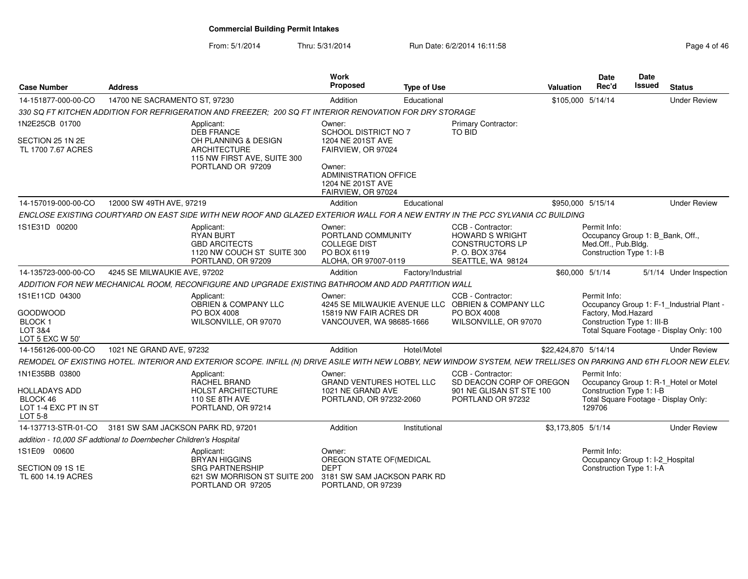# Commercial Building Permit Intakes

From: 5/1/2014 Thru: 5/31/2014 Run Date: 6/2/2014 16:11:58

| Case Number | Address | Work Proposed | Type of Use | Valuation | Date Rec'd | Date Issued | Status |
|---|---|---|---|---|---|---|---|
| 14-151877-000-00-CO | 14700 NE SACRAMENTO ST, 97230 | Addition | Educational | $105,000 | 5/14/14 | | Under Review |

330 SQ FT KITCHEN ADDITION FOR REFRIGERATION AND FREEZER; 200 SQ FT INTERIOR RENOVATION FOR DRY STORAGE

1N2E25CB 01700
SECTION 25 1N 2E
TL 1700 7.67 ACRES

Applicant:
DEB FRANCE
OH PLANNING & DESIGN ARCHITECTURE
115 NW FIRST AVE, SUITE 300
PORTLAND OR 97209

Owner:
SCHOOL DISTRICT NO 7
1204 NE 201ST AVE
FAIRVIEW, OR 97024

Owner:
ADMINISTRATION OFFICE
1204 NE 201ST AVE
FAIRVIEW, OR 97024

Primary Contractor:
TO BID

---

| Case Number | Address | Work Proposed | Type of Use | Valuation | Date Rec'd | Date Issued | Status |
|---|---|---|---|---|---|---|---|
| 14-157019-000-00-CO | 12000 SW 49TH AVE, 97219 | Addition | Educational | $950,000 | 5/15/14 | | Under Review |

ENCLOSE EXISTING COURTYARD ON EAST SIDE WITH NEW ROOF AND GLAZED EXTERIOR WALL FOR A NEW ENTRY IN THE PCC SYLVANIA CC BUILDING

1S1E31D 00200

Applicant:
RYAN BURT
GBD ARCITECTS
1120 NW COUCH ST SUITE 300
PORTLAND, OR 97209

Owner:
PORTLAND COMMUNITY COLLEGE DIST
PO BOX 6119
ALOHA, OR 97007-0119

CCB - Contractor:
HOWARD S WRIGHT CONSTRUCTORS LP
P. O. BOX 3764
SEATTLE, WA 98124

Permit Info:
Occupancy Group 1: B_Bank, Off., Med.Off., Pub.Bldg.
Construction Type 1: I-B

---

| Case Number | Address | Work Proposed | Type of Use | Valuation | Date Rec'd | Date Issued | Status |
|---|---|---|---|---|---|---|---|
| 14-135723-000-00-CO | 4245 SE MILWAUKIE AVE, 97202 | Addition | Factory/Industrial | $60,000 | 5/1/14 | 5/1/14 | Under Inspection |

ADDITION FOR NEW MECHANICAL ROOM, RECONFIGURE AND UPGRADE EXISTING BATHROOM AND ADD PARTITION WALL

1S1E11CD 04300
GOODWOOD
BLOCK 1
LOT 3&4
LOT 5 EXC W 50'

Applicant:
OBRIEN & COMPANY LLC
PO BOX 4008
WILSONVILLE, OR 97070

Owner:
4245 SE MILWAUKIE AVENUE LLC
15819 NW FAIR ACRES DR
VANCOUVER, WA 98685-1666

CCB - Contractor:
OBRIEN & COMPANY LLC
PO BOX 4008
WILSONVILLE, OR 97070

Permit Info:
Occupancy Group 1: F-1_Industrial Plant - Factory, Mod.Hazard
Construction Type 1: III-B
Total Square Footage - Display Only: 100

---

| Case Number | Address | Work Proposed | Type of Use | Valuation | Date Rec'd | Date Issued | Status |
|---|---|---|---|---|---|---|---|
| 14-156126-000-00-CO | 1021 NE GRAND AVE, 97232 | Addition | Hotel/Motel | $22,424,870 | 5/14/14 | | Under Review |

REMODEL OF EXISTING HOTEL. INTERIOR AND EXTERIOR SCOPE. INFILL (N) DRIVE ASILE WITH NEW LOBBY, NEW WINDOW SYSTEM, NEW TRELLISES ON PARKING AND 6TH FLOOR NEW ELEV.

1N1E35BB 03800
HOLLADAYS ADD
BLOCK 46
LOT 1-4 EXC PT IN ST
LOT 5-8

Applicant:
RACHEL BRAND
HOLST ARCHITECTURE
110 SE 8TH AVE
PORTLAND, OR 97214

Owner:
GRAND VENTURES HOTEL LLC
1021 NE GRAND AVE
PORTLAND, OR 97232-2060

CCB - Contractor:
SD DEACON CORP OF OREGON
901 NE GLISAN ST STE 100
PORTLAND OR 97232

Permit Info:
Occupancy Group 1: R-1_Hotel or Motel
Construction Type 1: I-B
Total Square Footage - Display Only: 129706

---

| Case Number | Address | Work Proposed | Type of Use | Valuation | Date Rec'd | Date Issued | Status |
|---|---|---|---|---|---|---|---|
| 14-137713-STR-01-CO | 3181 SW SAM JACKSON PARK RD, 97201 | Addition | Institutional | $3,173,805 | 5/1/14 | | Under Review |

addition - 10,000 SF addtional to Doernbecher Children's Hospital

1S1E09 00600
SECTION 09 1S 1E
TL 600 14.19 ACRES

Applicant:
BRYAN HIGGINS
SRG PARTNERSHIP
621 SW MORRISON ST SUITE 200
PORTLAND OR 97205

Owner:
OREGON STATE OF(MEDICAL DEPT
3181 SW SAM JACKSON PARK RD
PORTLAND, OR 97239

Permit Info:
Occupancy Group 1: I-2_Hospital
Construction Type 1: I-A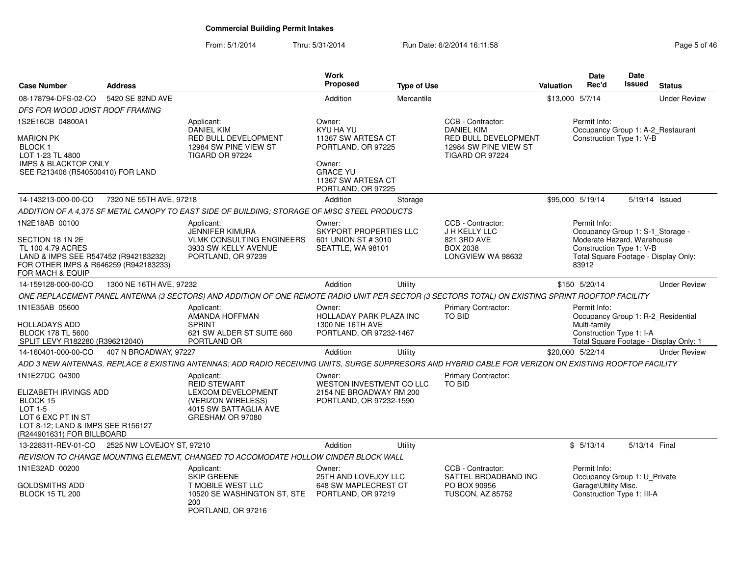# Commercial Building Permit Intakes

From: 5/1/2014 Thru: 5/31/2014 Run Date: 6/2/2014 16:11:58

| Case Number | Address | Work Proposed | Type of Use | Valuation | Date Rec'd | Date Issued | Status |
|---|---|---|---|---|---|---|---|
| 08-178794-DFS-02-CO | 5420 SE 82ND AVE | Addition | Mercantile | $13,000 | 5/7/14 | | Under Review |

*DFS FOR WOOD JOIST ROOF FRAMING*

1S2E16CB 04800A1

MARION PK
BLOCK 1
LOT 1-23 TL 4800
IMPS & BLACKTOP ONLY
SEE R213406 (R540500410) FOR LAND

Applicant:
DANIEL KIM
RED BULL DEVELOPMENT
12984 SW PINE VIEW ST
TIGARD OR 97224

Owner:
KYU HA YU
11367 SW ARTESA CT
PORTLAND, OR 97225

Owner:
GRACE YU
11367 SW ARTESA CT
PORTLAND, OR 97225

CCB - Contractor:
DANIEL KIM
RED BULL DEVELOPMENT
12984 SW PINE VIEW ST
TIGARD OR 97224

Permit Info:
Occupancy Group 1: A-2_Restaurant
Construction Type 1: V-B

---

| Case Number | Address | Work Proposed | Type of Use | Valuation | Date Rec'd | Date Issued | Status |
|---|---|---|---|---|---|---|---|
| 14-143213-000-00-CO | 7320 NE 55TH AVE, 97218 | Addition | Storage | $95,000 | 5/19/14 | 5/19/14 | Issued |

*ADDITION OF A 4,375 SF METAL CANOPY TO EAST SIDE OF BUILDING; STORAGE OF MISC STEEL PRODUCTS*

1N2E18AB 00100

SECTION 18 1N 2E
TL 100 4.79 ACRES
LAND & IMPS SEE R547452 (R942183232)
FOR OTHER IMPS & R646259 (R942183233)
FOR MACH & EQUIP

Applicant:
JENNIFER KIMURA
VLMK CONSULTING ENGINEERS
3933 SW KELLY AVENUE
PORTLAND, OR 97239

Owner:
SKYPORT PROPERTIES LLC
601 UNION ST # 3010
SEATTLE, WA 98101

CCB - Contractor:
J H KELLY LLC
821 3RD AVE
BOX 2038
LONGVIEW WA 98632

Permit Info:
Occupancy Group 1: S-1_Storage - Moderate Hazard, Warehouse
Construction Type 1: V-B
Total Square Footage - Display Only: 83912

---

| Case Number | Address | Work Proposed | Type of Use | Valuation | Date Rec'd | Date Issued | Status |
|---|---|---|---|---|---|---|---|
| 14-159128-000-00-CO | 1300 NE 16TH AVE, 97232 | Addition | Utility | $150 | 5/20/14 | | Under Review |

*ONE REPLACEMENT PANEL ANTENNA (3 SECTORS) AND ADDITION OF ONE REMOTE RADIO UNIT PER SECTOR (3 SECTORS TOTAL) ON EXISTING SPRINT ROOFTOP FACILITY*

1N1E35AB 05600

HOLLADAYS ADD
BLOCK 178 TL 5600
SPLIT LEVY R182280 (R396212040)

Applicant:
AMANDA HOFFMAN
SPRINT
621 SW ALDER ST SUITE 660
PORTLAND OR

Owner:
HOLLADAY PARK PLAZA INC
1300 NE 16TH AVE
PORTLAND, OR 97232-1467

Primary Contractor:
TO BID

Permit Info:
Occupancy Group 1: R-2_Residential Multi-family
Construction Type 1: I-A
Total Square Footage - Display Only: 1

---

| Case Number | Address | Work Proposed | Type of Use | Valuation | Date Rec'd | Date Issued | Status |
|---|---|---|---|---|---|---|---|
| 14-160401-000-00-CO | 407 N BROADWAY, 97227 | Addition | Utility | $20,000 | 5/22/14 | | Under Review |

*ADD 3 NEW ANTENNAS, REPLACE 8 EXISTING ANTENNAS; ADD RADIO RECEIVING UNITS, SURGE SUPPRESORS AND HYBRID CABLE FOR VERIZON ON EXISTING ROOFTOP FACILITY*

1N1E27DC 04300

ELIZABETH IRVINGS ADD
BLOCK 15
LOT 1-5
LOT 6 EXC PT IN ST
LOT 8-12; LAND & IMPS SEE R156127
(R244901631) FOR BILLBOARD

Applicant:
REID STEWART
LEXCOM DEVELOPMENT
(VERIZON WIRELESS)
4015 SW BATTAGLIA AVE
GRESHAM OR 97080

Owner:
WESTON INVESTMENT CO LLC
2154 NE BROADWAY RM 200
PORTLAND, OR 97232-1590

Primary Contractor:
TO BID

---

| Case Number | Address | Work Proposed | Type of Use | Valuation | Date Rec'd | Date Issued | Status |
|---|---|---|---|---|---|---|---|
| 13-228311-REV-01-CO | 2525 NW LOVEJOY ST, 97210 | Addition | Utility | $ | 5/13/14 | 5/13/14 | Final |

*REVISION TO CHANGE MOUNTING ELEMENT, CHANGED TO ACCOMODATE HOLLOW CINDER BLOCK WALL*

1N1E32AD 00200

GOLDSMITHS ADD
BLOCK 15 TL 200

Applicant:
SKIP GREENE
T MOBILE WEST LLC
10520 SE WASHINGTON ST, STE 200
PORTLAND, OR 97216

Owner:
25TH AND LOVEJOY LLC
648 SW MAPLECREST CT
PORTLAND, OR 97219

CCB - Contractor:
SATTEL BROADBAND INC
PO BOX 90956
TUSCON, AZ 85752

Permit Info:
Occupancy Group 1: U_Private Garage\Utility Misc.
Construction Type 1: III-A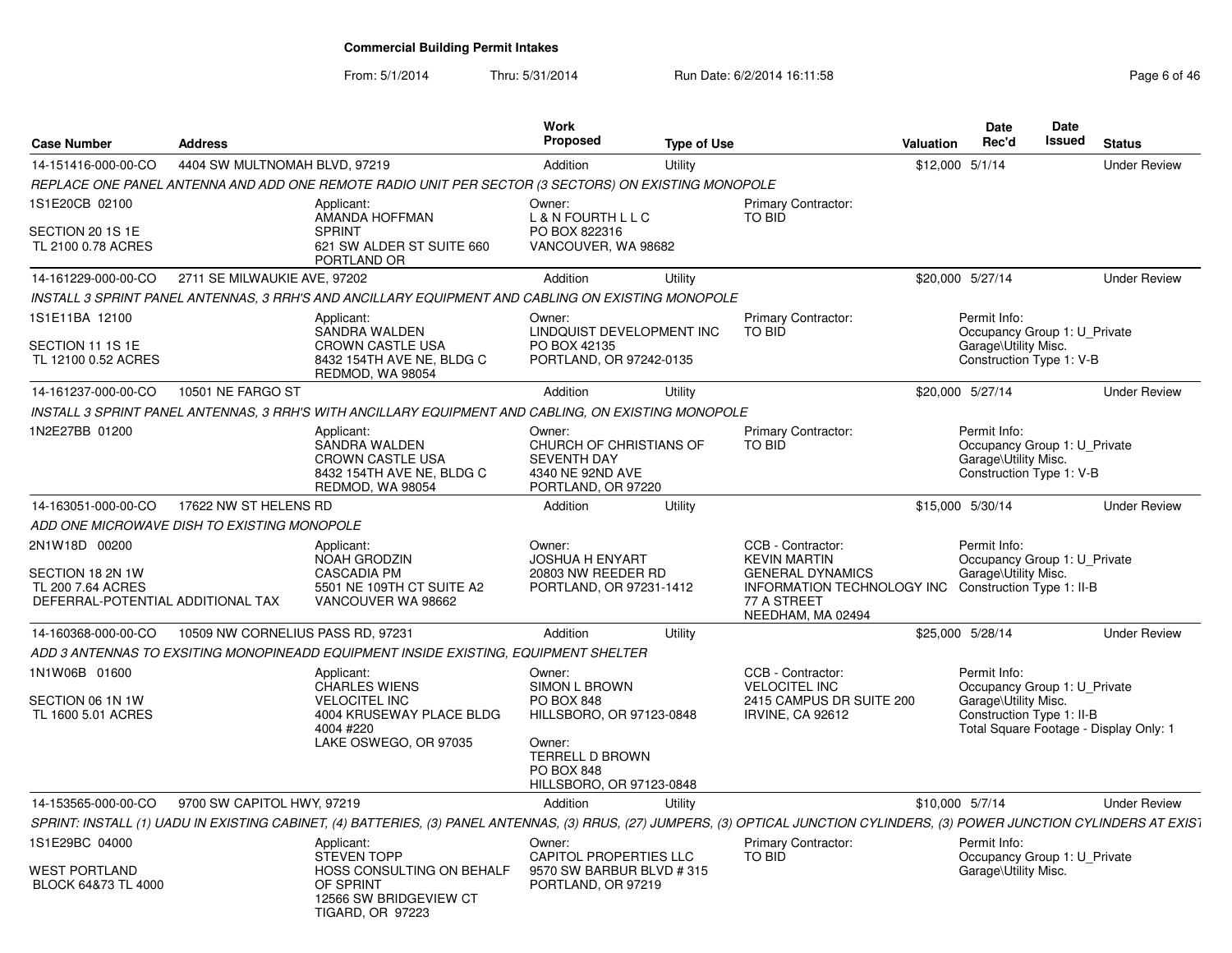# Commercial Building Permit Intakes

From: 5/1/2014 Thru: 5/31/2014 Run Date: 6/2/2014 16:11:58

| Case Number | Address | Work Proposed | Type of Use | Valuation | Date Rec'd | Date Issued | Status |
|---|---|---|---|---|---|---|---|
| 14-151416-000-00-CO | 4404 SW MULTNOMAH BLVD, 97219 | Addition | Utility | $12,000 | 5/1/14 | | Under Review |

REPLACE ONE PANEL ANTENNA AND ADD ONE REMOTE RADIO UNIT PER SECTOR (3 SECTORS) ON EXISTING MONOPOLE

1S1E20CB 02100
SECTION 20 1S 1E
TL 2100 0.78 ACRES

Applicant: AMANDA HOFFMAN, SPRINT, 621 SW ALDER ST SUITE 660, PORTLAND OR

Owner: L & N FOURTH L L C, PO BOX 822316, VANCOUVER, WA 98682

Primary Contractor: TO BID

---

| Case Number | Address | Work Proposed | Type of Use | Valuation | Date Rec'd | Date Issued | Status |
|---|---|---|---|---|---|---|---|
| 14-161229-000-00-CO | 2711 SE MILWAUKIE AVE, 97202 | Addition | Utility | $20,000 | 5/27/14 | | Under Review |

INSTALL 3 SPRINT PANEL ANTENNAS, 3 RRH'S AND ANCILLARY EQUIPMENT AND CABLING ON EXISTING MONOPOLE

1S1E11BA 12100
SECTION 11 1S 1E
TL 12100 0.52 ACRES

Applicant: SANDRA WALDEN, CROWN CASTLE USA, 8432 154TH AVE NE, BLDG C, REDMOD, WA 98054

Owner: LINDQUIST DEVELOPMENT INC, PO BOX 42135, PORTLAND, OR 97242-0135

Primary Contractor: TO BID

Permit Info: Occupancy Group 1: U_Private Garage\Utility Misc. Construction Type 1: V-B

---

| Case Number | Address | Work Proposed | Type of Use | Valuation | Date Rec'd | Date Issued | Status |
|---|---|---|---|---|---|---|---|
| 14-161237-000-00-CO | 10501 NE FARGO ST | Addition | Utility | $20,000 | 5/27/14 | | Under Review |

INSTALL 3 SPRINT PANEL ANTENNAS, 3 RRH'S WITH ANCILLARY EQUIPMENT AND CABLING, ON EXISTING MONOPOLE

1N2E27BB 01200

Applicant: SANDRA WALDEN, CROWN CASTLE USA, 8432 154TH AVE NE, BLDG C, REDMOD, WA 98054

Owner: CHURCH OF CHRISTIANS OF SEVENTH DAY, 4340 NE 92ND AVE, PORTLAND, OR 97220

Primary Contractor: TO BID

Permit Info: Occupancy Group 1: U_Private Garage\Utility Misc. Construction Type 1: V-B

---

| Case Number | Address | Work Proposed | Type of Use | Valuation | Date Rec'd | Date Issued | Status |
|---|---|---|---|---|---|---|---|
| 14-163051-000-00-CO | 17622 NW ST HELENS RD | Addition | Utility | $15,000 | 5/30/14 | | Under Review |

ADD ONE MICROWAVE DISH TO EXISTING MONOPOLE

2N1W18D 00200
SECTION 18 2N 1W
TL 200 7.64 ACRES
DEFERRAL-POTENTIAL ADDITIONAL TAX

Applicant: NOAH GRODZIN, CASCADIA PM, 5501 NE 109TH CT SUITE A2, VANCOUVER WA 98662

Owner: JOSHUA H ENYART, 20803 NW REEDER RD, PORTLAND, OR 97231-1412

CCB - Contractor: KEVIN MARTIN, GENERAL DYNAMICS INFORMATION TECHNOLOGY INC, 77 A STREET, NEEDHAM, MA 02494

Permit Info: Occupancy Group 1: U_Private Garage\Utility Misc. Construction Type 1: II-B

---

| Case Number | Address | Work Proposed | Type of Use | Valuation | Date Rec'd | Date Issued | Status |
|---|---|---|---|---|---|---|---|
| 14-160368-000-00-CO | 10509 NW CORNELIUS PASS RD, 97231 | Addition | Utility | $25,000 | 5/28/14 | | Under Review |

ADD 3 ANTENNAS TO EXSITING MONOPINEADD EQUIPMENT INSIDE EXISTING, EQUIPMENT SHELTER

1N1W06B 01600
SECTION 06 1N 1W
TL 1600 5.01 ACRES

Applicant: CHARLES WIENS, VELOCITEL INC, 4004 KRUSEWAY PLACE BLDG 4004 #220, LAKE OSWEGO, OR 97035

Owner: SIMON L BROWN, PO BOX 848, HILLSBORO, OR 97123-0848

Owner: TERRELL D BROWN, PO BOX 848, HILLSBORO, OR 97123-0848

CCB - Contractor: VELOCITEL INC, 2415 CAMPUS DR SUITE 200, IRVINE, CA 92612

Permit Info: Occupancy Group 1: U_Private Garage\Utility Misc. Construction Type 1: II-B Total Square Footage - Display Only: 1

---

| Case Number | Address | Work Proposed | Type of Use | Valuation | Date Rec'd | Date Issued | Status |
|---|---|---|---|---|---|---|---|
| 14-153565-000-00-CO | 9700 SW CAPITOL HWY, 97219 | Addition | Utility | $10,000 | 5/7/14 | | Under Review |

SPRINT: INSTALL (1) UADU IN EXISTING CABINET, (4) BATTERIES, (3) PANEL ANTENNAS, (3) RRUS, (27) JUMPERS, (3) OPTICAL JUNCTION CYLINDERS, (3) POWER JUNCTION CYLINDERS AT EXIST

1S1E29BC 04000
WEST PORTLAND
BLOCK 64&73 TL 4000

Applicant: STEVEN TOPP, HOSS CONSULTING ON BEHALF OF SPRINT, 12566 SW BRIDGEVIEW CT, TIGARD, OR 97223

Owner: CAPITOL PROPERTIES LLC, 9570 SW BARBUR BLVD # 315, PORTLAND, OR 97219

Primary Contractor: TO BID

Permit Info: Occupancy Group 1: U_Private Garage\Utility Misc.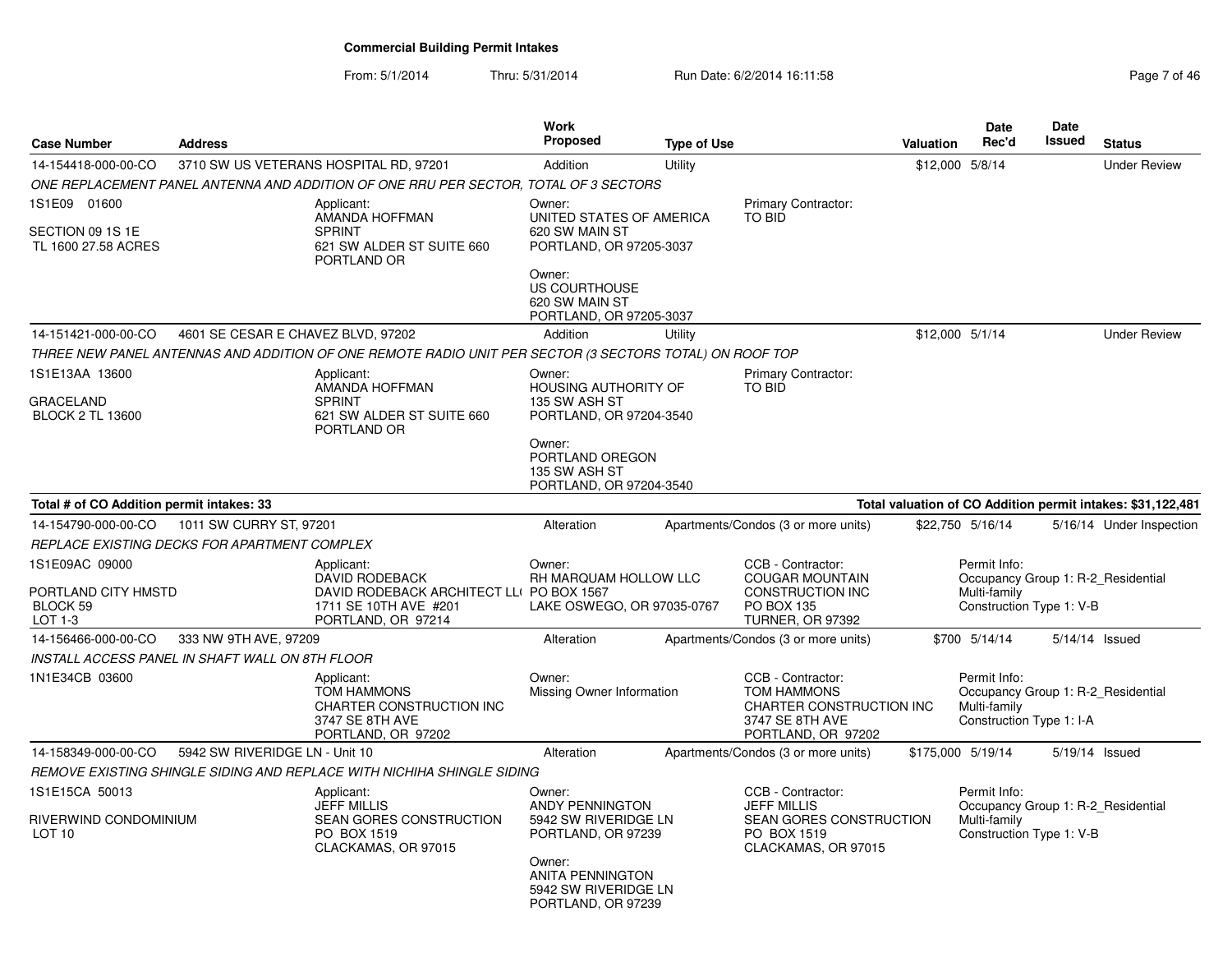**Commercial Building Permit Intakes**

From: 5/1/2014 Thru: 5/31/2014 Run Date: 6/2/2014 16:11:58

| Case Number | Address | Work Proposed | Type of Use | Valuation | Date Rec'd | Date Issued | Status |
|---|---|---|---|---|---|---|---|
| 14-154418-000-00-CO | 3710 SW US VETERANS HOSPITAL RD, 97201 | Addition | Utility | $12,000 | 5/8/14 | | Under Review |

*ONE REPLACEMENT PANEL ANTENNA AND ADDITION OF ONE RRU PER SECTOR, TOTAL OF 3 SECTORS*

1S1E09 01600

SECTION 09 1S 1E
TL 1600 27.58 ACRES

Applicant:
AMANDA HOFFMAN
SPRINT
621 SW ALDER ST SUITE 660
PORTLAND OR

Owner:
UNITED STATES OF AMERICA
620 SW MAIN ST
PORTLAND, OR 97205-3037

Owner:
US COURTHOUSE
620 SW MAIN ST
PORTLAND, OR 97205-3037

Primary Contractor:
TO BID

| Case Number | Address | Work Proposed | Type of Use | Valuation | Date Rec'd | Date Issued | Status |
|---|---|---|---|---|---|---|---|
| 14-151421-000-00-CO | 4601 SE CESAR E CHAVEZ BLVD, 97202 | Addition | Utility | $12,000 | 5/1/14 | | Under Review |

*THREE NEW PANEL ANTENNAS AND ADDITION OF ONE REMOTE RADIO UNIT PER SECTOR (3 SECTORS TOTAL) ON ROOF TOP*

1S1E13AA 13600

GRACELAND
BLOCK 2 TL 13600

Applicant:
AMANDA HOFFMAN
SPRINT
621 SW ALDER ST SUITE 660
PORTLAND OR

Owner:
HOUSING AUTHORITY OF
135 SW ASH ST
PORTLAND, OR 97204-3540

Owner:
PORTLAND OREGON
135 SW ASH ST
PORTLAND, OR 97204-3540

Primary Contractor:
TO BID

**Total # of CO Addition permit intakes: 33** — **Total valuation of CO Addition permit intakes: $31,122,481**

| Case Number | Address | Work Proposed | Type of Use | Valuation | Date Rec'd | Date Issued | Status |
|---|---|---|---|---|---|---|---|
| 14-154790-000-00-CO | 1011 SW CURRY ST, 97201 | Alteration | Apartments/Condos (3 or more units) | $22,750 | 5/16/14 | 5/16/14 | Under Inspection |

*REPLACE EXISTING DECKS FOR APARTMENT COMPLEX*

1S1E09AC 09000

PORTLAND CITY HMSTD
BLOCK 59
LOT 1-3

Applicant:
DAVID RODEBACK
DAVID RODEBACK ARCHITECT LL(
1711 SE 10TH AVE #201
PORTLAND, OR 97214

Owner:
RH MARQUAM HOLLOW LLC
PO BOX 1567
LAKE OSWEGO, OR 97035-0767

CCB - Contractor:
COUGAR MOUNTAIN
CONSTRUCTION INC
PO BOX 135
TURNER, OR 97392

Permit Info:
Occupancy Group 1: R-2_Residential Multi-family
Construction Type 1: V-B

| Case Number | Address | Work Proposed | Type of Use | Valuation | Date Rec'd | Date Issued | Status |
|---|---|---|---|---|---|---|---|
| 14-156466-000-00-CO | 333 NW 9TH AVE, 97209 | Alteration | Apartments/Condos (3 or more units) | $700 | 5/14/14 | 5/14/14 | Issued |

*INSTALL ACCESS PANEL IN SHAFT WALL ON 8TH FLOOR*

1N1E34CB 03600

Applicant:
TOM HAMMONS
CHARTER CONSTRUCTION INC
3747 SE 8TH AVE
PORTLAND, OR 97202

Owner:
Missing Owner Information

CCB - Contractor:
TOM HAMMONS
CHARTER CONSTRUCTION INC
3747 SE 8TH AVE
PORTLAND, OR 97202

Permit Info:
Occupancy Group 1: R-2_Residential Multi-family
Construction Type 1: I-A

| Case Number | Address | Work Proposed | Type of Use | Valuation | Date Rec'd | Date Issued | Status |
|---|---|---|---|---|---|---|---|
| 14-158349-000-00-CO | 5942 SW RIVERIDGE LN - Unit 10 | Alteration | Apartments/Condos (3 or more units) | $175,000 | 5/19/14 | 5/19/14 | Issued |

*REMOVE EXISTING SHINGLE SIDING AND REPLACE WITH NICHIHA SHINGLE SIDING*

1S1E15CA 50013

RIVERWIND CONDOMINIUM
LOT 10

Applicant:
JEFF MILLIS
SEAN GORES CONSTRUCTION
PO BOX 1519
CLACKAMAS, OR 97015

Owner:
ANDY PENNINGTON
5942 SW RIVERIDGE LN
PORTLAND, OR 97239

Owner:
ANITA PENNINGTON
5942 SW RIVERIDGE LN
PORTLAND, OR 97239

CCB - Contractor:
JEFF MILLIS
SEAN GORES CONSTRUCTION
PO BOX 1519
CLACKAMAS, OR 97015

Permit Info:
Occupancy Group 1: R-2_Residential Multi-family
Construction Type 1: V-B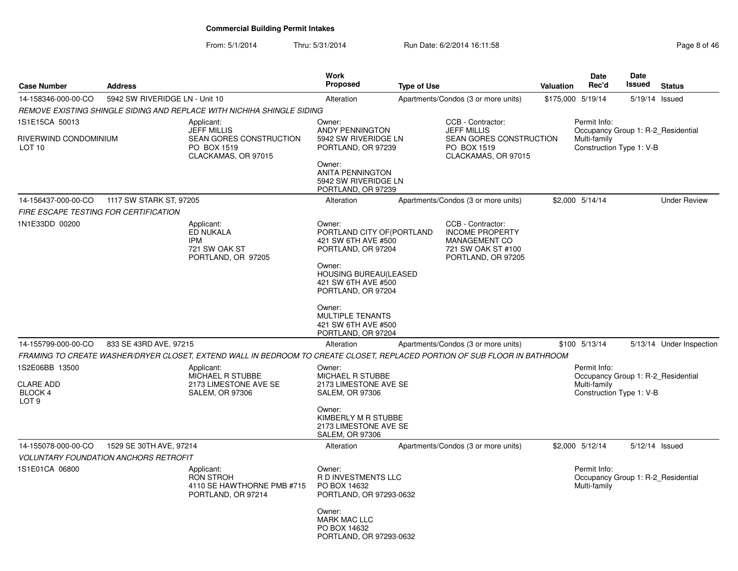# Commercial Building Permit Intakes

From: 5/1/2014 Thru: 5/31/2014 Run Date: 6/2/2014 16:11:58

| Case Number | Address | Work Proposed | Type of Use | Valuation | Date Rec'd | Date Issued | Status |
|---|---|---|---|---|---|---|---|
| 14-158346-000-00-CO | 5942 SW RIVERIDGE LN - Unit 10 | Alteration | Apartments/Condos (3 or more units) | $175,000 | 5/19/14 | 5/19/14 | Issued |

*REMOVE EXISTING SHINGLE SIDING AND REPLACE WITH NICHIHA SHINGLE SIDING*

1S1E15CA 50013

RIVERWIND CONDOMINIUM
LOT 10

Applicant:
JEFF MILLIS
SEAN GORES CONSTRUCTION
PO BOX 1519
CLACKAMAS, OR 97015

Owner:
ANDY PENNINGTON
5942 SW RIVERIDGE LN
PORTLAND, OR 97239

Owner:
ANITA PENNINGTON
5942 SW RIVERIDGE LN
PORTLAND, OR 97239

CCB - Contractor:
JEFF MILLIS
SEAN GORES CONSTRUCTION
PO BOX 1519
CLACKAMAS, OR 97015

Permit Info:
Occupancy Group 1: R-2_Residential Multi-family
Construction Type 1: V-B

| Case Number | Address | Work Proposed | Type of Use | Valuation | Date Rec'd | Date Issued | Status |
|---|---|---|---|---|---|---|---|
| 14-156437-000-00-CO | 1117 SW STARK ST, 97205 | Alteration | Apartments/Condos (3 or more units) | $2,000 | 5/14/14 | | Under Review |

*FIRE ESCAPE TESTING FOR CERTIFICATION*

1N1E33DD 00200

Applicant:
ED NUKALA
IPM
721 SW OAK ST
PORTLAND, OR 97205

Owner:
PORTLAND CITY OF(PORTLAND
421 SW 6TH AVE #500
PORTLAND, OR 97204

Owner:
HOUSING BUREAU(LEASED
421 SW 6TH AVE #500
PORTLAND, OR 97204

Owner:
MULTIPLE TENANTS
421 SW 6TH AVE #500
PORTLAND, OR 97204

CCB - Contractor:
INCOME PROPERTY MANAGEMENT CO
721 SW OAK ST #100
PORTLAND, OR 97205

| Case Number | Address | Work Proposed | Type of Use | Valuation | Date Rec'd | Date Issued | Status |
|---|---|---|---|---|---|---|---|
| 14-155799-000-00-CO | 833 SE 43RD AVE, 97215 | Alteration | Apartments/Condos (3 or more units) | $100 | 5/13/14 | 5/13/14 | Under Inspection |

*FRAMING TO CREATE WASHER/DRYER CLOSET, EXTEND WALL IN BEDROOM TO CREATE CLOSET, REPLACED PORTION OF SUB FLOOR IN BATHROOM*

1S2E06BB 13500

CLARE ADD
BLOCK 4
LOT 9

Applicant:
MICHAEL R STUBBE
2173 LIMESTONE AVE SE
SALEM, OR 97306

Owner:
MICHAEL R STUBBE
2173 LIMESTONE AVE SE
SALEM, OR 97306

Owner:
KIMBERLY M R STUBBE
2173 LIMESTONE AVE SE
SALEM, OR 97306

Permit Info:
Occupancy Group 1: R-2_Residential Multi-family
Construction Type 1: V-B

| Case Number | Address | Work Proposed | Type of Use | Valuation | Date Rec'd | Date Issued | Status |
|---|---|---|---|---|---|---|---|
| 14-155078-000-00-CO | 1529 SE 30TH AVE, 97214 | Alteration | Apartments/Condos (3 or more units) | $2,000 | 5/12/14 | 5/12/14 | Issued |

*VOLUNTARY FOUNDATION ANCHORS RETROFIT*

1S1E01CA 06800

Applicant:
RON STROH
4110 SE HAWTHORNE PMB #715
PORTLAND, OR 97214

Owner:
R D INVESTMENTS LLC
PO BOX 14632
PORTLAND, OR 97293-0632

Owner:
MARK MAC LLC
PO BOX 14632
PORTLAND, OR 97293-0632

Permit Info:
Occupancy Group 1: R-2_Residential Multi-family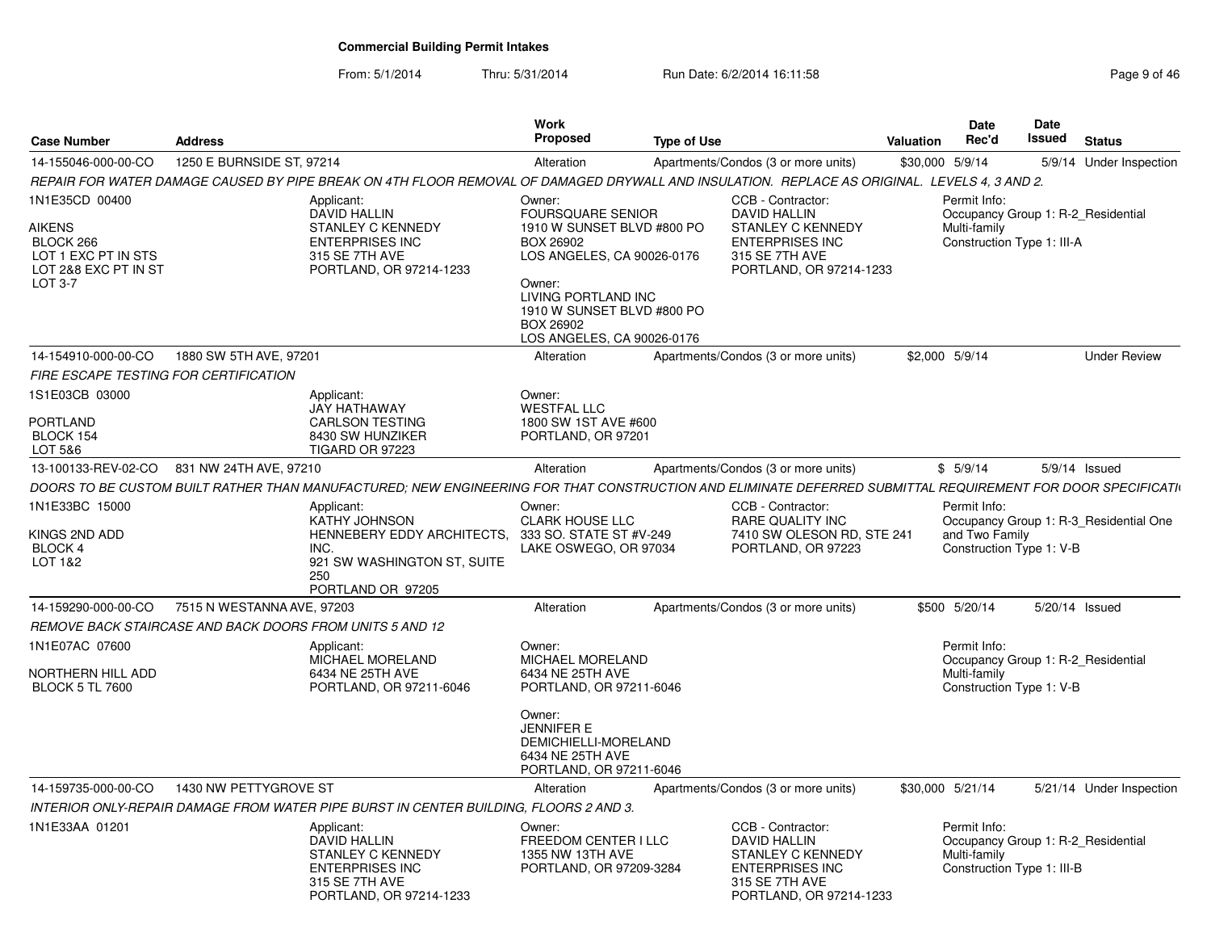# Commercial Building Permit Intakes

From: 5/1/2014 Thru: 5/31/2014 Run Date: 6/2/2014 16:11:58

| Case Number | Address | Work Proposed | Type of Use | Valuation | Date Rec'd | Date Issued | Status |
|---|---|---|---|---|---|---|---|
| 14-155046-000-00-CO | 1250 E BURNSIDE ST, 97214 | Alteration | Apartments/Condos (3 or more units) | $30,000 | 5/9/14 | 5/9/14 | Under Inspection |

*REPAIR FOR WATER DAMAGE CAUSED BY PIPE BREAK ON 4TH FLOOR REMOVAL OF DAMAGED DRYWALL AND INSULATION. REPLACE AS ORIGINAL. LEVELS 4, 3 AND 2.*

1N1E35CD 00400
AIKENS
BLOCK 266
LOT 1 EXC PT IN STS
LOT 2&8 EXC PT IN ST
LOT 3-7

Applicant:
DAVID HALLIN
STANLEY C KENNEDY ENTERPRISES INC
315 SE 7TH AVE
PORTLAND, OR 97214-1233

Owner:
FOURSQUARE SENIOR
1910 W SUNSET BLVD #800 PO BOX 26902
LOS ANGELES, CA 90026-0176

Owner:
LIVING PORTLAND INC
1910 W SUNSET BLVD #800 PO BOX 26902
LOS ANGELES, CA 90026-0176

CCB - Contractor:
DAVID HALLIN
STANLEY C KENNEDY ENTERPRISES INC
315 SE 7TH AVE
PORTLAND, OR 97214-1233

Permit Info:
Occupancy Group 1: R-2_Residential Multi-family
Construction Type 1: III-A

| Case Number | Address | Work Proposed | Type of Use | Valuation | Date Rec'd | Date Issued | Status |
|---|---|---|---|---|---|---|---|
| 14-154910-000-00-CO | 1880 SW 5TH AVE, 97201 | Alteration | Apartments/Condos (3 or more units) | $2,000 | 5/9/14 | | Under Review |

*FIRE ESCAPE TESTING FOR CERTIFICATION*

1S1E03CB 03000
PORTLAND
BLOCK 154
LOT 5&6

Applicant:
JAY HATHAWAY
CARLSON TESTING
8430 SW HUNZIKER
TIGARD OR 97223

Owner:
WESTFAL LLC
1800 SW 1ST AVE #600
PORTLAND, OR 97201

| Case Number | Address | Work Proposed | Type of Use | Valuation | Date Rec'd | Date Issued | Status |
|---|---|---|---|---|---|---|---|
| 13-100133-REV-02-CO | 831 NW 24TH AVE, 97210 | Alteration | Apartments/Condos (3 or more units) | $ | 5/9/14 | 5/9/14 | Issued |

*DOORS TO BE CUSTOM BUILT RATHER THAN MANUFACTURED; NEW ENGINEERING FOR THAT CONSTRUCTION AND ELIMINATE DEFERRED SUBMITTAL REQUIREMENT FOR DOOR SPECIFICATI*

1N1E33BC 15000
KINGS 2ND ADD
BLOCK 4
LOT 1&2

Applicant:
KATHY JOHNSON
HENNEBERY EDDY ARCHITECTS, INC.
921 SW WASHINGTON ST, SUITE 250
PORTLAND OR 97205

Owner:
CLARK HOUSE LLC
333 SO. STATE ST #V-249
LAKE OSWEGO, OR 97034

CCB - Contractor:
RARE QUALITY INC
7410 SW OLESON RD, STE 241
PORTLAND, OR 97223

Permit Info:
Occupancy Group 1: R-3_Residential One and Two Family
Construction Type 1: V-B

| Case Number | Address | Work Proposed | Type of Use | Valuation | Date Rec'd | Date Issued | Status |
|---|---|---|---|---|---|---|---|
| 14-159290-000-00-CO | 7515 N WESTANNA AVE, 97203 | Alteration | Apartments/Condos (3 or more units) | $500 | 5/20/14 | 5/20/14 | Issued |

*REMOVE BACK STAIRCASE AND BACK DOORS FROM UNITS 5 AND 12*

1N1E07AC 07600
NORTHERN HILL ADD
BLOCK 5 TL 7600

Applicant:
MICHAEL MORELAND
6434 NE 25TH AVE
PORTLAND, OR 97211-6046

Owner:
MICHAEL MORELAND
6434 NE 25TH AVE
PORTLAND, OR 97211-6046

Owner:
JENNIFER E DEMICHIELLI-MORELAND
6434 NE 25TH AVE
PORTLAND, OR 97211-6046

Permit Info:
Occupancy Group 1: R-2_Residential Multi-family
Construction Type 1: V-B

| Case Number | Address | Work Proposed | Type of Use | Valuation | Date Rec'd | Date Issued | Status |
|---|---|---|---|---|---|---|---|
| 14-159735-000-00-CO | 1430 NW PETTYGROVE ST | Alteration | Apartments/Condos (3 or more units) | $30,000 | 5/21/14 | 5/21/14 | Under Inspection |

*INTERIOR ONLY-REPAIR DAMAGE FROM WATER PIPE BURST IN CENTER BUILDING, FLOORS 2 AND 3.*

1N1E33AA 01201

Applicant:
DAVID HALLIN
STANLEY C KENNEDY ENTERPRISES INC
315 SE 7TH AVE
PORTLAND, OR 97214-1233

Owner:
FREEDOM CENTER I LLC
1355 NW 13TH AVE
PORTLAND, OR 97209-3284

CCB - Contractor:
DAVID HALLIN
STANLEY C KENNEDY ENTERPRISES INC
315 SE 7TH AVE
PORTLAND, OR 97214-1233

Permit Info:
Occupancy Group 1: R-2_Residential Multi-family
Construction Type 1: III-B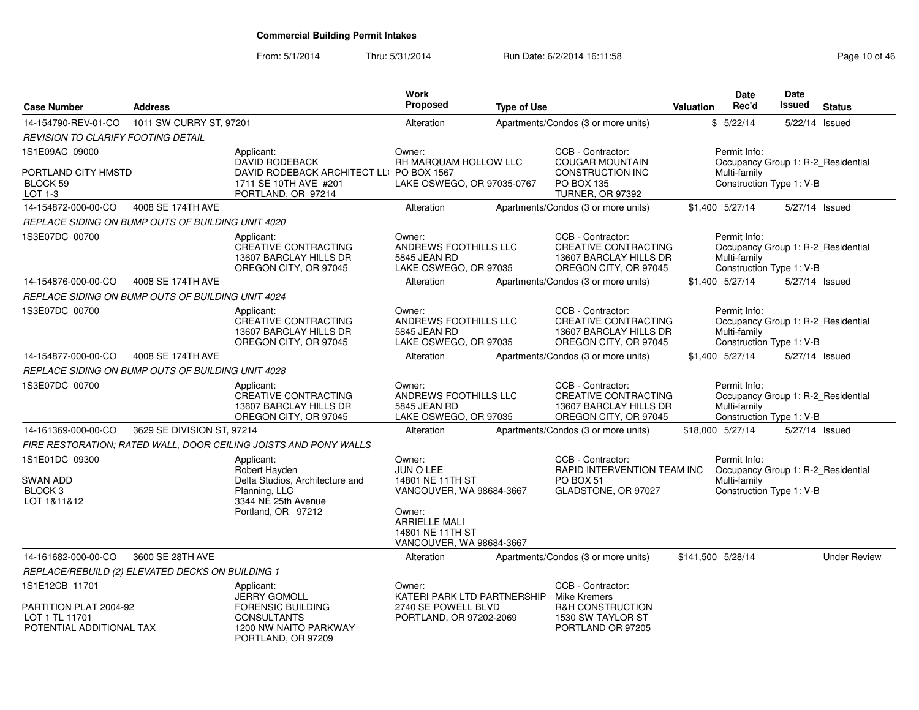# Commercial Building Permit Intakes

From: 5/1/2014 Thru: 5/31/2014 Run Date: 6/2/2014 16:11:58

| Case Number | Address | Work Proposed | Type of Use | Valuation | Date Rec'd | Date Issued | Status |
|---|---|---|---|---|---|---|---|
| 14-154790-REV-01-CO | 1011 SW CURRY ST, 97201 | Alteration | Apartments/Condos (3 or more units) | $ | 5/22/14 | 5/22/14 | Issued |

*REVISION TO CLARIFY FOOTING DETAIL*

1S1E09AC 09000

PORTLAND CITY HMSTD
BLOCK 59
LOT 1-3

Applicant: DAVID RODEBACK, DAVID RODEBACK ARCHITECT LLC, 1711 SE 10TH AVE #201, PORTLAND, OR 97214

Owner: RH MARQUAM HOLLOW LLC, PO BOX 1567, LAKE OSWEGO, OR 97035-0767

CCB - Contractor: COUGAR MOUNTAIN CONSTRUCTION INC, PO BOX 135, TURNER, OR 97392

Permit Info: Occupancy Group 1: R-2_Residential Multi-family; Construction Type 1: V-B

| Case Number | Address | Work Proposed | Type of Use | Valuation | Date Rec'd | Date Issued | Status |
|---|---|---|---|---|---|---|---|
| 14-154872-000-00-CO | 4008 SE 174TH AVE | Alteration | Apartments/Condos (3 or more units) | $1,400 | 5/27/14 | 5/27/14 | Issued |

*REPLACE SIDING ON BUMP OUTS OF BUILDING UNIT 4020*

1S3E07DC 00700

Applicant: CREATIVE CONTRACTING, 13607 BARCLAY HILLS DR, OREGON CITY, OR 97045

Owner: ANDREWS FOOTHILLS LLC, 5845 JEAN RD, LAKE OSWEGO, OR 97035

CCB - Contractor: CREATIVE CONTRACTING, 13607 BARCLAY HILLS DR, OREGON CITY, OR 97045

Permit Info: Occupancy Group 1: R-2_Residential Multi-family; Construction Type 1: V-B

| Case Number | Address | Work Proposed | Type of Use | Valuation | Date Rec'd | Date Issued | Status |
|---|---|---|---|---|---|---|---|
| 14-154876-000-00-CO | 4008 SE 174TH AVE | Alteration | Apartments/Condos (3 or more units) | $1,400 | 5/27/14 | 5/27/14 | Issued |

*REPLACE SIDING ON BUMP OUTS OF BUILDING UNIT 4024*

1S3E07DC 00700

Applicant: CREATIVE CONTRACTING, 13607 BARCLAY HILLS DR, OREGON CITY, OR 97045

Owner: ANDREWS FOOTHILLS LLC, 5845 JEAN RD, LAKE OSWEGO, OR 97035

CCB - Contractor: CREATIVE CONTRACTING, 13607 BARCLAY HILLS DR, OREGON CITY, OR 97045

Permit Info: Occupancy Group 1: R-2_Residential Multi-family; Construction Type 1: V-B

| Case Number | Address | Work Proposed | Type of Use | Valuation | Date Rec'd | Date Issued | Status |
|---|---|---|---|---|---|---|---|
| 14-154877-000-00-CO | 4008 SE 174TH AVE | Alteration | Apartments/Condos (3 or more units) | $1,400 | 5/27/14 | 5/27/14 | Issued |

*REPLACE SIDING ON BUMP OUTS OF BUILDING UNIT 4028*

1S3E07DC 00700

Applicant: CREATIVE CONTRACTING, 13607 BARCLAY HILLS DR, OREGON CITY, OR 97045

Owner: ANDREWS FOOTHILLS LLC, 5845 JEAN RD, LAKE OSWEGO, OR 97035

CCB - Contractor: CREATIVE CONTRACTING, 13607 BARCLAY HILLS DR, OREGON CITY, OR 97045

Permit Info: Occupancy Group 1: R-2_Residential Multi-family; Construction Type 1: V-B

| Case Number | Address | Work Proposed | Type of Use | Valuation | Date Rec'd | Date Issued | Status |
|---|---|---|---|---|---|---|---|
| 14-161369-000-00-CO | 3629 SE DIVISION ST, 97214 | Alteration | Apartments/Condos (3 or more units) | $18,000 | 5/27/14 | 5/27/14 | Issued |

*FIRE RESTORATION; RATED WALL, DOOR CEILING JOISTS AND PONY WALLS*

1S1E01DC 09300

SWAN ADD
BLOCK 3
LOT 1&11&12

Applicant: Robert Hayden, Delta Studios, Architecture and Planning, LLC, 3344 NE 25th Avenue, Portland, OR 97212

Owner: JUN O LEE, 14801 NE 11TH ST, VANCOUVER, WA 98684-3667

Owner: ARRIELLE MALI, 14801 NE 11TH ST, VANCOUVER, WA 98684-3667

CCB - Contractor: RAPID INTERVENTION TEAM INC, PO BOX 51, GLADSTONE, OR 97027

Permit Info: Occupancy Group 1: R-2_Residential Multi-family; Construction Type 1: V-B

| Case Number | Address | Work Proposed | Type of Use | Valuation | Date Rec'd | Date Issued | Status |
|---|---|---|---|---|---|---|---|
| 14-161682-000-00-CO | 3600 SE 28TH AVE | Alteration | Apartments/Condos (3 or more units) | $141,500 | 5/28/14 | | Under Review |

*REPLACE/REBUILD (2) ELEVATED DECKS ON BUILDING 1*

1S1E12CB 11701

PARTITION PLAT 2004-92
LOT 1 TL 11701
POTENTIAL ADDITIONAL TAX

Applicant: JERRY GOMOLL, FORENSIC BUILDING CONSULTANTS, 1200 NW NAITO PARKWAY, PORTLAND, OR 97209

Owner: KATERI PARK LTD PARTNERSHIP, 2740 SE POWELL BLVD, PORTLAND, OR 97202-2069

CCB - Contractor: Mike Kremers, R&H CONSTRUCTION, 1530 SW TAYLOR ST, PORTLAND OR 97205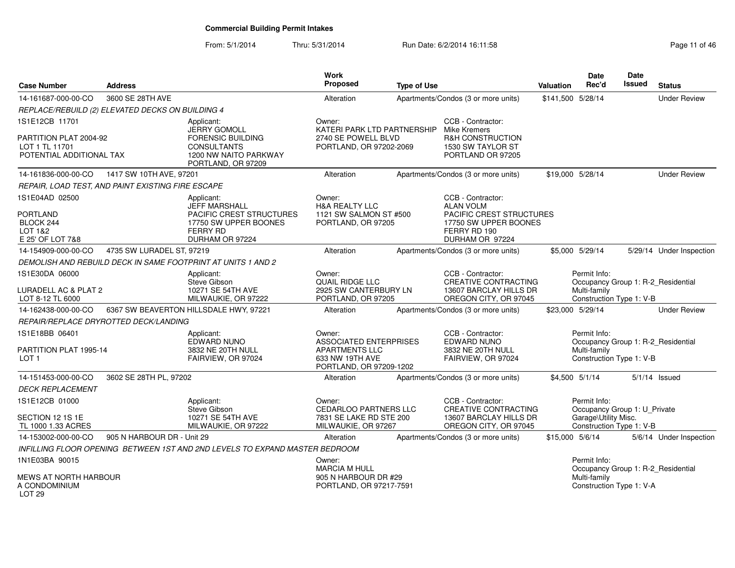# Commercial Building Permit Intakes

From: 5/1/2014 Thru: 5/31/2014 Run Date: 6/2/2014 16:11:58

| Case Number | Address | Work Proposed | Type of Use | Valuation | Date Rec'd | Date Issued | Status |
|---|---|---|---|---|---|---|---|
| 14-161687-000-00-CO | 3600 SE 28TH AVE | Alteration | Apartments/Condos (3 or more units) | $141,500 | 5/28/14 | | Under Review |
| 14-161836-000-00-CO | 1417 SW 10TH AVE, 97201 | Alteration | Apartments/Condos (3 or more units) | $19,000 | 5/28/14 | | Under Review |
| 14-154909-000-00-CO | 4735 SW LURADEL ST, 97219 | Alteration | Apartments/Condos (3 or more units) | $5,000 | 5/29/14 | 5/29/14 | Under Inspection |
| 14-162438-000-00-CO | 6367 SW BEAVERTON HILLSDALE HWY, 97221 | Alteration | Apartments/Condos (3 or more units) | $23,000 | 5/29/14 | | Under Review |
| 14-151453-000-00-CO | 3602 SE 28TH PL, 97202 | Alteration | Apartments/Condos (3 or more units) | $4,500 | 5/1/14 | 5/1/14 | Issued |
| 14-153002-000-00-CO | 905 N HARBOUR DR - Unit 29 | Alteration | Apartments/Condos (3 or more units) | $15,000 | 5/6/14 | 5/6/14 | Under Inspection |

**14-161687-000-00-CO** — REPLACE/REBUILD (2) ELEVATED DECKS ON BUILDING 4

1S1E12CB 11701
PARTITION PLAT 2004-92
LOT 1 TL 11701
POTENTIAL ADDITIONAL TAX

Applicant: JERRY GOMOLL, FORENSIC BUILDING CONSULTANTS, 1200 NW NAITO PARKWAY, PORTLAND, OR 97209

Owner: KATERI PARK LTD PARTNERSHIP, 2740 SE POWELL BLVD, PORTLAND, OR 97202-2069

CCB - Contractor: Mike Kremers, R&H CONSTRUCTION, 1530 SW TAYLOR ST, PORTLAND OR 97205

**14-161836-000-00-CO** — REPAIR, LOAD TEST, AND PAINT EXISTING FIRE ESCAPE

1S1E04AD 02500
PORTLAND
BLOCK 244
LOT 1&2
E 25' OF LOT 7&8

Applicant: JEFF MARSHALL, PACIFIC CREST STRUCTURES, 17750 SW UPPER BOONES FERRY RD, DURHAM OR 97224

Owner: H&A REALTY LLC, 1121 SW SALMON ST #500, PORTLAND, OR 97205

CCB - Contractor: ALAN VOLM, PACIFIC CREST STRUCTURES, 17750 SW UPPER BOONES FERRY RD 190, DURHAM OR 97224

**14-154909-000-00-CO** — DEMOLISH AND REBUILD DECK IN SAME FOOTPRINT AT UNITS 1 AND 2

1S1E30DA 06000
LURADELL AC & PLAT 2
LOT 8-12 TL 6000

Applicant: Steve Gibson, 10271 SE 54TH AVE, MILWAUKIE, OR 97222

Owner: QUAIL RIDGE LLC, 2925 SW CANTERBURY LN, PORTLAND, OR 97205

CCB - Contractor: CREATIVE CONTRACTING, 13607 BARCLAY HILLS DR, OREGON CITY, OR 97045

Permit Info: Occupancy Group 1: R-2_Residential Multi-family; Construction Type 1: V-B

**14-162438-000-00-CO** — REPAIR/REPLACE DRYROTTED DECK/LANDING

1S1E18BB 06401
PARTITION PLAT 1995-14
LOT 1

Applicant: EDWARD NUNO, 3832 NE 20TH NULL, FAIRVIEW, OR 97024

Owner: ASSOCIATED ENTERPRISES APARTMENTS LLC, 633 NW 19TH AVE, PORTLAND, OR 97209-1202

CCB - Contractor: EDWARD NUNO, 3832 NE 20TH NULL, FAIRVIEW, OR 97024

Permit Info: Occupancy Group 1: R-2_Residential Multi-family; Construction Type 1: V-B

**14-151453-000-00-CO** — DECK REPLACEMENT

1S1E12CB 01000
SECTION 12 1S 1E
TL 1000 1.33 ACRES

Applicant: Steve Gibson, 10271 SE 54TH AVE, MILWAUKIE, OR 97222

Owner: CEDARLOO PARTNERS LLC, 7831 SE LAKE RD STE 200, MILWAUKIE, OR 97267

CCB - Contractor: CREATIVE CONTRACTING, 13607 BARCLAY HILLS DR, OREGON CITY, OR 97045

Permit Info: Occupancy Group 1: U_Private Garage\Utility Misc.; Construction Type 1: V-B

**14-153002-000-00-CO** — INFILLING FLOOR OPENING BETWEEN 1ST AND 2ND LEVELS TO EXPAND MASTER BEDROOM

1N1E03BA 90015
MEWS AT NORTH HARBOUR A CONDOMINIUM
LOT 29

Owner: MARCIA M HULL, 905 N HARBOUR DR #29, PORTLAND, OR 97217-7591

Permit Info: Occupancy Group 1: R-2_Residential Multi-family; Construction Type 1: V-A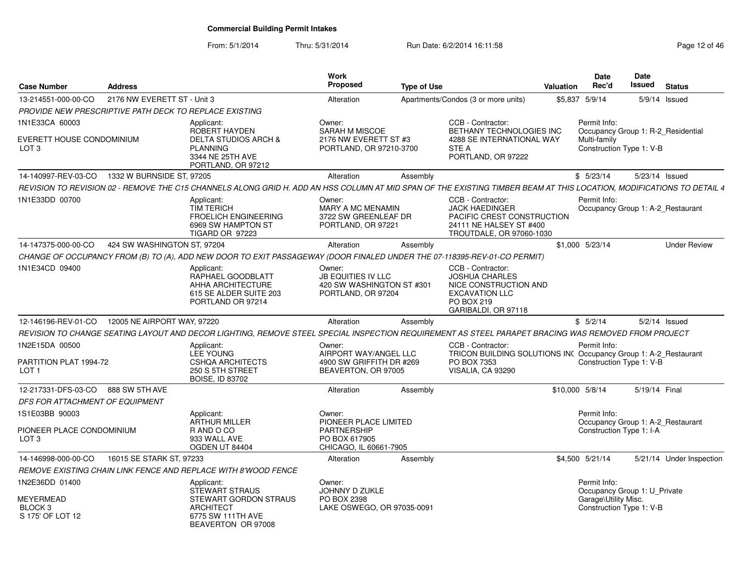# Commercial Building Permit Intakes

From: 5/1/2014 Thru: 5/31/2014 Run Date: 6/2/2014 16:11:58

| Case Number | Address | Work Proposed | Type of Use | Valuation | Date Rec'd | Date Issued | Status |
|---|---|---|---|---|---|---|---|
| 13-214551-000-00-CO | 2176 NW EVERETT ST - Unit 3 | Alteration | Apartments/Condos (3 or more units) | $5,837 | 5/9/14 | 5/9/14 | Issued |

*PROVIDE NEW PRESCRIPTIVE PATH DECK TO REPLACE EXISTING*

1N1E33CA 60003

EVERETT HOUSE CONDOMINIUM
LOT 3

Applicant: ROBERT HAYDEN, DELTA STUDIOS ARCH & PLANNING, 3344 NE 25TH AVE, PORTLAND, OR 97212

Owner: SARAH M MISCOE, 2176 NW EVERETT ST #3, PORTLAND, OR 97210-3700

CCB - Contractor: BETHANY TECHNOLOGIES INC, 4288 SE INTERNATIONAL WAY STE A, PORTLAND, OR 97222

Permit Info: Occupancy Group 1: R-2_Residential Multi-family; Construction Type 1: V-B

---

| Case Number | Address | Work Proposed | Type of Use | Valuation | Date Rec'd | Date Issued | Status |
|---|---|---|---|---|---|---|---|
| 14-140997-REV-03-CO | 1332 W BURNSIDE ST, 97205 | Alteration | Assembly | $ | 5/23/14 | 5/23/14 | Issued |

*REVISION TO REVISION 02 - REMOVE THE C15 CHANNELS ALONG GRID H. ADD AN HSS COLUMN AT MID SPAN OF THE EXISTING TIMBER BEAM AT THIS LOCATION, MODIFICATIONS TO DETAIL 4*

1N1E33DD 00700

Applicant: TIM TERICH, FROELICH ENGINEERING, 6969 SW HAMPTON ST, TIGARD OR 97223

Owner: MARY A MC MENAMIN, 3722 SW GREENLEAF DR, PORTLAND, OR 97221

CCB - Contractor: JACK HAEDINGER, PACIFIC CREST CONSTRUCTION, 24111 NE HALSEY ST #400, TROUTDALE, OR 97060-1030

Permit Info: Occupancy Group 1: A-2_Restaurant

---

| Case Number | Address | Work Proposed | Type of Use | Valuation | Date Rec'd | Date Issued | Status |
|---|---|---|---|---|---|---|---|
| 14-147375-000-00-CO | 424 SW WASHINGTON ST, 97204 | Alteration | Assembly | $1,000 | 5/23/14 | | Under Review |

*CHANGE OF OCCUPANCY FROM (B) TO (A), ADD NEW DOOR TO EXIT PASSAGEWAY (DOOR FINALED UNDER THE 07-118395-REV-01-CO PERMIT)*

1N1E34CD 09400

Applicant: RAPHAEL GOODBLATT, AHHA ARCHITECTURE, 615 SE ALDER SUITE 203, PORTLAND OR 97214

Owner: JB EQUITIES IV LLC, 420 SW WASHINGTON ST #301, PORTLAND, OR 97204

CCB - Contractor: JOSHUA CHARLES, NICE CONSTRUCTION AND EXCAVATION LLC, PO BOX 219, GARIBALDI, OR 97118

---

| Case Number | Address | Work Proposed | Type of Use | Valuation | Date Rec'd | Date Issued | Status |
|---|---|---|---|---|---|---|---|
| 12-146196-REV-01-CO | 12005 NE AIRPORT WAY, 97220 | Alteration | Assembly | $ | 5/2/14 | 5/2/14 | Issued |

*REVISION TO CHANGE SEATING LAYOUT AND DECOR LIGHTING, REMOVE STEEL SPECIAL INSPECTION REQUIREMENT AS STEEL PARAPET BRACING WAS REMOVED FROM PROJECT*

1N2E15DA 00500

PARTITION PLAT 1994-72
LOT 1

Applicant: LEE YOUNG, CSHQA ARCHITECTS, 250 S 5TH STREET, BOISE, ID 83702

Owner: AIRPORT WAY/ANGEL LLC, 4900 SW GRIFFITH DR #269, BEAVERTON, OR 97005

CCB - Contractor: TRICON BUILDING SOLUTIONS INC, PO BOX 7353, VISALIA, CA 93290

Permit Info: Occupancy Group 1: A-2_Restaurant; Construction Type 1: V-B

---

| Case Number | Address | Work Proposed | Type of Use | Valuation | Date Rec'd | Date Issued | Status |
|---|---|---|---|---|---|---|---|
| 12-217331-DFS-03-CO | 888 SW 5TH AVE | Alteration | Assembly | $10,000 | 5/8/14 | 5/19/14 | Final |

*DFS FOR ATTACHMENT OF EQUIPMENT*

1S1E03BB 90003

PIONEER PLACE CONDOMINIUM
LOT 3

Applicant: ARTHUR MILLER, R AND O CO, 933 WALL AVE, OGDEN UT 84404

Owner: PIONEER PLACE LIMITED PARTNERSHIP, PO BOX 617905, CHICAGO, IL 60661-7905

Permit Info: Occupancy Group 1: A-2_Restaurant; Construction Type 1: I-A

---

| Case Number | Address | Work Proposed | Type of Use | Valuation | Date Rec'd | Date Issued | Status |
|---|---|---|---|---|---|---|---|
| 14-146998-000-00-CO | 16015 SE STARK ST, 97233 | Alteration | Assembly | $4,500 | 5/21/14 | 5/21/14 | Under Inspection |

*REMOVE EXISTING CHAIN LINK FENCE AND REPLACE WITH 8'WOOD FENCE*

1N2E36DD 01400

MEYERMEAD
BLOCK 3
S 175' OF LOT 12

Applicant: STEWART STRAUS, STEWART GORDON STRAUS ARCHITECT, 6775 SW 111TH AVE, BEAVERTON OR 97008

Owner: JOHNNY D ZUKLE, PO BOX 2398, LAKE OSWEGO, OR 97035-0091

Permit Info: Occupancy Group 1: U_Private Garage\Utility Misc.; Construction Type 1: V-B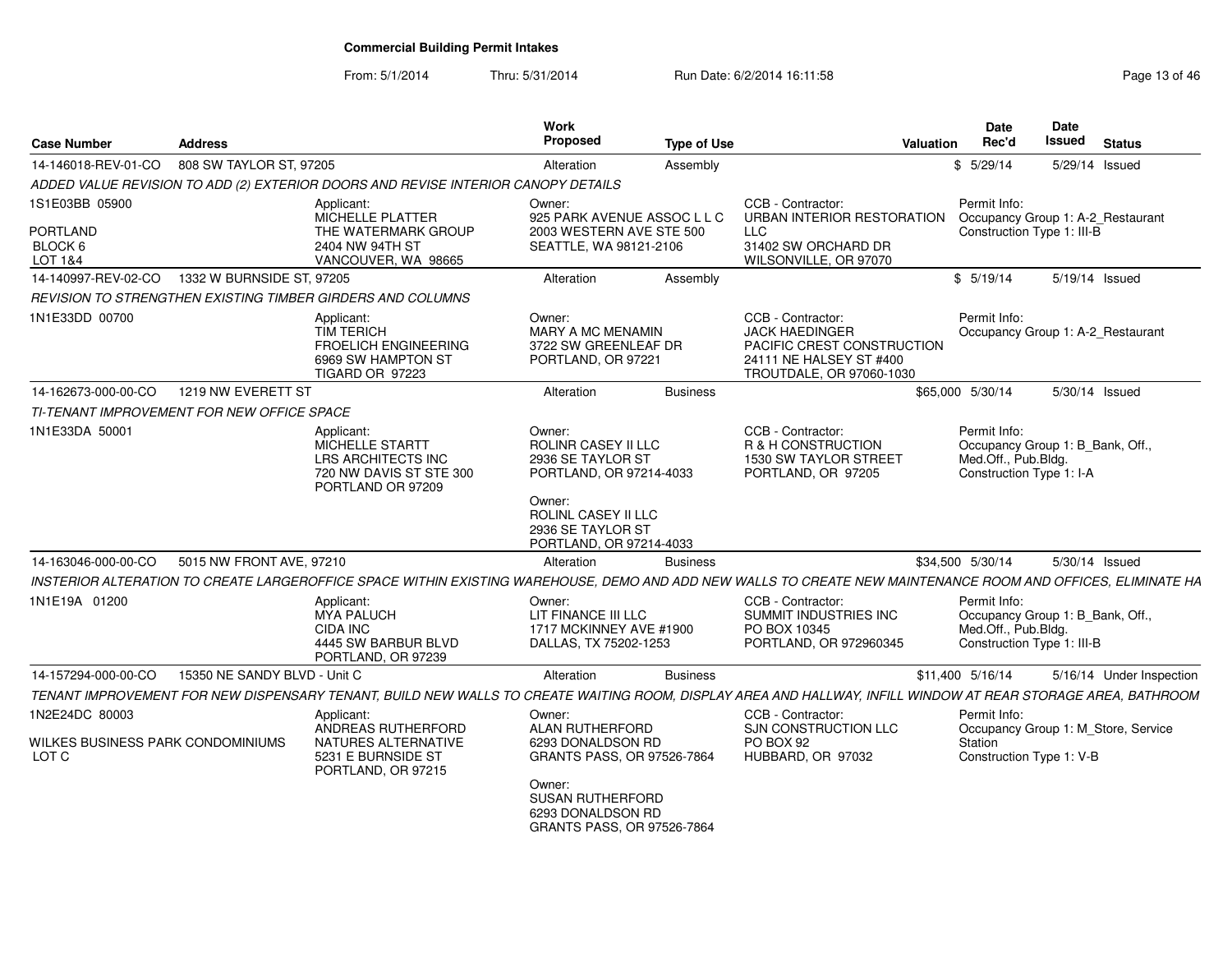# Commercial Building Permit Intakes

From: 5/1/2014 Thru: 5/31/2014 Run Date: 6/2/2014 16:11:58

| Case Number | Address | Work Proposed | Type of Use | Valuation | Date Rec'd | Date Issued | Status |
|---|---|---|---|---|---|---|---|
| 14-146018-REV-01-CO | 808 SW TAYLOR ST, 97205 | Alteration | Assembly | $ | 5/29/14 | 5/29/14 | Issued |

*ADDED VALUE REVISION TO ADD (2) EXTERIOR DOORS AND REVISE INTERIOR CANOPY DETAILS*

1S1E03BB 05900
PORTLAND
BLOCK 6
LOT 1&4

Applicant: MICHELLE PLATTER, THE WATERMARK GROUP, 2404 NW 94TH ST, VANCOUVER, WA 98665

Owner: 925 PARK AVENUE ASSOC L L C, 2003 WESTERN AVE STE 500, SEATTLE, WA 98121-2106

CCB - Contractor: URBAN INTERIOR RESTORATION LLC, 31402 SW ORCHARD DR, WILSONVILLE, OR 97070

Permit Info: Occupancy Group 1: A-2_Restaurant; Construction Type 1: III-B

---

| Case Number | Address | Work Proposed | Type of Use | Valuation | Date Rec'd | Date Issued | Status |
|---|---|---|---|---|---|---|---|
| 14-140997-REV-02-CO | 1332 W BURNSIDE ST, 97205 | Alteration | Assembly | $ | 5/19/14 | 5/19/14 | Issued |

*REVISION TO STRENGTHEN EXISTING TIMBER GIRDERS AND COLUMNS*

1N1E33DD 00700

Applicant: TIM TERICH, FROELICH ENGINEERING, 6969 SW HAMPTON ST, TIGARD OR 97223

Owner: MARY A MC MENAMIN, 3722 SW GREENLEAF DR, PORTLAND, OR 97221

CCB - Contractor: JACK HAEDINGER, PACIFIC CREST CONSTRUCTION, 24111 NE HALSEY ST #400, TROUTDALE, OR 97060-1030

Permit Info: Occupancy Group 1: A-2_Restaurant

---

| Case Number | Address | Work Proposed | Type of Use | Valuation | Date Rec'd | Date Issued | Status |
|---|---|---|---|---|---|---|---|
| 14-162673-000-00-CO | 1219 NW EVERETT ST | Alteration | Business | $65,000 | 5/30/14 | 5/30/14 | Issued |

*TI-TENANT IMPROVEMENT FOR NEW OFFICE SPACE*

1N1E33DA 50001

Applicant: MICHELLE STARTT, LRS ARCHITECTS INC, 720 NW DAVIS ST STE 300, PORTLAND OR 97209

Owner: ROLINR CASEY II LLC, 2936 SE TAYLOR ST, PORTLAND, OR 97214-4033

Owner: ROLINL CASEY II LLC, 2936 SE TAYLOR ST, PORTLAND, OR 97214-4033

CCB - Contractor: R & H CONSTRUCTION, 1530 SW TAYLOR STREET, PORTLAND, OR 97205

Permit Info: Occupancy Group 1: B_Bank, Off., Med.Off., Pub.Bldg.; Construction Type 1: I-A

---

| Case Number | Address | Work Proposed | Type of Use | Valuation | Date Rec'd | Date Issued | Status |
|---|---|---|---|---|---|---|---|
| 14-163046-000-00-CO | 5015 NW FRONT AVE, 97210 | Alteration | Business | $34,500 | 5/30/14 | 5/30/14 | Issued |

*INSTERIOR ALTERATION TO CREATE LARGEROFFICE SPACE WITHIN EXISTING WAREHOUSE, DEMO AND ADD NEW WALLS TO CREATE NEW MAINTENANCE ROOM AND OFFICES, ELIMINATE HA*

1N1E19A 01200

Applicant: MYA PALUCH, CIDA INC, 4445 SW BARBUR BLVD, PORTLAND, OR 97239

Owner: LIT FINANCE III LLC, 1717 MCKINNEY AVE #1900, DALLAS, TX 75202-1253

CCB - Contractor: SUMMIT INDUSTRIES INC, PO BOX 10345, PORTLAND, OR 972960345

Permit Info: Occupancy Group 1: B_Bank, Off., Med.Off., Pub.Bldg.; Construction Type 1: III-B

---

| Case Number | Address | Work Proposed | Type of Use | Valuation | Date Rec'd | Date Issued | Status |
|---|---|---|---|---|---|---|---|
| 14-157294-000-00-CO | 15350 NE SANDY BLVD - Unit C | Alteration | Business | $11,400 | 5/16/14 | 5/16/14 | Under Inspection |

*TENANT IMPROVEMENT FOR NEW DISPENSARY TENANT, BUILD NEW WALLS TO CREATE WAITING ROOM, DISPLAY AREA AND HALLWAY, INFILL WINDOW AT REAR STORAGE AREA, BATHROOM*

1N2E24DC 80003
WILKES BUSINESS PARK CONDOMINIUMS
LOT C

Applicant: ANDREAS RUTHERFORD, NATURES ALTERNATIVE, 5231 E BURNSIDE ST, PORTLAND, OR 97215

Owner: ALAN RUTHERFORD, 6293 DONALDSON RD, GRANTS PASS, OR 97526-7864

Owner: SUSAN RUTHERFORD, 6293 DONALDSON RD, GRANTS PASS, OR 97526-7864

CCB - Contractor: SJN CONSTRUCTION LLC, PO BOX 92, HUBBARD, OR 97032

Permit Info: Occupancy Group 1: M_Store, Service Station; Construction Type 1: V-B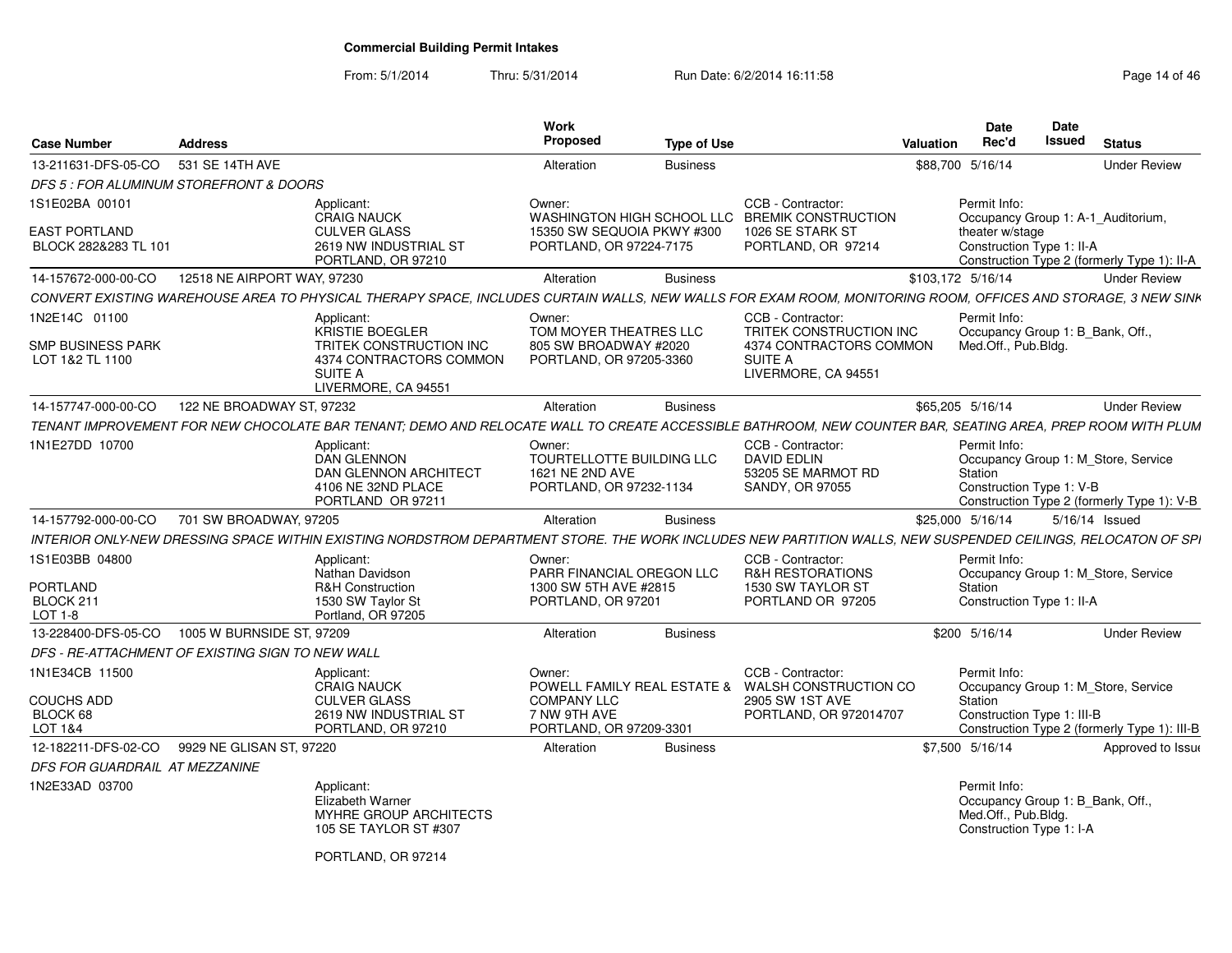# Commercial Building Permit Intakes

From: 5/1/2014 Thru: 5/31/2014 Run Date: 6/2/2014 16:11:58

| Case Number | Address | Work Proposed | Type of Use | Valuation | Date Rec'd | Date Issued | Status |
|---|---|---|---|---|---|---|---|
| 13-211631-DFS-05-CO | 531 SE 14TH AVE | Alteration | Business | $88,700 | 5/16/14 | | Under Review |
| 14-157672-000-00-CO | 12518 NE AIRPORT WAY, 97230 | Alteration | Business | $103,172 | 5/16/14 | | Under Review |
| 14-157747-000-00-CO | 122 NE BROADWAY ST, 97232 | Alteration | Business | $65,205 | 5/16/14 | | Under Review |
| 14-157792-000-00-CO | 701 SW BROADWAY, 97205 | Alteration | Business | $25,000 | 5/16/14 | 5/16/14 | Issued |
| 13-228400-DFS-05-CO | 1005 W BURNSIDE ST, 97209 | Alteration | Business | $200 | 5/16/14 | | Under Review |
| 12-182211-DFS-02-CO | 9929 NE GLISAN ST, 97220 | Alteration | Business | $7,500 | 5/16/14 | | Approved to Issue |

**13-211631-DFS-05-CO** — 531 SE 14TH AVE

*DFS 5 : FOR ALUMINUM STOREFRONT & DOORS*

1S1E02BA 00101 — EAST PORTLAND, BLOCK 282&283 TL 101

Applicant: CRAIG NAUCK, CULVER GLASS, 2619 NW INDUSTRIAL ST, PORTLAND, OR 97210

Owner: WASHINGTON HIGH SCHOOL LLC, 15350 SW SEQUOIA PKWY #300, PORTLAND, OR 97224-7175

CCB - Contractor: BREMIK CONSTRUCTION, 1026 SE STARK ST, PORTLAND, OR 97214

Permit Info: Occupancy Group 1: A-1_Auditorium, theater w/stage; Construction Type 1: II-A; Construction Type 2 (formerly Type 1): II-A

**14-157672-000-00-CO** — 12518 NE AIRPORT WAY, 97230

*CONVERT EXISTING WAREHOUSE AREA TO PHYSICAL THERAPY SPACE, INCLUDES CURTAIN WALLS, NEW WALLS FOR EXAM ROOM, MONITORING ROOM, OFFICES AND STORAGE, 3 NEW SINK*

1N2E14C 01100 — SMP BUSINESS PARK, LOT 1&2 TL 1100

Applicant: KRISTIE BOEGLER, TRITEK CONSTRUCTION INC, 4374 CONTRACTORS COMMON SUITE A, LIVERMORE, CA 94551

Owner: TOM MOYER THEATRES LLC, 805 SW BROADWAY #2020, PORTLAND, OR 97205-3360

CCB - Contractor: TRITEK CONSTRUCTION INC, 4374 CONTRACTORS COMMON SUITE A, LIVERMORE, CA 94551

Permit Info: Occupancy Group 1: B_Bank, Off., Med.Off., Pub.Bldg.

**14-157747-000-00-CO** — 122 NE BROADWAY ST, 97232

*TENANT IMPROVEMENT FOR NEW CHOCOLATE BAR TENANT; DEMO AND RELOCATE WALL TO CREATE ACCESSIBLE BATHROOM, NEW COUNTER BAR, SEATING AREA, PREP ROOM WITH PLUM*

1N1E27DD 10700

Applicant: DAN GLENNON, DAN GLENNON ARCHITECT, 4106 NE 32ND PLACE, PORTLAND OR 97211

Owner: TOURTELLOTTE BUILDING LLC, 1621 NE 2ND AVE, PORTLAND, OR 97232-1134

CCB - Contractor: DAVID EDLIN, 53205 SE MARMOT RD, SANDY, OR 97055

Permit Info: Occupancy Group 1: M_Store, Service Station; Construction Type 1: V-B; Construction Type 2 (formerly Type 1): V-B

**14-157792-000-00-CO** — 701 SW BROADWAY, 97205

*INTERIOR ONLY-NEW DRESSING SPACE WITHIN EXISTING NORDSTROM DEPARTMENT STORE. THE WORK INCLUDES NEW PARTITION WALLS, NEW SUSPENDED CEILINGS, RELOCATON OF SPI*

1S1E03BB 04800 — PORTLAND, BLOCK 211, LOT 1-8

Applicant: Nathan Davidson, R&H Construction, 1530 SW Taylor St, Portland, OR 97205

Owner: PARR FINANCIAL OREGON LLC, 1300 SW 5TH AVE #2815, PORTLAND, OR 97201

CCB - Contractor: R&H RESTORATIONS, 1530 SW TAYLOR ST, PORTLAND OR 97205

Permit Info: Occupancy Group 1: M_Store, Service Station; Construction Type 1: II-A

**13-228400-DFS-05-CO** — 1005 W BURNSIDE ST, 97209

*DFS - RE-ATTACHMENT OF EXISTING SIGN TO NEW WALL*

1N1E34CB 11500 — COUCHS ADD, BLOCK 68, LOT 1&4

Applicant: CRAIG NAUCK, CULVER GLASS, 2619 NW INDUSTRIAL ST, PORTLAND, OR 97210

Owner: POWELL FAMILY REAL ESTATE & COMPANY LLC, 7 NW 9TH AVE, PORTLAND, OR 97209-3301

CCB - Contractor: WALSH CONSTRUCTION CO, 2905 SW 1ST AVE, PORTLAND, OR 972014707

Permit Info: Occupancy Group 1: M_Store, Service Station; Construction Type 1: III-B; Construction Type 2 (formerly Type 1): III-B

**12-182211-DFS-02-CO** — 9929 NE GLISAN ST, 97220

*DFS FOR GUARDRAIL AT MEZZANINE*

1N2E33AD 03700

Applicant: Elizabeth Warner, MYHRE GROUP ARCHITECTS, 105 SE TAYLOR ST #307, PORTLAND, OR 97214

Permit Info: Occupancy Group 1: B_Bank, Off., Med.Off., Pub.Bldg.; Construction Type 1: I-A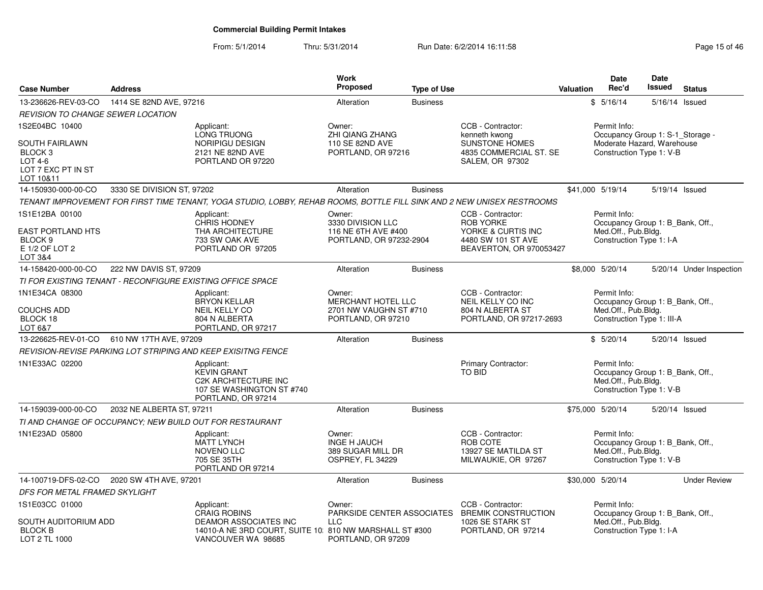# Commercial Building Permit Intakes

From: 5/1/2014 Thru: 5/31/2014 Run Date: 6/2/2014 16:11:58

| Case Number | Address | Work Proposed | Type of Use | Valuation | Date Rec'd | Date Issued | Status |
|---|---|---|---|---|---|---|---|
| 13-236626-REV-03-CO | 1414 SE 82ND AVE, 97216 | Alteration | Business | $ | 5/16/14 | 5/16/14 | Issued |

*REVISION TO CHANGE SEWER LOCATION*

1S2E04BC 10400

SOUTH FAIRLAWN
BLOCK 3
LOT 4-6
LOT 7 EXC PT IN ST
LOT 10&11

Applicant:
LONG TRUONG
NORIPIGU DESIGN
2121 NE 82ND AVE
PORTLAND OR 97220

Owner:
ZHI QIANG ZHANG
110 SE 82ND AVE
PORTLAND, OR 97216

CCB - Contractor:
kenneth kwong
SUNSTONE HOMES
4835 COMMERCIAL ST. SE
SALEM, OR 97302

Permit Info:
Occupancy Group 1: S-1_Storage - Moderate Hazard, Warehouse
Construction Type 1: V-B

| Case Number | Address | Work Proposed | Type of Use | Valuation | Date Rec'd | Date Issued | Status |
|---|---|---|---|---|---|---|---|
| 14-150930-000-00-CO | 3330 SE DIVISION ST, 97202 | Alteration | Business | $41,000 | 5/19/14 | 5/19/14 | Issued |

*TENANT IMPROVEMENT FOR FIRST TIME TENANT, YOGA STUDIO, LOBBY, REHAB ROOMS, BOTTLE FILL SINK AND 2 NEW UNISEX RESTROOMS*

1S1E12BA 00100

EAST PORTLAND HTS
BLOCK 9
E 1/2 OF LOT 2
LOT 3&4

Applicant:
CHRIS HODNEY
THA ARCHITECTURE
733 SW OAK AVE
PORTLAND OR 97205

Owner:
3330 DIVISION LLC
116 NE 6TH AVE #400
PORTLAND, OR 97232-2904

CCB - Contractor:
ROB YORKE
YORKE & CURTIS INC
4480 SW 101 ST AVE
BEAVERTON, OR 970053427

Permit Info:
Occupancy Group 1: B_Bank, Off., Med.Off., Pub.Bldg.
Construction Type 1: I-A

| Case Number | Address | Work Proposed | Type of Use | Valuation | Date Rec'd | Date Issued | Status |
|---|---|---|---|---|---|---|---|
| 14-158420-000-00-CO | 222 NW DAVIS ST, 97209 | Alteration | Business | $8,000 | 5/20/14 | 5/20/14 | Under Inspection |

*TI FOR EXISTING TENANT - RECONFIGURE EXISTING OFFICE SPACE*

1N1E34CA 08300

COUCHS ADD
BLOCK 18
LOT 6&7

Applicant:
BRYON KELLAR
NEIL KELLY CO
804 N ALBERTA
PORTLAND, OR 97217

Owner:
MERCHANT HOTEL LLC
2701 NW VAUGHN ST #710
PORTLAND, OR 97210

CCB - Contractor:
NEIL KELLY CO INC
804 N ALBERTA ST
PORTLAND, OR 97217-2693

Permit Info:
Occupancy Group 1: B_Bank, Off., Med.Off., Pub.Bldg.
Construction Type 1: III-A

| Case Number | Address | Work Proposed | Type of Use | Valuation | Date Rec'd | Date Issued | Status |
|---|---|---|---|---|---|---|---|
| 13-226625-REV-01-CO | 610 NW 17TH AVE, 97209 | Alteration | Business | $ | 5/20/14 | 5/20/14 | Issued |

*REVISION-REVISE PARKING LOT STRIPING AND KEEP EXISITNG FENCE*

1N1E33AC 02200

Applicant:
KEVIN GRANT
C2K ARCHITECTURE INC
107 SE WASHINGTON ST #740
PORTLAND, OR 97214

Primary Contractor:
TO BID

Permit Info:
Occupancy Group 1: B_Bank, Off., Med.Off., Pub.Bldg.
Construction Type 1: V-B

| Case Number | Address | Work Proposed | Type of Use | Valuation | Date Rec'd | Date Issued | Status |
|---|---|---|---|---|---|---|---|
| 14-159039-000-00-CO | 2032 NE ALBERTA ST, 97211 | Alteration | Business | $75,000 | 5/20/14 | 5/20/14 | Issued |

*TI AND CHANGE OF OCCUPANCY; NEW BUILD OUT FOR RESTAURANT*

1N1E23AD 05800

Applicant:
MATT LYNCH
NOVENO LLC
705 SE 35TH
PORTLAND OR 97214

Owner:
INGE H JAUCH
389 SUGAR MILL DR
OSPREY, FL 34229

CCB - Contractor:
ROB COTE
13927 SE MATILDA ST
MILWAUKIE, OR 97267

Permit Info:
Occupancy Group 1: B_Bank, Off., Med.Off., Pub.Bldg.
Construction Type 1: V-B

| Case Number | Address | Work Proposed | Type of Use | Valuation | Date Rec'd | Date Issued | Status |
|---|---|---|---|---|---|---|---|
| 14-100719-DFS-02-CO | 2020 SW 4TH AVE, 97201 | Alteration | Business | $30,000 | 5/20/14 | | Under Review |

*DFS FOR METAL FRAMED SKYLIGHT*

1S1E03CC 01000

SOUTH AUDITORIUM ADD
BLOCK B
LOT 2 TL 1000

Applicant:
CRAIG ROBINS
DEAMOR ASSOCIATES INC
14010-A NE 3RD COURT, SUITE 10
VANCOUVER WA 98685

Owner:
PARKSIDE CENTER ASSOCIATES LLC
810 NW MARSHALL ST #300
PORTLAND, OR 97209

CCB - Contractor:
BREMIK CONSTRUCTION
1026 SE STARK ST
PORTLAND, OR 97214

Permit Info:
Occupancy Group 1: B_Bank, Off., Med.Off., Pub.Bldg.
Construction Type 1: I-A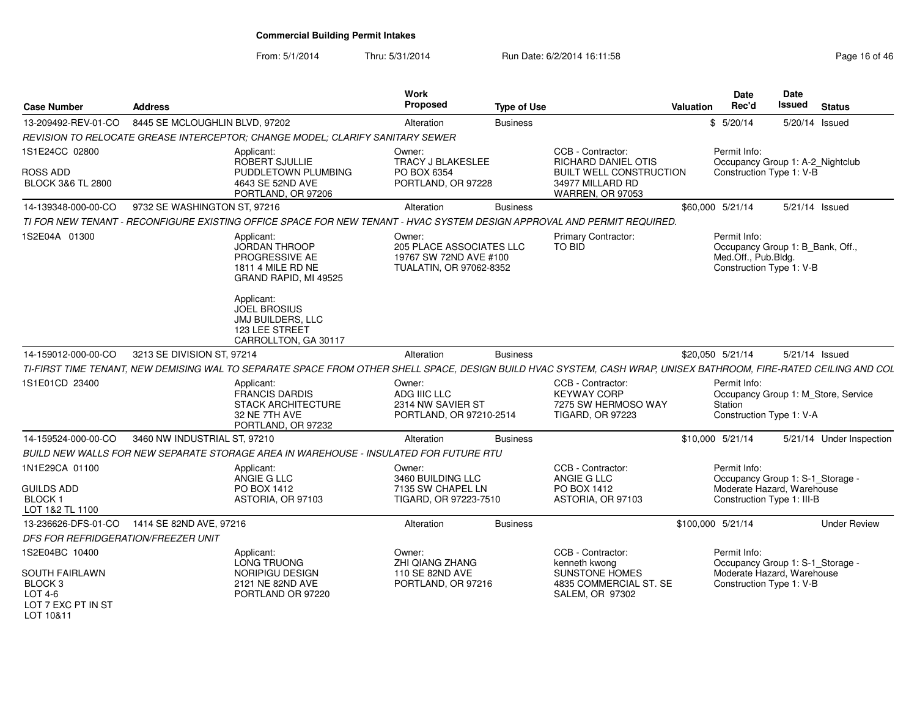# Commercial Building Permit Intakes

From: 5/1/2014 Thru: 5/31/2014 Run Date: 6/2/2014 16:11:58

| Case Number | Address | Work Proposed | Type of Use | Valuation | Date Rec'd | Date Issued | Status |
|---|---|---|---|---|---|---|---|
| 13-209492-REV-01-CO | 8445 SE MCLOUGHLIN BLVD, 97202 | Alteration | Business | $ | 5/20/14 | 5/20/14 | Issued |
| 14-139348-000-00-CO | 9732 SE WASHINGTON ST, 97216 | Alteration | Business | $60,000 | 5/21/14 | 5/21/14 | Issued |
| 14-159012-000-00-CO | 3213 SE DIVISION ST, 97214 | Alteration | Business | $20,050 | 5/21/14 | 5/21/14 | Issued |
| 14-159524-000-00-CO | 3460 NW INDUSTRIAL ST, 97210 | Alteration | Business | $10,000 | 5/21/14 | 5/21/14 | Under Inspection |
| 13-236626-DFS-01-CO | 1414 SE 82ND AVE, 97216 | Alteration | Business | $100,000 | 5/21/14 | | Under Review |

## 13-209492-REV-01-CO — 8445 SE MCLOUGHLIN BLVD, 97202

*REVISION TO RELOCATE GREASE INTERCEPTOR; CHANGE MODEL; CLARIFY SANITARY SEWER*

1S1E24CC 02800
ROSS ADD
BLOCK 3&6 TL 2800

Applicant:
ROBERT SJULLIE
PUDDLETOWN PLUMBING
4643 SE 52ND AVE
PORTLAND, OR 97206

Owner:
TRACY J BLAKESLEE
PO BOX 6354
PORTLAND, OR 97228

CCB - Contractor:
RICHARD DANIEL OTIS
BUILT WELL CONSTRUCTION
34977 MILLARD RD
WARREN, OR 97053

Permit Info:
Occupancy Group 1: A-2_Nightclub
Construction Type 1: V-B

## 14-139348-000-00-CO — 9732 SE WASHINGTON ST, 97216

*TI FOR NEW TENANT - RECONFIGURE EXISTING OFFICE SPACE FOR NEW TENANT - HVAC SYSTEM DESIGN APPROVAL AND PERMIT REQUIRED.*

1S2E04A 01300

Applicant:
JORDAN THROOP
PROGRESSIVE AE
1811 4 MILE RD NE
GRAND RAPID, MI 49525

Applicant:
JOEL BROSIUS
JMJ BUILDERS, LLC
123 LEE STREET
CARROLLTON, GA 30117

Owner:
205 PLACE ASSOCIATES LLC
19767 SW 72ND AVE #100
TUALATIN, OR 97062-8352

Primary Contractor:
TO BID

Permit Info:
Occupancy Group 1: B_Bank, Off., Med.Off., Pub.Bldg.
Construction Type 1: V-B

## 14-159012-000-00-CO — 3213 SE DIVISION ST, 97214

*TI-FIRST TIME TENANT, NEW DEMISING WAL TO SEPARATE SPACE FROM OTHER SHELL SPACE, DESIGN BUILD HVAC SYSTEM, CASH WRAP, UNISEX BATHROOM, FIRE-RATED CEILING AND COL*

1S1E01CD 23400

Applicant:
FRANCIS DARDIS
STACK ARCHITECTURE
32 NE 7TH AVE
PORTLAND, OR 97232

Owner:
ADG IIIC LLC
2314 NW SAVIER ST
PORTLAND, OR 97210-2514

CCB - Contractor:
KEYWAY CORP
7275 SW HERMOSO WAY
TIGARD, OR 97223

Permit Info:
Occupancy Group 1: M_Store, Service Station
Construction Type 1: V-A

## 14-159524-000-00-CO — 3460 NW INDUSTRIAL ST, 97210

*BUILD NEW WALLS FOR NEW SEPARATE STORAGE AREA IN WAREHOUSE - INSULATED FOR FUTURE RTU*

1N1E29CA 01100
GUILDS ADD
BLOCK 1
LOT 1&2 TL 1100

Applicant:
ANGIE G LLC
PO BOX 1412
ASTORIA, OR 97103

Owner:
3460 BUILDING LLC
7135 SW CHAPEL LN
TIGARD, OR 97223-7510

CCB - Contractor:
ANGIE G LLC
PO BOX 1412
ASTORIA, OR 97103

Permit Info:
Occupancy Group 1: S-1_Storage - Moderate Hazard, Warehouse
Construction Type 1: III-B

## 13-236626-DFS-01-CO — 1414 SE 82ND AVE, 97216

*DFS FOR REFRIDGERATION/FREEZER UNIT*

1S2E04BC 10400
SOUTH FAIRLAWN
BLOCK 3
LOT 4-6
LOT 7 EXC PT IN ST
LOT 10&11

Applicant:
LONG TRUONG
NORIPIGU DESIGN
2121 NE 82ND AVE
PORTLAND OR 97220

Owner:
ZHI QIANG ZHANG
110 SE 82ND AVE
PORTLAND, OR 97216

CCB - Contractor:
kenneth kwong
SUNSTONE HOMES
4835 COMMERCIAL ST. SE
SALEM, OR 97302

Permit Info:
Occupancy Group 1: S-1_Storage - Moderate Hazard, Warehouse
Construction Type 1: V-B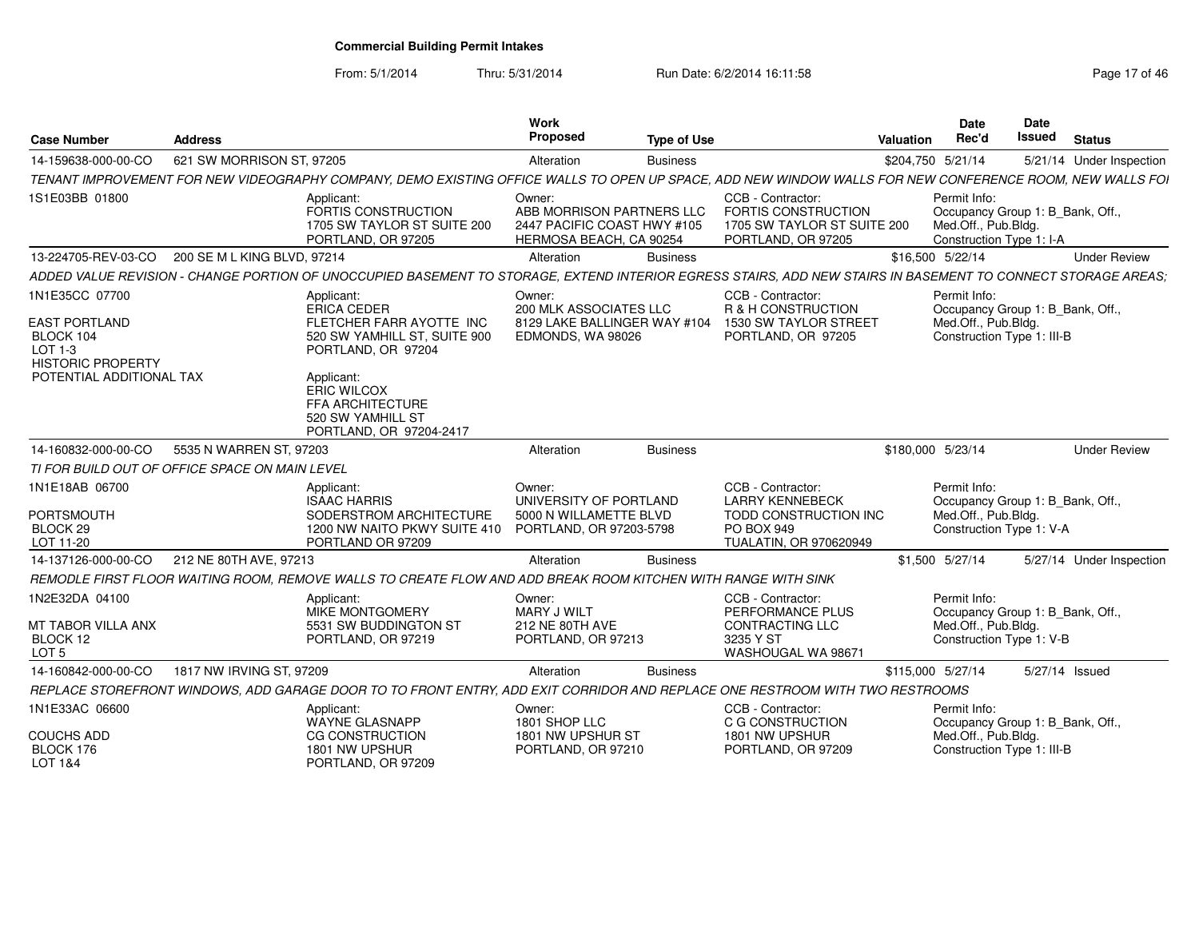# Commercial Building Permit Intakes

From: 5/1/2014 Thru: 5/31/2014 Run Date: 6/2/2014 16:11:58

| Case Number | Address | Work Proposed | Type of Use | Valuation | Date Rec'd | Date Issued | Status |
|---|---|---|---|---|---|---|---|
| 14-159638-000-00-CO | 621 SW MORRISON ST, 97205 | Alteration | Business | $204,750 | 5/21/14 | 5/21/14 | Under Inspection |
| 13-224705-REV-03-CO | 200 SE M L KING BLVD, 97214 | Alteration | Business | $16,500 | 5/22/14 | | Under Review |
| 14-160832-000-00-CO | 5535 N WARREN ST, 97203 | Alteration | Business | $180,000 | 5/23/14 | | Under Review |
| 14-137126-000-00-CO | 212 NE 80TH AVE, 97213 | Alteration | Business | $1,500 | 5/27/14 | 5/27/14 | Under Inspection |
| 14-160842-000-00-CO | 1817 NW IRVING ST, 97209 | Alteration | Business | $115,000 | 5/27/14 | 5/27/14 | Issued |

## 14-159638-000-00-CO — 621 SW MORRISON ST, 97205

*TENANT IMPROVEMENT FOR NEW VIDEOGRAPHY COMPANY, DEMO EXISTING OFFICE WALLS TO OPEN UP SPACE, ADD NEW WINDOW WALLS FOR NEW CONFERENCE ROOM, NEW WALLS FOI*

1S1E03BB 01800

Applicant:
FORTIS CONSTRUCTION
1705 SW TAYLOR ST SUITE 200
PORTLAND, OR 97205

Owner:
ABB MORRISON PARTNERS LLC
2447 PACIFIC COAST HWY #105
HERMOSA BEACH, CA 90254

CCB - Contractor:
FORTIS CONSTRUCTION
1705 SW TAYLOR ST SUITE 200
PORTLAND, OR 97205

Permit Info:
Occupancy Group 1: B_Bank, Off., Med.Off., Pub.Bldg.
Construction Type 1: I-A

## 13-224705-REV-03-CO — 200 SE M L KING BLVD, 97214

*ADDED VALUE REVISION - CHANGE PORTION OF UNOCCUPIED BASEMENT TO STORAGE, EXTEND INTERIOR EGRESS STAIRS, ADD NEW STAIRS IN BASEMENT TO CONNECT STORAGE AREAS;*

1N1E35CC 07700

EAST PORTLAND
BLOCK 104
LOT 1-3
HISTORIC PROPERTY
POTENTIAL ADDITIONAL TAX

Applicant:
ERICA CEDER
FLETCHER FARR AYOTTE INC
520 SW YAMHILL ST, SUITE 900
PORTLAND, OR 97204

Applicant:
ERIC WILCOX
FFA ARCHITECTURE
520 SW YAMHILL ST
PORTLAND, OR 97204-2417

Owner:
200 MLK ASSOCIATES LLC
8129 LAKE BALLINGER WAY #104
EDMONDS, WA 98026

CCB - Contractor:
R & H CONSTRUCTION
1530 SW TAYLOR STREET
PORTLAND, OR 97205

Permit Info:
Occupancy Group 1: B_Bank, Off., Med.Off., Pub.Bldg.
Construction Type 1: III-B

## 14-160832-000-00-CO — 5535 N WARREN ST, 97203

*TI FOR BUILD OUT OF OFFICE SPACE ON MAIN LEVEL*

1N1E18AB 06700

PORTSMOUTH
BLOCK 29
LOT 11-20

Applicant:
ISAAC HARRIS
SODERSTROM ARCHITECTURE
1200 NW NAITO PKWY SUITE 410
PORTLAND OR 97209

Owner:
UNIVERSITY OF PORTLAND
5000 N WILLAMETTE BLVD
PORTLAND, OR 97203-5798

CCB - Contractor:
LARRY KENNEBECK
TODD CONSTRUCTION INC
PO BOX 949
TUALATIN, OR 970620949

Permit Info:
Occupancy Group 1: B_Bank, Off., Med.Off., Pub.Bldg.
Construction Type 1: V-A

## 14-137126-000-00-CO — 212 NE 80TH AVE, 97213

*REMODLE FIRST FLOOR WAITING ROOM, REMOVE WALLS TO CREATE FLOW AND ADD BREAK ROOM KITCHEN WITH RANGE WITH SINK*

1N2E32DA 04100

MT TABOR VILLA ANX
BLOCK 12
LOT 5

Applicant:
MIKE MONTGOMERY
5531 SW BUDDINGTON ST
PORTLAND, OR 97219

Owner:
MARY J WILT
212 NE 80TH AVE
PORTLAND, OR 97213

CCB - Contractor:
PERFORMANCE PLUS CONTRACTING LLC
3235 Y ST
WASHOUGAL WA 98671

Permit Info:
Occupancy Group 1: B_Bank, Off., Med.Off., Pub.Bldg.
Construction Type 1: V-B

## 14-160842-000-00-CO — 1817 NW IRVING ST, 97209

*REPLACE STOREFRONT WINDOWS, ADD GARAGE DOOR TO TO FRONT ENTRY, ADD EXIT CORRIDOR AND REPLACE ONE RESTROOM WITH TWO RESTROOMS*

1N1E33AC 06600

COUCHS ADD
BLOCK 176
LOT 1&4

Applicant:
WAYNE GLASNAPP
CG CONSTRUCTION
1801 NW UPSHUR
PORTLAND, OR 97209

Owner:
1801 SHOP LLC
1801 NW UPSHUR ST
PORTLAND, OR 97210

CCB - Contractor:
C G CONSTRUCTION
1801 NW UPSHUR
PORTLAND, OR 97209

Permit Info:
Occupancy Group 1: B_Bank, Off., Med.Off., Pub.Bldg.
Construction Type 1: III-B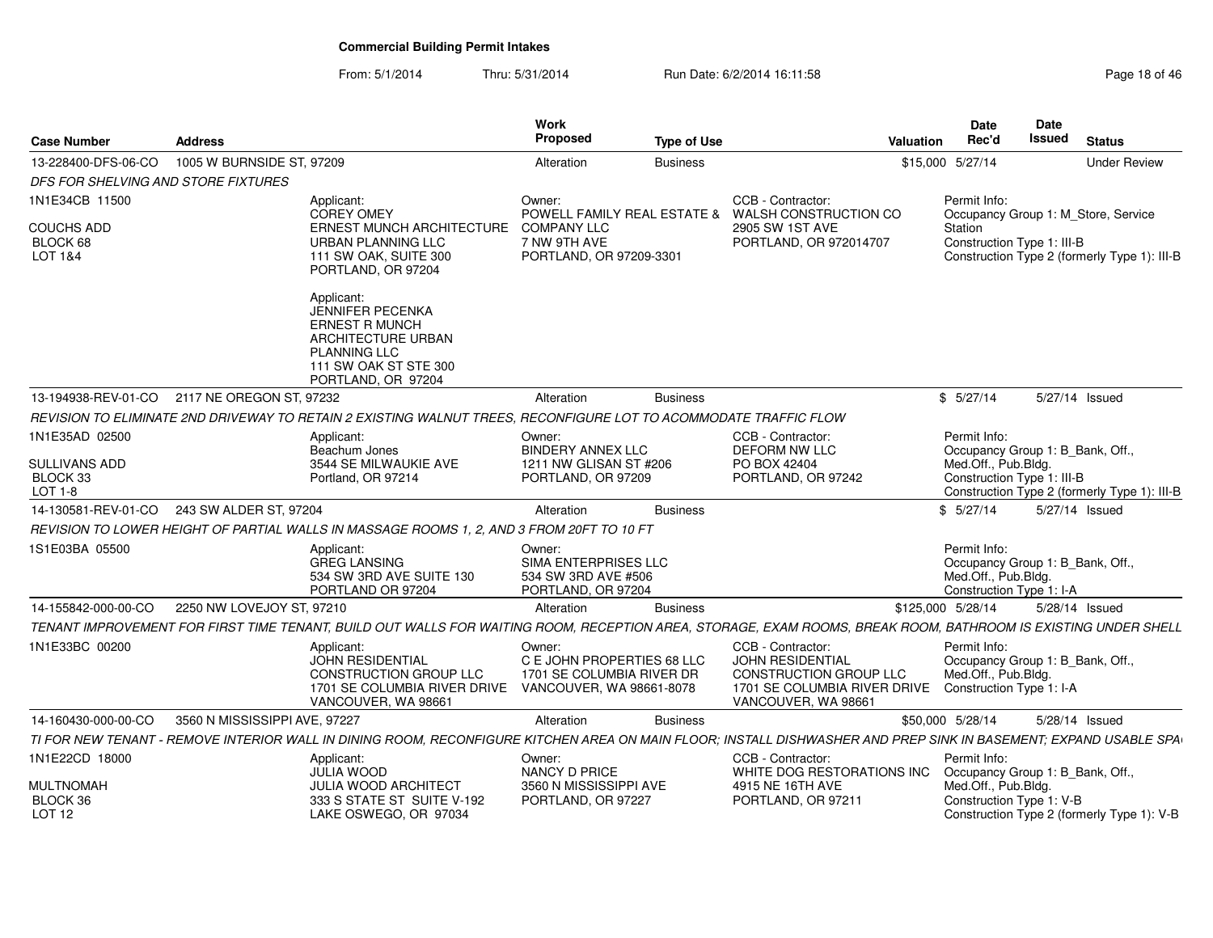**Commercial Building Permit Intakes**

From: 5/1/2014 Thru: 5/31/2014 Run Date: 6/2/2014 16:11:58

| Case Number | Address | Work Proposed | Type of Use | Valuation | Date Rec'd | Date Issued | Status |
|---|---|---|---|---|---|---|---|
| 13-228400-DFS-06-CO | 1005 W BURNSIDE ST, 97209 | Alteration | Business | $15,000 | 5/27/14 | | Under Review |

*DFS FOR SHELVING AND STORE FIXTURES*

1N1E34CB 11500
COUCHS ADD
BLOCK 68
LOT 1&4

Applicant:
COREY OMEY
ERNEST MUNCH ARCHITECTURE URBAN PLANNING LLC
111 SW OAK, SUITE 300
PORTLAND, OR 97204

Applicant:
JENNIFER PECENKA
ERNEST R MUNCH ARCHITECTURE URBAN PLANNING LLC
111 SW OAK ST STE 300
PORTLAND, OR 97204

Owner:
POWELL FAMILY REAL ESTATE & COMPANY LLC
7 NW 9TH AVE
PORTLAND, OR 97209-3301

CCB - Contractor:
WALSH CONSTRUCTION CO
2905 SW 1ST AVE
PORTLAND, OR 972014707

Permit Info:
Occupancy Group 1: M_Store, Service Station
Construction Type 1: III-B
Construction Type 2 (formerly Type 1): III-B

| Case Number | Address | Work Proposed | Type of Use | Valuation | Date Rec'd | Date Issued | Status |
|---|---|---|---|---|---|---|---|
| 13-194938-REV-01-CO | 2117 NE OREGON ST, 97232 | Alteration | Business | $ | 5/27/14 | 5/27/14 | Issued |

*REVISION TO ELIMINATE 2ND DRIVEWAY TO RETAIN 2 EXISTING WALNUT TREES, RECONFIGURE LOT TO ACOMMODATE TRAFFIC FLOW*

1N1E35AD 02500
SULLIVANS ADD
BLOCK 33
LOT 1-8

Applicant:
Beachum Jones
3544 SE MILWAUKIE AVE
Portland, OR 97214

Owner:
BINDERY ANNEX LLC
1211 NW GLISAN ST #206
PORTLAND, OR 97209

CCB - Contractor:
DEFORM NW LLC
PO BOX 42404
PORTLAND, OR 97242

Permit Info:
Occupancy Group 1: B_Bank, Off., Med.Off., Pub.Bldg.
Construction Type 1: III-B
Construction Type 2 (formerly Type 1): III-B

| Case Number | Address | Work Proposed | Type of Use | Valuation | Date Rec'd | Date Issued | Status |
|---|---|---|---|---|---|---|---|
| 14-130581-REV-01-CO | 243 SW ALDER ST, 97204 | Alteration | Business | $ | 5/27/14 | 5/27/14 | Issued |

*REVISION TO LOWER HEIGHT OF PARTIAL WALLS IN MASSAGE ROOMS 1, 2, AND 3 FROM 20FT TO 10 FT*

1S1E03BA 05500

Applicant:
GREG LANSING
534 SW 3RD AVE SUITE 130
PORTLAND OR 97204

Owner:
SIMA ENTERPRISES LLC
534 SW 3RD AVE #506
PORTLAND, OR 97204

Permit Info:
Occupancy Group 1: B_Bank, Off., Med.Off., Pub.Bldg.
Construction Type 1: I-A

| Case Number | Address | Work Proposed | Type of Use | Valuation | Date Rec'd | Date Issued | Status |
|---|---|---|---|---|---|---|---|
| 14-155842-000-00-CO | 2250 NW LOVEJOY ST, 97210 | Alteration | Business | $125,000 | 5/28/14 | 5/28/14 | Issued |

*TENANT IMPROVEMENT FOR FIRST TIME TENANT, BUILD OUT WALLS FOR WAITING ROOM, RECEPTION AREA, STORAGE, EXAM ROOMS, BREAK ROOM, BATHROOM IS EXISTING UNDER SHELL*

1N1E33BC 00200

Applicant:
JOHN RESIDENTIAL CONSTRUCTION GROUP LLC
1701 SE COLUMBIA RIVER DRIVE
VANCOUVER, WA 98661

Owner:
C E JOHN PROPERTIES 68 LLC
1701 SE COLUMBIA RIVER DR
VANCOUVER, WA 98661-8078

CCB - Contractor:
JOHN RESIDENTIAL CONSTRUCTION GROUP LLC
1701 SE COLUMBIA RIVER DRIVE
VANCOUVER, WA 98661

Permit Info:
Occupancy Group 1: B_Bank, Off., Med.Off., Pub.Bldg.
Construction Type 1: I-A

| Case Number | Address | Work Proposed | Type of Use | Valuation | Date Rec'd | Date Issued | Status |
|---|---|---|---|---|---|---|---|
| 14-160430-000-00-CO | 3560 N MISSISSIPPI AVE, 97227 | Alteration | Business | $50,000 | 5/28/14 | 5/28/14 | Issued |

*TI FOR NEW TENANT - REMOVE INTERIOR WALL IN DINING ROOM, RECONFIGURE KITCHEN AREA ON MAIN FLOOR; INSTALL DISHWASHER AND PREP SINK IN BASEMENT; EXPAND USABLE SPA*

1N1E22CD 18000
MULTNOMAH
BLOCK 36
LOT 12

Applicant:
JULIA WOOD
JULIA WOOD ARCHITECT
333 S STATE ST SUITE V-192
LAKE OSWEGO, OR 97034

Owner:
NANCY D PRICE
3560 N MISSISSIPPI AVE
PORTLAND, OR 97227

CCB - Contractor:
WHITE DOG RESTORATIONS INC
4915 NE 16TH AVE
PORTLAND, OR 97211

Permit Info:
Occupancy Group 1: B_Bank, Off., Med.Off., Pub.Bldg.
Construction Type 1: V-B
Construction Type 2 (formerly Type 1): V-B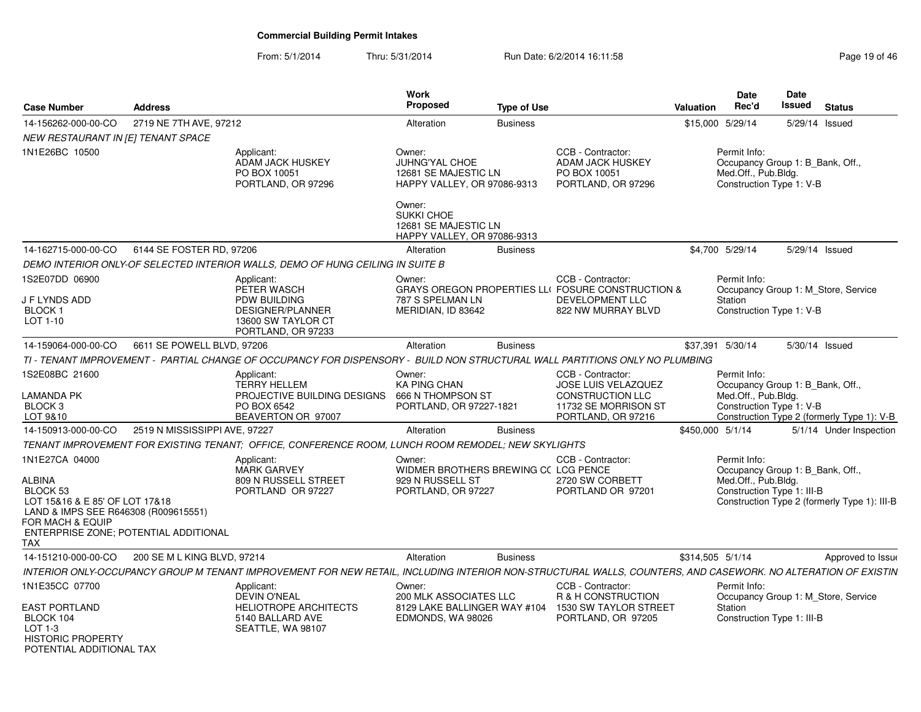# Commercial Building Permit Intakes

From: 5/1/2014 Thru: 5/31/2014 Run Date: 6/2/2014 16:11:58

| Case Number | Address | Work Proposed | Type of Use | Valuation | Date Rec'd | Date Issued | Status |
|---|---|---|---|---|---|---|---|
| 14-156262-000-00-CO | 2719 NE 7TH AVE, 97212 | Alteration | Business | $15,000 | 5/29/14 | 5/29/14 | Issued |

*NEW RESTAURANT IN [E] TENANT SPACE*

1N1E26BC 10500

Applicant: ADAM JACK HUSKEY, PO BOX 10051, PORTLAND, OR 97296

Owner: JUHNG'YAL CHOE, 12681 SE MAJESTIC LN, HAPPY VALLEY, OR 97086-9313

Owner: SUKKI CHOE, 12681 SE MAJESTIC LN, HAPPY VALLEY, OR 97086-9313

CCB - Contractor: ADAM JACK HUSKEY, PO BOX 10051, PORTLAND, OR 97296

Permit Info: Occupancy Group 1: B_Bank, Off., Med.Off., Pub.Bldg. Construction Type 1: V-B

---

| Case Number | Address | Work Proposed | Type of Use | Valuation | Date Rec'd | Date Issued | Status |
|---|---|---|---|---|---|---|---|
| 14-162715-000-00-CO | 6144 SE FOSTER RD, 97206 | Alteration | Business | $4,700 | 5/29/14 | 5/29/14 | Issued |

*DEMO INTERIOR ONLY-OF SELECTED INTERIOR WALLS, DEMO OF HUNG CEILING IN SUITE B*

1S2E07DD 06900
J F LYNDS ADD
BLOCK 1
LOT 1-10

Applicant: PETER WASCH, PDW BUILDING, DESIGNER/PLANNER, 13600 SW TAYLOR CT, PORTLAND, OR 97233

Owner: GRAYS OREGON PROPERTIES LL( 787 S SPELMAN LN, MERIDIAN, ID 83642

CCB - Contractor: FOSURE CONSTRUCTION & DEVELOPMENT LLC, 822 NW MURRAY BLVD

Permit Info: Occupancy Group 1: M_Store, Service Station. Construction Type 1: V-B

---

| Case Number | Address | Work Proposed | Type of Use | Valuation | Date Rec'd | Date Issued | Status |
|---|---|---|---|---|---|---|---|
| 14-159064-000-00-CO | 6611 SE POWELL BLVD, 97206 | Alteration | Business | $37,391 | 5/30/14 | 5/30/14 | Issued |

*TI - TENANT IMPROVEMENT - PARTIAL CHANGE OF OCCUPANCY FOR DISPENSORY - BUILD NON STRUCTURAL WALL PARTITIONS ONLY NO PLUMBING*

1S2E08BC 21600
LAMANDA PK
BLOCK 3
LOT 9&10

Applicant: TERRY HELLEM, PROJECTIVE BUILDING DESIGNS, PO BOX 6542, BEAVERTON OR 97007

Owner: KA PING CHAN, 666 N THOMPSON ST, PORTLAND, OR 97227-1821

CCB - Contractor: JOSE LUIS VELAZQUEZ CONSTRUCTION LLC, 11732 SE MORRISON ST, PORTLAND, OR 97216

Permit Info: Occupancy Group 1: B_Bank, Off., Med.Off., Pub.Bldg. Construction Type 1: V-B. Construction Type 2 (formerly Type 1): V-B

---

| Case Number | Address | Work Proposed | Type of Use | Valuation | Date Rec'd | Date Issued | Status |
|---|---|---|---|---|---|---|---|
| 14-150913-000-00-CO | 2519 N MISSISSIPPI AVE, 97227 | Alteration | Business | $450,000 | 5/1/14 | 5/1/14 | Under Inspection |

*TENANT IMPROVEMENT FOR EXISTING TENANT; OFFICE, CONFERENCE ROOM, LUNCH ROOM REMODEL; NEW SKYLIGHTS*

1N1E27CA 04000
ALBINA
BLOCK 53
LOT 15&16 & E 85' OF LOT 17&18
LAND & IMPS SEE R646308 (R009615551)
FOR MACH & EQUIP
ENTERPRISE ZONE; POTENTIAL ADDITIONAL TAX

Applicant: MARK GARVEY, 809 N RUSSELL STREET, PORTLAND OR 97227

Owner: WIDMER BROTHERS BREWING C( 929 N RUSSELL ST, PORTLAND, OR 97227

CCB - Contractor: LCG PENCE, 2720 SW CORBETT, PORTLAND OR 97201

Permit Info: Occupancy Group 1: B_Bank, Off., Med.Off., Pub.Bldg. Construction Type 1: III-B. Construction Type 2 (formerly Type 1): III-B

---

| Case Number | Address | Work Proposed | Type of Use | Valuation | Date Rec'd | Date Issued | Status |
|---|---|---|---|---|---|---|---|
| 14-151210-000-00-CO | 200 SE M L KING BLVD, 97214 | Alteration | Business | $314,505 | 5/1/14 | | Approved to Issue |

*INTERIOR ONLY-OCCUPANCY GROUP M TENANT IMPROVEMENT FOR NEW RETAIL, INCLUDING INTERIOR NON-STRUCTURAL WALLS, COUNTERS, AND CASEWORK. NO ALTERATION OF EXISTIN*

1N1E35CC 07700
EAST PORTLAND
BLOCK 104
LOT 1-3
HISTORIC PROPERTY
POTENTIAL ADDITIONAL TAX

Applicant: DEVIN O'NEAL, HELIOTROPE ARCHITECTS, 5140 BALLARD AVE, SEATTLE, WA 98107

Owner: 200 MLK ASSOCIATES LLC, 8129 LAKE BALLINGER WAY #104, EDMONDS, WA 98026

CCB - Contractor: R & H CONSTRUCTION, 1530 SW TAYLOR STREET, PORTLAND, OR 97205

Permit Info: Occupancy Group 1: M_Store, Service Station. Construction Type 1: III-B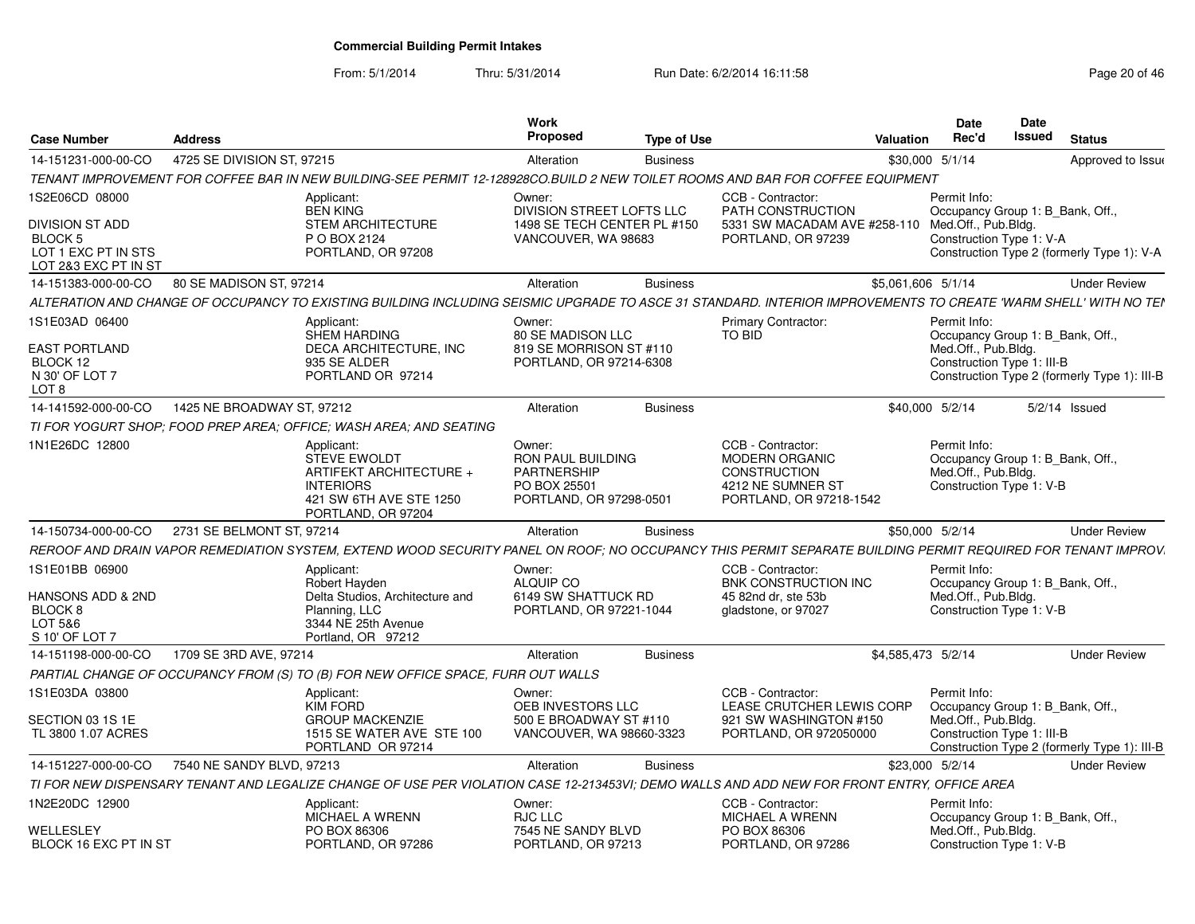# Commercial Building Permit Intakes

From: 5/1/2014 Thru: 5/31/2014 Run Date: 6/2/2014 16:11:58

| Case Number | Address | Work Proposed | Type of Use | Valuation | Date Rec'd | Date Issued | Status |
|---|---|---|---|---|---|---|---|
| 14-151231-000-00-CO | 4725 SE DIVISION ST, 97215 | Alteration | Business | $30,000 | 5/1/14 | | Approved to Issue |

TENANT IMPROVEMENT FOR COFFEE BAR IN NEW BUILDING-SEE PERMIT 12-128928CO.BUILD 2 NEW TOILET ROOMS AND BAR FOR COFFEE EQUIPMENT

- 1S2E06CD 08000 — DIVISION ST ADD, BLOCK 5, LOT 1 EXC PT IN STS, LOT 2&3 EXC PT IN ST
- Applicant: BEN KING, STEM ARCHITECTURE, P O BOX 2124, PORTLAND, OR 97208
- Owner: DIVISION STREET LOFTS LLC, 1498 SE TECH CENTER PL #150, VANCOUVER, WA 98683
- CCB - Contractor: PATH CONSTRUCTION, 5331 SW MACADAM AVE #258-110, PORTLAND, OR 97239
- Permit Info: Occupancy Group 1: B_Bank, Off., Med.Off., Pub.Bldg. Construction Type 1: V-A. Construction Type 2 (formerly Type 1): V-A

| Case Number | Address | Work Proposed | Type of Use | Valuation | Date Rec'd | Date Issued | Status |
|---|---|---|---|---|---|---|---|
| 14-151383-000-00-CO | 80 SE MADISON ST, 97214 | Alteration | Business | $5,061,606 | 5/1/14 | | Under Review |

ALTERATION AND CHANGE OF OCCUPANCY TO EXISTING BUILDING INCLUDING SEISMIC UPGRADE TO ASCE 31 STANDARD. INTERIOR IMPROVEMENTS TO CREATE 'WARM SHELL' WITH NO TEN

- 1S1E03AD 06400 — EAST PORTLAND, BLOCK 12, N 30' OF LOT 7, LOT 8
- Applicant: SHEM HARDING, DECA ARCHITECTURE, INC, 935 SE ALDER, PORTLAND OR 97214
- Owner: 80 SE MADISON LLC, 819 SE MORRISON ST #110, PORTLAND, OR 97214-6308
- Primary Contractor: TO BID
- Permit Info: Occupancy Group 1: B_Bank, Off., Med.Off., Pub.Bldg. Construction Type 1: III-B. Construction Type 2 (formerly Type 1): III-B

| Case Number | Address | Work Proposed | Type of Use | Valuation | Date Rec'd | Date Issued | Status |
|---|---|---|---|---|---|---|---|
| 14-141592-000-00-CO | 1425 NE BROADWAY ST, 97212 | Alteration | Business | $40,000 | 5/2/14 | 5/2/14 | Issued |

TI FOR YOGURT SHOP; FOOD PREP AREA; OFFICE; WASH AREA; AND SEATING

- 1N1E26DC 12800
- Applicant: STEVE EWOLDT, ARTIFEKT ARCHITECTURE + INTERIORS, 421 SW 6TH AVE STE 1250, PORTLAND, OR 97204
- Owner: RON PAUL BUILDING PARTNERSHIP, PO BOX 25501, PORTLAND, OR 97298-0501
- CCB - Contractor: MODERN ORGANIC CONSTRUCTION, 4212 NE SUMNER ST, PORTLAND, OR 97218-1542
- Permit Info: Occupancy Group 1: B_Bank, Off., Med.Off., Pub.Bldg. Construction Type 1: V-B

| Case Number | Address | Work Proposed | Type of Use | Valuation | Date Rec'd | Date Issued | Status |
|---|---|---|---|---|---|---|---|
| 14-150734-000-00-CO | 2731 SE BELMONT ST, 97214 | Alteration | Business | $50,000 | 5/2/14 | | Under Review |

REROOF AND DRAIN VAPOR REMEDIATION SYSTEM, EXTEND WOOD SECURITY PANEL ON ROOF; NO OCCUPANCY THIS PERMIT SEPARATE BUILDING PERMIT REQUIRED FOR TENANT IMPROV.

- 1S1E01BB 06900 — HANSONS ADD & 2ND, BLOCK 8, LOT 5&6, S 10' OF LOT 7
- Applicant: Robert Hayden, Delta Studios, Architecture and Planning, LLC, 3344 NE 25th Avenue, Portland, OR 97212
- Owner: ALQUIP CO, 6149 SW SHATTUCK RD, PORTLAND, OR 97221-1044
- CCB - Contractor: BNK CONSTRUCTION INC, 45 82nd dr, ste 53b, gladstone, or 97027
- Permit Info: Occupancy Group 1: B_Bank, Off., Med.Off., Pub.Bldg. Construction Type 1: V-B

| Case Number | Address | Work Proposed | Type of Use | Valuation | Date Rec'd | Date Issued | Status |
|---|---|---|---|---|---|---|---|
| 14-151198-000-00-CO | 1709 SE 3RD AVE, 97214 | Alteration | Business | $4,585,473 | 5/2/14 | | Under Review |

PARTIAL CHANGE OF OCCUPANCY FROM (S) TO (B) FOR NEW OFFICE SPACE, FURR OUT WALLS

- 1S1E03DA 03800 — SECTION 03 1S 1E, TL 3800 1.07 ACRES
- Applicant: KIM FORD, GROUP MACKENZIE, 1515 SE WATER AVE STE 100, PORTLAND OR 97214
- Owner: OEB INVESTORS LLC, 500 E BROADWAY ST #110, VANCOUVER, WA 98660-3323
- CCB - Contractor: LEASE CRUTCHER LEWIS CORP, 921 SW WASHINGTON #150, PORTLAND, OR 972050000
- Permit Info: Occupancy Group 1: B_Bank, Off., Med.Off., Pub.Bldg. Construction Type 1: III-B. Construction Type 2 (formerly Type 1): III-B

| Case Number | Address | Work Proposed | Type of Use | Valuation | Date Rec'd | Date Issued | Status |
|---|---|---|---|---|---|---|---|
| 14-151227-000-00-CO | 7540 NE SANDY BLVD, 97213 | Alteration | Business | $23,000 | 5/2/14 | | Under Review |

TI FOR NEW DISPENSARY TENANT AND LEGALIZE CHANGE OF USE PER VIOLATION CASE 12-213453VI; DEMO WALLS AND ADD NEW FOR FRONT ENTRY, OFFICE AREA

- 1N2E20DC 12900 — WELLESLEY, BLOCK 16 EXC PT IN ST
- Applicant: MICHAEL A WRENN, PO BOX 86306, PORTLAND, OR 97286
- Owner: RJC LLC, 7545 NE SANDY BLVD, PORTLAND, OR 97213
- CCB - Contractor: MICHAEL A WRENN, PO BOX 86306, PORTLAND, OR 97286
- Permit Info: Occupancy Group 1: B_Bank, Off., Med.Off., Pub.Bldg. Construction Type 1: V-B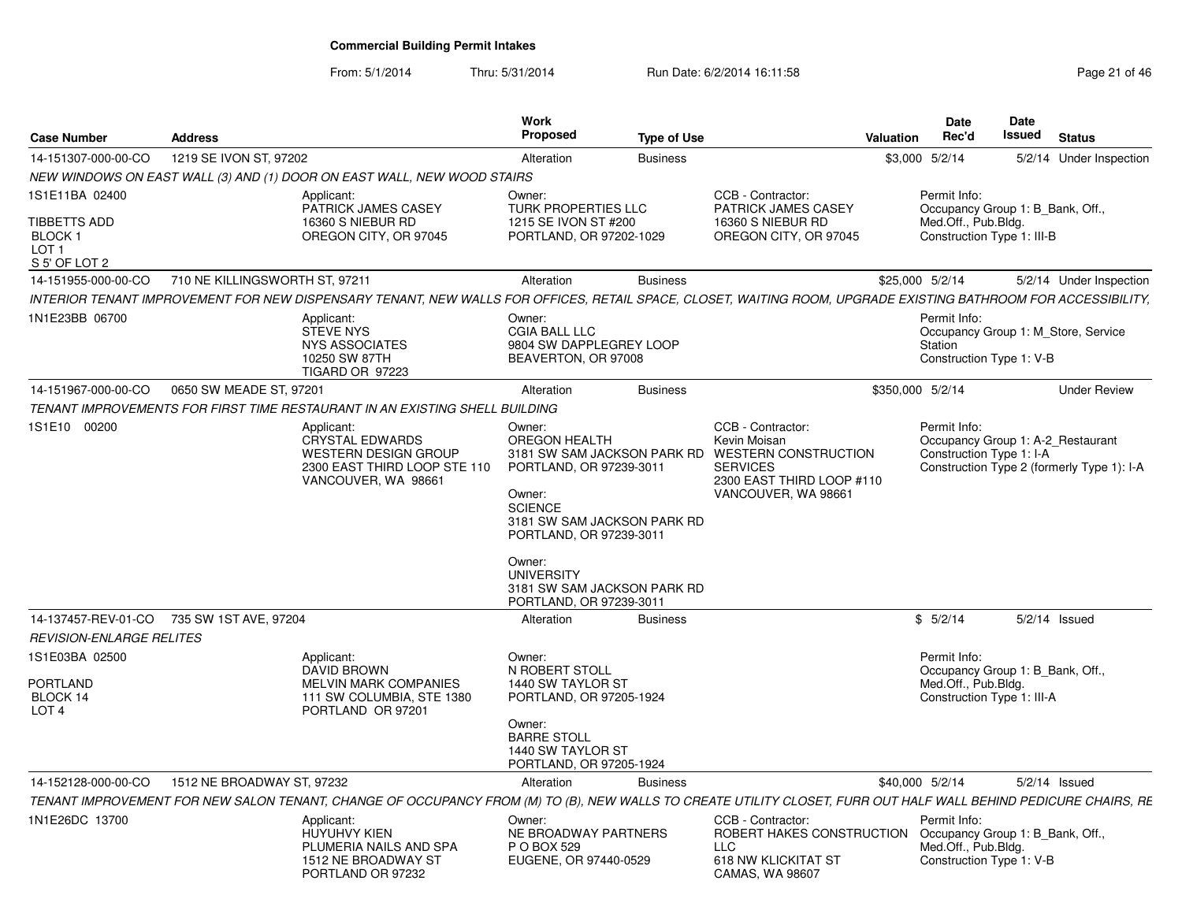**Commercial Building Permit Intakes**

From: 5/1/2014 Thru: 5/31/2014 Run Date: 6/2/2014 16:11:58

| Case Number | Address | Work Proposed | Type of Use | Valuation | Date Rec'd | Date Issued | Status |
|---|---|---|---|---|---|---|---|
| 14-151307-000-00-CO | 1219 SE IVON ST, 97202 | Alteration | Business | $3,000 | 5/2/14 | 5/2/14 | Under Inspection |

*NEW WINDOWS ON EAST WALL (3) AND (1) DOOR ON EAST WALL, NEW WOOD STAIRS*

1S1E11BA 02400
TIBBETTS ADD
BLOCK 1
LOT 1
S 5' OF LOT 2

Applicant: PATRICK JAMES CASEY, 16360 S NIEBUR RD, OREGON CITY, OR 97045

Owner: TURK PROPERTIES LLC, 1215 SE IVON ST #200, PORTLAND, OR 97202-1029

CCB - Contractor: PATRICK JAMES CASEY, 16360 S NIEBUR RD, OREGON CITY, OR 97045

Permit Info: Occupancy Group 1: B_Bank, Off., Med.Off., Pub.Bldg. Construction Type 1: III-B

| Case Number | Address | Work Proposed | Type of Use | Valuation | Date Rec'd | Date Issued | Status |
|---|---|---|---|---|---|---|---|
| 14-151955-000-00-CO | 710 NE KILLINGSWORTH ST, 97211 | Alteration | Business | $25,000 | 5/2/14 | 5/2/14 | Under Inspection |

*INTERIOR TENANT IMPROVEMENT FOR NEW DISPENSARY TENANT, NEW WALLS FOR OFFICES, RETAIL SPACE, CLOSET, WAITING ROOM, UPGRADE EXISTING BATHROOM FOR ACCESSIBILITY,*

1N1E23BB 06700

Applicant: STEVE NYS, NYS ASSOCIATES, 10250 SW 87TH, TIGARD OR 97223

Owner: CGIA BALL LLC, 9804 SW DAPPLEGREY LOOP, BEAVERTON, OR 97008

Permit Info: Occupancy Group 1: M_Store, Service Station. Construction Type 1: V-B

| Case Number | Address | Work Proposed | Type of Use | Valuation | Date Rec'd | Date Issued | Status |
|---|---|---|---|---|---|---|---|
| 14-151967-000-00-CO | 0650 SW MEADE ST, 97201 | Alteration | Business | $350,000 | 5/2/14 | | Under Review |

*TENANT IMPROVEMENTS FOR FIRST TIME RESTAURANT IN AN EXISTING SHELL BUILDING*

1S1E10 00200

Applicant: CRYSTAL EDWARDS, WESTERN DESIGN GROUP, 2300 EAST THIRD LOOP STE 110, VANCOUVER, WA 98661

Owner: OREGON HEALTH, 3181 SW SAM JACKSON PARK RD, PORTLAND, OR 97239-3011

Owner: SCIENCE, 3181 SW SAM JACKSON PARK RD, PORTLAND, OR 97239-3011

Owner: UNIVERSITY, 3181 SW SAM JACKSON PARK RD, PORTLAND, OR 97239-3011

CCB - Contractor: Kevin Moisan, WESTERN CONSTRUCTION SERVICES, 2300 EAST THIRD LOOP #110, VANCOUVER, WA 98661

Permit Info: Occupancy Group 1: A-2_Restaurant. Construction Type 1: I-A. Construction Type 2 (formerly Type 1): I-A

| Case Number | Address | Work Proposed | Type of Use | Valuation | Date Rec'd | Date Issued | Status |
|---|---|---|---|---|---|---|---|
| 14-137457-REV-01-CO | 735 SW 1ST AVE, 97204 | Alteration | Business | $ | 5/2/14 | 5/2/14 | Issued |

*REVISION-ENLARGE RELITES*

1S1E03BA 02500
PORTLAND
BLOCK 14
LOT 4

Applicant: DAVID BROWN, MELVIN MARK COMPANIES, 111 SW COLUMBIA, STE 1380, PORTLAND OR 97201

Owner: N ROBERT STOLL, 1440 SW TAYLOR ST, PORTLAND, OR 97205-1924

Owner: BARRE STOLL, 1440 SW TAYLOR ST, PORTLAND, OR 97205-1924

Permit Info: Occupancy Group 1: B_Bank, Off., Med.Off., Pub.Bldg. Construction Type 1: III-A

| Case Number | Address | Work Proposed | Type of Use | Valuation | Date Rec'd | Date Issued | Status |
|---|---|---|---|---|---|---|---|
| 14-152128-000-00-CO | 1512 NE BROADWAY ST, 97232 | Alteration | Business | $40,000 | 5/2/14 | 5/2/14 | Issued |

*TENANT IMPROVEMENT FOR NEW SALON TENANT, CHANGE OF OCCUPANCY FROM (M) TO (B), NEW WALLS TO CREATE UTILITY CLOSET, FURR OUT HALF WALL BEHIND PEDICURE CHAIRS, RE*

1N1E26DC 13700

Applicant: HUYUHVY KIEN, PLUMERIA NAILS AND SPA, 1512 NE BROADWAY ST, PORTLAND OR 97232

Owner: NE BROADWAY PARTNERS, P O BOX 529, EUGENE, OR 97440-0529

CCB - Contractor: ROBERT HAKES CONSTRUCTION LLC, 618 NW KLICKITAT ST, CAMAS, WA 98607

Permit Info: Occupancy Group 1: B_Bank, Off., Med.Off., Pub.Bldg. Construction Type 1: V-B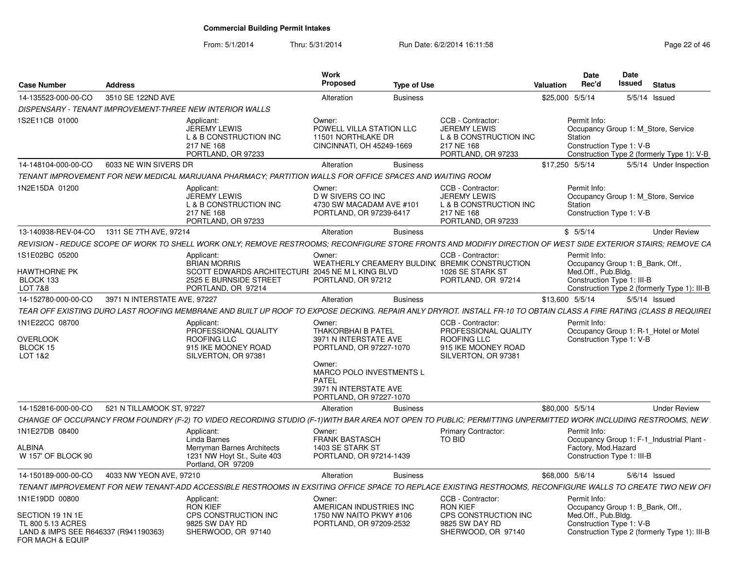# Commercial Building Permit Intakes

From: 5/1/2014 Thru: 5/31/2014 Run Date: 6/2/2014 16:11:58

| Case Number | Address | Work Proposed | Type of Use | Valuation | Date Rec'd | Date Issued | Status |
|---|---|---|---|---|---|---|---|
| 14-135523-000-00-CO | 3510 SE 122ND AVE | Alteration | Business | $25,000 | 5/5/14 | 5/5/14 | Issued |

DISPENSARY - TENANT IMPROVEMENT-THREE NEW INTERIOR WALLS

- 1S2E11CB 01000
- Applicant: JEREMY LEWIS, L & B CONSTRUCTION INC, 217 NE 168, PORTLAND, OR 97233
- Owner: POWELL VILLA STATION LLC, 11501 NORTHLAKE DR, CINCINNATI, OH 45249-1669
- CCB - Contractor: JEREMY LEWIS, L & B CONSTRUCTION INC, 217 NE 168, PORTLAND, OR 97233
- Permit Info: Occupancy Group 1: M_Store, Service Station; Construction Type 1: V-B; Construction Type 2 (formerly Type 1): V-B

| Case Number | Address | Work Proposed | Type of Use | Valuation | Date Rec'd | Date Issued | Status |
|---|---|---|---|---|---|---|---|
| 14-148104-000-00-CO | 6033 NE WIN SIVERS DR | Alteration | Business | $17,250 | 5/5/14 | 5/5/14 | Under Inspection |

TENANT IMPROVEMENT FOR NEW MEDICAL MARIJUANA PHARMACY; PARTITION WALLS FOR OFFICE SPACES AND WAITING ROOM

- 1N2E15DA 01200
- Applicant: JEREMY LEWIS, L & B CONSTRUCTION INC, 217 NE 168, PORTLAND, OR 97233
- Owner: D W SIVERS CO INC, 4730 SW MACADAM AVE #101, PORTLAND, OR 97239-6417
- CCB - Contractor: JEREMY LEWIS, L & B CONSTRUCTION INC, 217 NE 168, PORTLAND, OR 97233
- Permit Info: Occupancy Group 1: M_Store, Service Station; Construction Type 1: V-B

| Case Number | Address | Work Proposed | Type of Use | Valuation | Date Rec'd | Date Issued | Status |
|---|---|---|---|---|---|---|---|
| 13-140938-REV-04-CO | 1311 SE 7TH AVE, 97214 | Alteration | Business | $ | 5/5/14 | | Under Review |

REVISION - REDUCE SCOPE OF WORK TO SHELL WORK ONLY; REMOVE RESTROOMS; RECONFIGURE STORE FRONTS AND MODIFIY DIRECTION OF WEST SIDE EXTERIOR STAIRS; REMOVE CA

- 1S1E02BC 05200, HAWTHORNE PK, BLOCK 133, LOT 7&8
- Applicant: BRIAN MORRIS, SCOTT EDWARDS ARCHITECTURE, 2525 E BURNSIDE STREET, PORTLAND, OR 97214
- Owner: WEATHERLY CREAMERY BULDING, 2045 NE M L KING BLVD, PORTLAND, OR 97212
- CCB - Contractor: BREMIK CONSTRUCTION, 1026 SE STARK ST, PORTLAND, OR 97214
- Permit Info: Occupancy Group 1: B_Bank, Off., Med.Off., Pub.Bldg.; Construction Type 1: III-B; Construction Type 2 (formerly Type 1): III-B

| Case Number | Address | Work Proposed | Type of Use | Valuation | Date Rec'd | Date Issued | Status |
|---|---|---|---|---|---|---|---|
| 14-152780-000-00-CO | 3971 N INTERSTATE AVE, 97227 | Alteration | Business | $13,600 | 5/5/14 | 5/5/14 | Issued |

TEAR OFF EXISTING DURO LAST ROOFING MEMBRANE AND BUILT UP ROOF TO EXPOSE DECKING. REPAIR ANLY DRYROT. INSTALL FR-10 TO OBTAIN CLASS A FIRE RATING (CLASS B REQUIREI

- 1N1E22CC 08700, OVERLOOK, BLOCK 15, LOT 1&2
- Applicant: PROFESSIONAL QUALITY ROOFING LLC, 915 IKE MOONEY ROAD, SILVERTON, OR 97381
- Owner: THAKORBHAI B PATEL, 3971 N INTERSTATE AVE, PORTLAND, OR 97227-1070
- Owner: MARCO POLO INVESTMENTS L PATEL, 3971 N INTERSTATE AVE, PORTLAND, OR 97227-1070
- CCB - Contractor: PROFESSIONAL QUALITY ROOFING LLC, 915 IKE MOONEY ROAD, SILVERTON, OR 97381
- Permit Info: Occupancy Group 1: R-1_Hotel or Motel; Construction Type 1: V-B

| Case Number | Address | Work Proposed | Type of Use | Valuation | Date Rec'd | Date Issued | Status |
|---|---|---|---|---|---|---|---|
| 14-152816-000-00-CO | 521 N TILLAMOOK ST, 97227 | Alteration | Business | $80,000 | 5/5/14 | | Under Review |

CHANGE OF OCCUPANCY FROM FOUNDRY (F-2) TO VIDEO RECORDING STUDIO (F-1)WITH BAR AREA NOT OPEN TO PUBLIC; PERMITTING UNPERMITTED WORK INCLUDING RESTROOMS, NEW

- 1N1E27DB 08400, ALBINA, W 157' OF BLOCK 90
- Applicant: Linda Barnes, Merryman Barnes Architects, 1231 NW Hoyt St., Suite 403, Portland, OR 97209
- Owner: FRANK BASTASCH, 1403 SE STARK ST, PORTLAND, OR 97214-1439
- Primary Contractor: TO BID
- Permit Info: Occupancy Group 1: F-1_Industrial Plant - Factory, Mod.Hazard; Construction Type 1: III-B

| Case Number | Address | Work Proposed | Type of Use | Valuation | Date Rec'd | Date Issued | Status |
|---|---|---|---|---|---|---|---|
| 14-150189-000-00-CO | 4033 NW YEON AVE, 97210 | Alteration | Business | $68,000 | 5/6/14 | 5/6/14 | Issued |

TENANT IMPROVEMENT FOR NEW TENANT-ADD ACCESSIBLE RESTROOMS IN EXSITING OFFICE SPACE TO REPLACE EXISTING RESTROOMS, RECONFIGURE WALLS TO CREATE TWO NEW OFI

- 1N1E19DD 00800, SECTION 19 1N 1E, TL 800 5.13 ACRES, LAND & IMPS SEE R646337 (R941190363) FOR MACH & EQUIP
- Applicant: RON KIEF, CPS CONSTRUCTION INC, 9825 SW DAY RD, SHERWOOD, OR 97140
- Owner: AMERICAN INDUSTRIES INC, 1750 NW NAITO PKWY #106, PORTLAND, OR 97209-2532
- CCB - Contractor: RON KIEF, CPS CONSTRUCTION INC, 9825 SW DAY RD, SHERWOOD, OR 97140
- Permit Info: Occupancy Group 1: B_Bank, Off., Med.Off., Pub.Bldg.; Construction Type 1: V-B; Construction Type 2 (formerly Type 1): III-B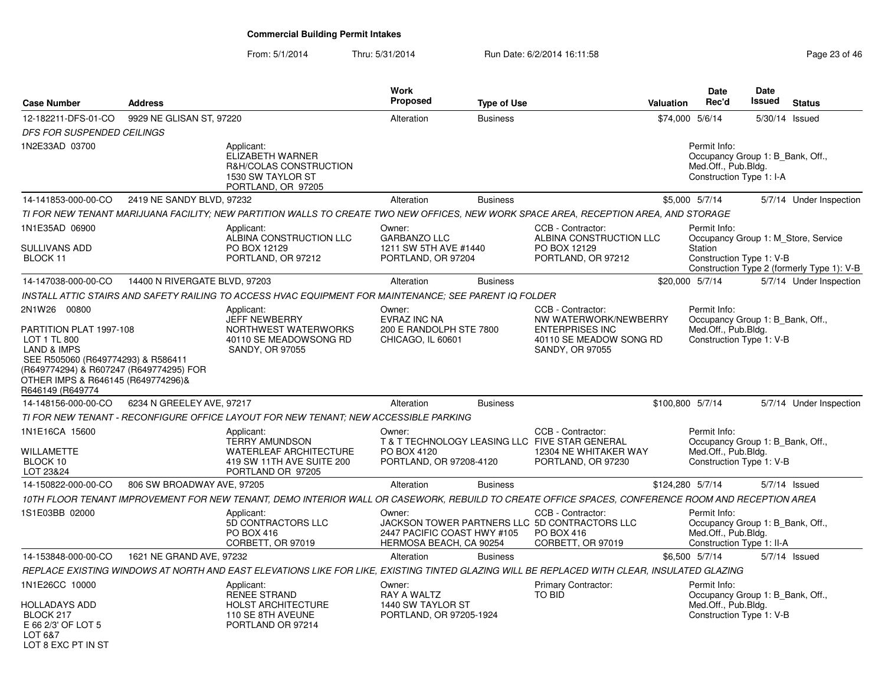# Commercial Building Permit Intakes

From: 5/1/2014 Thru: 5/31/2014 Run Date: 6/2/2014 16:11:58

| Case Number | Address | Work Proposed | Type of Use | Valuation | Date Rec'd | Date Issued | Status |
|---|---|---|---|---|---|---|---|
| 12-182211-DFS-01-CO | 9929 NE GLISAN ST, 97220 | Alteration | Business | $74,000 | 5/6/14 | 5/30/14 | Issued |

*DFS FOR SUSPENDED CEILINGS*

1N2E33AD 03700

Applicant: ELIZABETH WARNER, R&H/COLAS CONSTRUCTION, 1530 SW TAYLOR ST, PORTLAND, OR 97205

Permit Info: Occupancy Group 1: B_Bank, Off., Med.Off., Pub.Bldg. Construction Type 1: I-A

---

| Case Number | Address | Work Proposed | Type of Use | Valuation | Date Rec'd | Date Issued | Status |
|---|---|---|---|---|---|---|---|
| 14-141853-000-00-CO | 2419 NE SANDY BLVD, 97232 | Alteration | Business | $5,000 | 5/7/14 | 5/7/14 | Under Inspection |

*TI FOR NEW TENANT MARIJUANA FACILITY; NEW PARTITION WALLS TO CREATE TWO NEW OFFICES, NEW WORK SPACE AREA, RECEPTION AREA, AND STORAGE*

1N1E35AD 06900
SULLIVANS ADD
BLOCK 11

Applicant: ALBINA CONSTRUCTION LLC, PO BOX 12129, PORTLAND, OR 97212

Owner: GARBANZO LLC, 1211 SW 5TH AVE #1440, PORTLAND, OR 97204

CCB - Contractor: ALBINA CONSTRUCTION LLC, PO BOX 12129, PORTLAND, OR 97212

Permit Info: Occupancy Group 1: M_Store, Service Station. Construction Type 1: V-B. Construction Type 2 (formerly Type 1): V-B

---

| Case Number | Address | Work Proposed | Type of Use | Valuation | Date Rec'd | Date Issued | Status |
|---|---|---|---|---|---|---|---|
| 14-147038-000-00-CO | 14400 N RIVERGATE BLVD, 97203 | Alteration | Business | $20,000 | 5/7/14 | 5/7/14 | Under Inspection |

*INSTALL ATTIC STAIRS AND SAFETY RAILING TO ACCESS HVAC EQUIPMENT FOR MAINTENANCE; SEE PARENT IQ FOLDER*

2N1W26 00800
PARTITION PLAT 1997-108
LOT 1 TL 800
LAND & IMPS
SEE R505060 (R649774293) & R586411 (R649774294) & R607247 (R649774295) FOR OTHER IMPS & R646145 (R649774296)& R646149 (R649774

Applicant: JEFF NEWBERRY, NORTHWEST WATERWORKS, 40110 SE MEADOWSONG RD, SANDY, OR 97055

Owner: EVRAZ INC NA, 200 E RANDOLPH STE 7800, CHICAGO, IL 60601

CCB - Contractor: NW WATERWORK/NEWBERRY ENTERPRISES INC, 40110 SE MEADOW SONG RD, SANDY, OR 97055

Permit Info: Occupancy Group 1: B_Bank, Off., Med.Off., Pub.Bldg. Construction Type 1: V-B

---

| Case Number | Address | Work Proposed | Type of Use | Valuation | Date Rec'd | Date Issued | Status |
|---|---|---|---|---|---|---|---|
| 14-148156-000-00-CO | 6234 N GREELEY AVE, 97217 | Alteration | Business | $100,800 | 5/7/14 | 5/7/14 | Under Inspection |

*TI FOR NEW TENANT - RECONFIGURE OFFICE LAYOUT FOR NEW TENANT; NEW ACCESSIBLE PARKING*

1N1E16CA 15600
WILLAMETTE
BLOCK 10
LOT 23&24

Applicant: TERRY AMUNDSON, WATERLEAF ARCHITECTURE, 419 SW 11TH AVE SUITE 200, PORTLAND OR 97205

Owner: T & T TECHNOLOGY LEASING LLC, PO BOX 4120, PORTLAND, OR 97208-4120

CCB - Contractor: FIVE STAR GENERAL, 12304 NE WHITAKER WAY, PORTLAND, OR 97230

Permit Info: Occupancy Group 1: B_Bank, Off., Med.Off., Pub.Bldg. Construction Type 1: V-B

---

| Case Number | Address | Work Proposed | Type of Use | Valuation | Date Rec'd | Date Issued | Status |
|---|---|---|---|---|---|---|---|
| 14-150822-000-00-CO | 806 SW BROADWAY AVE, 97205 | Alteration | Business | $124,280 | 5/7/14 | 5/7/14 | Issued |

*10TH FLOOR TENANT IMPROVEMENT FOR NEW TENANT, DEMO INTERIOR WALL OR CASEWORK, REBUILD TO CREATE OFFICE SPACES, CONFERENCE ROOM AND RECEPTION AREA*

1S1E03BB 02000

Applicant: 5D CONTRACTORS LLC, PO BOX 416, CORBETT, OR 97019

Owner: JACKSON TOWER PARTNERS LLC, 2447 PACIFIC COAST HWY #105, HERMOSA BEACH, CA 90254

CCB - Contractor: 5D CONTRACTORS LLC, PO BOX 416, CORBETT, OR 97019

Permit Info: Occupancy Group 1: B_Bank, Off., Med.Off., Pub.Bldg. Construction Type 1: II-A

---

| Case Number | Address | Work Proposed | Type of Use | Valuation | Date Rec'd | Date Issued | Status |
|---|---|---|---|---|---|---|---|
| 14-153848-000-00-CO | 1621 NE GRAND AVE, 97232 | Alteration | Business | $6,500 | 5/7/14 | 5/7/14 | Issued |

*REPLACE EXISTING WINDOWS AT NORTH AND EAST ELEVATIONS LIKE FOR LIKE, EXISTING TINTED GLAZING WILL BE REPLACED WITH CLEAR, INSULATED GLAZING*

1N1E26CC 10000
HOLLADAYS ADD
BLOCK 217
E 66 2/3' OF LOT 5
LOT 6&7
LOT 8 EXC PT IN ST

Applicant: RENEE STRAND, HOLST ARCHITECTURE, 110 SE 8TH AVEUNE, PORTLAND OR 97214

Owner: RAY A WALTZ, 1440 SW TAYLOR ST, PORTLAND, OR 97205-1924

Primary Contractor: TO BID

Permit Info: Occupancy Group 1: B_Bank, Off., Med.Off., Pub.Bldg. Construction Type 1: V-B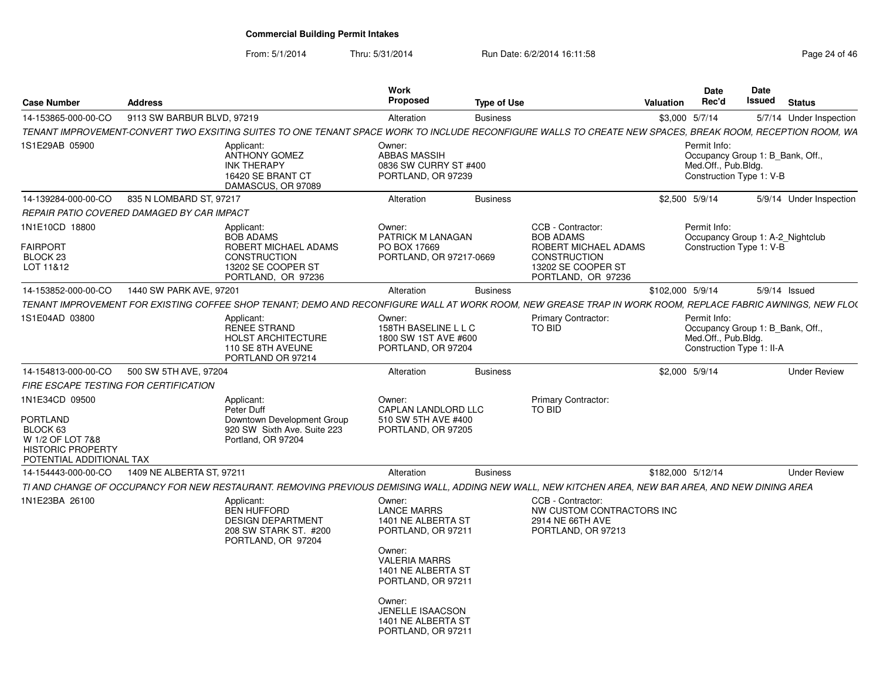# Commercial Building Permit Intakes

From: 5/1/2014 Thru: 5/31/2014 Run Date: 6/2/2014 16:11:58

| Case Number | Address | Work Proposed | Type of Use | Valuation | Date Rec'd | Date Issued | Status |
|---|---|---|---|---|---|---|---|
| 14-153865-000-00-CO | 9113 SW BARBUR BLVD, 97219 | Alteration | Business | $3,000 | 5/7/14 | 5/7/14 | Under Inspection |

TENANT IMPROVEMENT-CONVERT TWO EXSITING SUITES TO ONE TENANT SPACE WORK TO INCLUDE RECONFIGURE WALLS TO CREATE NEW SPACES, BREAK ROOM, RECEPTION ROOM, WA

1S1E29AB 05900

Applicant:
ANTHONY GOMEZ
INK THERAPY
16420 SE BRANT CT
DAMASCUS, OR 97089

Owner:
ABBAS MASSIH
0836 SW CURRY ST #400
PORTLAND, OR 97239

Permit Info:
Occupancy Group 1: B_Bank, Off., Med.Off., Pub.Bldg.
Construction Type 1: V-B

| Case Number | Address | Work Proposed | Type of Use | Valuation | Date Rec'd | Date Issued | Status |
|---|---|---|---|---|---|---|---|
| 14-139284-000-00-CO | 835 N LOMBARD ST, 97217 | Alteration | Business | $2,500 | 5/9/14 | 5/9/14 | Under Inspection |

REPAIR PATIO COVERED DAMAGED BY CAR IMPACT

1N1E10CD 18800
FAIRPORT
BLOCK 23
LOT 11&12

Applicant:
BOB ADAMS
ROBERT MICHAEL ADAMS CONSTRUCTION
13202 SE COOPER ST
PORTLAND, OR 97236

Owner:
PATRICK M LANAGAN
PO BOX 17669
PORTLAND, OR 97217-0669

CCB - Contractor:
BOB ADAMS
ROBERT MICHAEL ADAMS CONSTRUCTION
13202 SE COOPER ST
PORTLAND, OR 97236

Permit Info:
Occupancy Group 1: A-2_Nightclub
Construction Type 1: V-B

| Case Number | Address | Work Proposed | Type of Use | Valuation | Date Rec'd | Date Issued | Status |
|---|---|---|---|---|---|---|---|
| 14-153852-000-00-CO | 1440 SW PARK AVE, 97201 | Alteration | Business | $102,000 | 5/9/14 | 5/9/14 | Issued |

TENANT IMPROVEMENT FOR EXISTING COFFEE SHOP TENANT; DEMO AND RECONFIGURE WALL AT WORK ROOM, NEW GREASE TRAP IN WORK ROOM, REPLACE FABRIC AWNINGS, NEW FLO

1S1E04AD 03800

Applicant:
RENEE STRAND
HOLST ARCHITECTURE
110 SE 8TH AVEUNE
PORTLAND OR 97214

Owner:
158TH BASELINE L L C
1800 SW 1ST AVE #600
PORTLAND, OR 97204

Primary Contractor:
TO BID

Permit Info:
Occupancy Group 1: B_Bank, Off., Med.Off., Pub.Bldg.
Construction Type 1: II-A

| Case Number | Address | Work Proposed | Type of Use | Valuation | Date Rec'd | Date Issued | Status |
|---|---|---|---|---|---|---|---|
| 14-154813-000-00-CO | 500 SW 5TH AVE, 97204 | Alteration | Business | $2,000 | 5/9/14 | | Under Review |

FIRE ESCAPE TESTING FOR CERTIFICATION

1N1E34CD 09500
PORTLAND
BLOCK 63
W 1/2 OF LOT 7&8
HISTORIC PROPERTY
POTENTIAL ADDITIONAL TAX

Applicant:
Peter Duff
Downtown Development Group
920 SW Sixth Ave. Suite 223
Portland, OR 97204

Owner:
CAPLAN LANDLORD LLC
510 SW 5TH AVE #400
PORTLAND, OR 97205

Primary Contractor:
TO BID

| Case Number | Address | Work Proposed | Type of Use | Valuation | Date Rec'd | Date Issued | Status |
|---|---|---|---|---|---|---|---|
| 14-154443-000-00-CO | 1409 NE ALBERTA ST, 97211 | Alteration | Business | $182,000 | 5/12/14 | | Under Review |

TI AND CHANGE OF OCCUPANCY FOR NEW RESTAURANT. REMOVING PREVIOUS DEMISING WALL, ADDING NEW WALL, NEW KITCHEN AREA, NEW BAR AREA, AND NEW DINING AREA

1N1E23BA 26100

Applicant:
BEN HUFFORD
DESIGN DEPARTMENT
208 SW STARK ST. #200
PORTLAND, OR 97204

Owner:
LANCE MARRS
1401 NE ALBERTA ST
PORTLAND, OR 97211

Owner:
VALERIA MARRS
1401 NE ALBERTA ST
PORTLAND, OR 97211

Owner:
JENELLE ISAACSON
1401 NE ALBERTA ST
PORTLAND, OR 97211

CCB - Contractor:
NW CUSTOM CONTRACTORS INC
2914 NE 66TH AVE
PORTLAND, OR 97213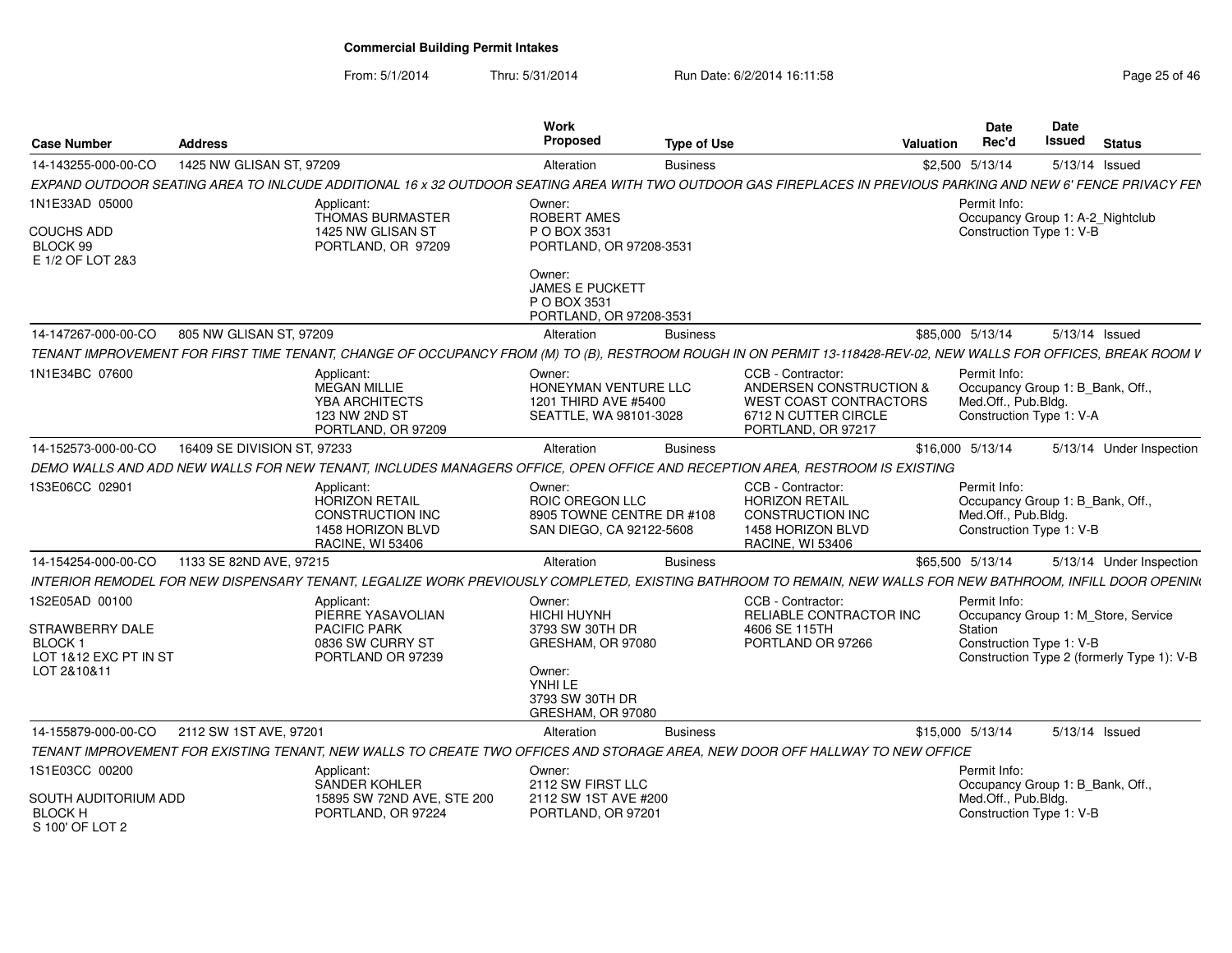# Commercial Building Permit Intakes

From: 5/1/2014 Thru: 5/31/2014 Run Date: 6/2/2014 16:11:58

| Case Number | Address | Work Proposed | Type of Use | Valuation | Date Rec'd | Date Issued | Status |
|---|---|---|---|---|---|---|---|
| 14-143255-000-00-CO | 1425 NW GLISAN ST, 97209 | Alteration | Business | $2,500 | 5/13/14 | 5/13/14 | Issued |

*EXPAND OUTDOOR SEATING AREA TO INLCUDE ADDITIONAL 16 x 32 OUTDOOR SEATING AREA WITH TWO OUTDOOR GAS FIREPLACES IN PREVIOUS PARKING AND NEW 6' FENCE PRIVACY FEN*

1N1E33AD 05000
COUCHS ADD
BLOCK 99
E 1/2 OF LOT 2&3

Applicant:
THOMAS BURMASTER
1425 NW GLISAN ST
PORTLAND, OR 97209

Owner:
ROBERT AMES
P O BOX 3531
PORTLAND, OR 97208-3531

Owner:
JAMES E PUCKETT
P O BOX 3531
PORTLAND, OR 97208-3531

Permit Info:
Occupancy Group 1: A-2_Nightclub
Construction Type 1: V-B

| Case Number | Address | Work Proposed | Type of Use | Valuation | Date Rec'd | Date Issued | Status |
|---|---|---|---|---|---|---|---|
| 14-147267-000-00-CO | 805 NW GLISAN ST, 97209 | Alteration | Business | $85,000 | 5/13/14 | 5/13/14 | Issued |

*TENANT IMPROVEMENT FOR FIRST TIME TENANT, CHANGE OF OCCUPANCY FROM (M) TO (B), RESTROOM ROUGH IN ON PERMIT 13-118428-REV-02, NEW WALLS FOR OFFICES, BREAK ROOM V*

1N1E34BC 07600

Applicant:
MEGAN MILLIE
YBA ARCHITECTS
123 NW 2ND ST
PORTLAND, OR 97209

Owner:
HONEYMAN VENTURE LLC
1201 THIRD AVE #5400
SEATTLE, WA 98101-3028

CCB - Contractor:
ANDERSEN CONSTRUCTION &
WEST COAST CONTRACTORS
6712 N CUTTER CIRCLE
PORTLAND, OR 97217

Permit Info:
Occupancy Group 1: B_Bank, Off., Med.Off., Pub.Bldg.
Construction Type 1: V-A

| Case Number | Address | Work Proposed | Type of Use | Valuation | Date Rec'd | Date Issued | Status |
|---|---|---|---|---|---|---|---|
| 14-152573-000-00-CO | 16409 SE DIVISION ST, 97233 | Alteration | Business | $16,000 | 5/13/14 | 5/13/14 | Under Inspection |

*DEMO WALLS AND ADD NEW WALLS FOR NEW TENANT, INCLUDES MANAGERS OFFICE, OPEN OFFICE AND RECEPTION AREA, RESTROOM IS EXISTING*

1S3E06CC 02901

Applicant:
HORIZON RETAIL
CONSTRUCTION INC
1458 HORIZON BLVD
RACINE, WI 53406

Owner:
ROIC OREGON LLC
8905 TOWNE CENTRE DR #108
SAN DIEGO, CA 92122-5608

CCB - Contractor:
HORIZON RETAIL
CONSTRUCTION INC
1458 HORIZON BLVD
RACINE, WI 53406

Permit Info:
Occupancy Group 1: B_Bank, Off., Med.Off., Pub.Bldg.
Construction Type 1: V-B

| Case Number | Address | Work Proposed | Type of Use | Valuation | Date Rec'd | Date Issued | Status |
|---|---|---|---|---|---|---|---|
| 14-154254-000-00-CO | 1133 SE 82ND AVE, 97215 | Alteration | Business | $65,500 | 5/13/14 | 5/13/14 | Under Inspection |

*INTERIOR REMODEL FOR NEW DISPENSARY TENANT, LEGALIZE WORK PREVIOUSLY COMPLETED, EXISTING BATHROOM TO REMAIN, NEW WALLS FOR NEW BATHROOM, INFILL DOOR OPENIN*

1S2E05AD 00100
STRAWBERRY DALE
BLOCK 1
LOT 1&12 EXC PT IN ST
LOT 2&10&11

Applicant:
PIERRE YASAVOLIAN
PACIFIC PARK
0836 SW CURRY ST
PORTLAND OR 97239

Owner:
HICHI HUYNH
3793 SW 30TH DR
GRESHAM, OR 97080

Owner:
YNHI LE
3793 SW 30TH DR
GRESHAM, OR 97080

CCB - Contractor:
RELIABLE CONTRACTOR INC
4606 SE 115TH
PORTLAND OR 97266

Permit Info:
Occupancy Group 1: M_Store, Service Station
Construction Type 1: V-B
Construction Type 2 (formerly Type 1): V-B

| Case Number | Address | Work Proposed | Type of Use | Valuation | Date Rec'd | Date Issued | Status |
|---|---|---|---|---|---|---|---|
| 14-155879-000-00-CO | 2112 SW 1ST AVE, 97201 | Alteration | Business | $15,000 | 5/13/14 | 5/13/14 | Issued |

*TENANT IMPROVEMENT FOR EXISTING TENANT, NEW WALLS TO CREATE TWO OFFICES AND STORAGE AREA, NEW DOOR OFF HALLWAY TO NEW OFFICE*

1S1E03CC 00200
SOUTH AUDITORIUM ADD
BLOCK H
S 100' OF LOT 2

Applicant:
SANDER KOHLER
15895 SW 72ND AVE, STE 200
PORTLAND, OR 97224

Owner:
2112 SW FIRST LLC
2112 SW 1ST AVE #200
PORTLAND, OR 97201

Permit Info:
Occupancy Group 1: B_Bank, Off., Med.Off., Pub.Bldg.
Construction Type 1: V-B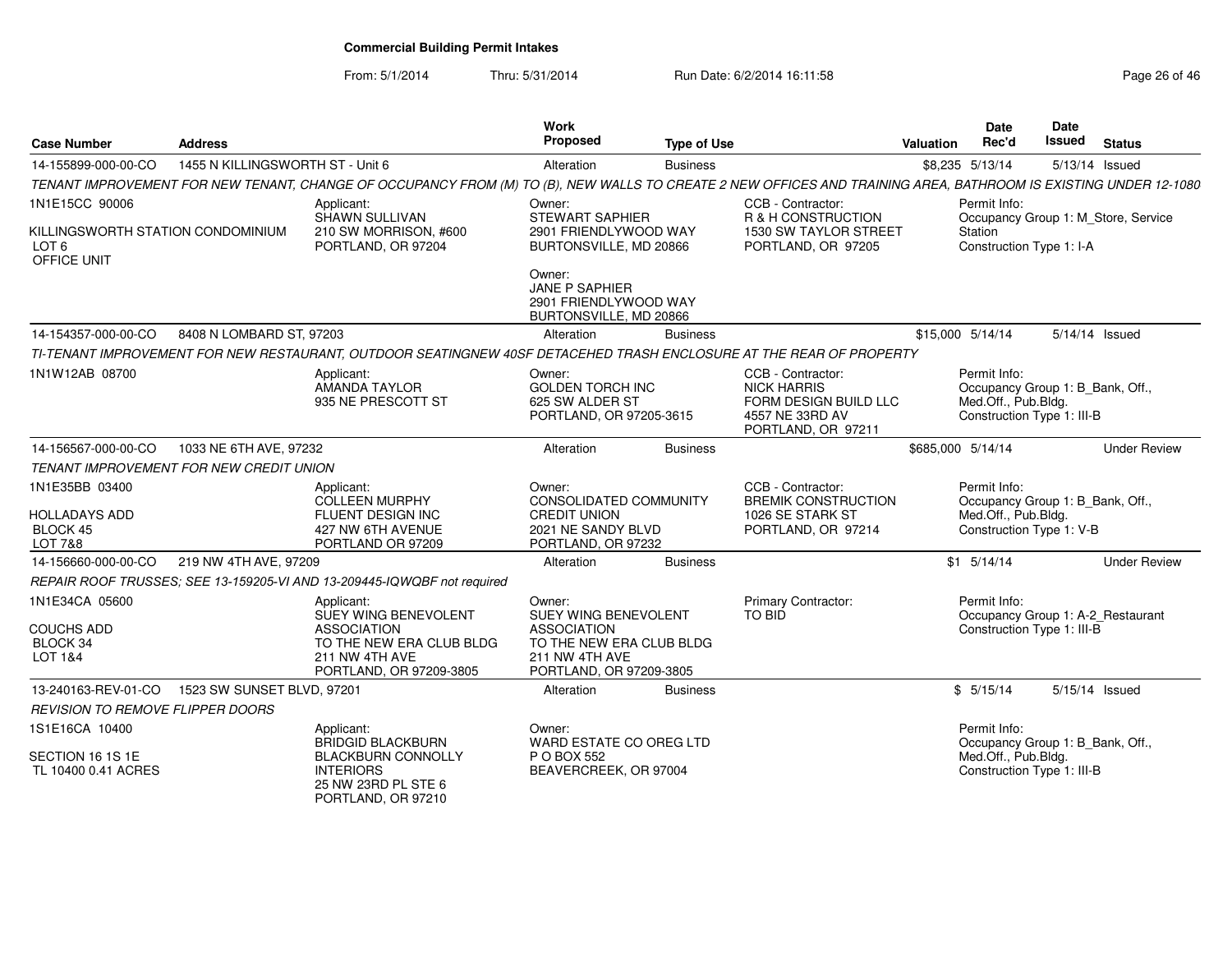# Commercial Building Permit Intakes

From: 5/1/2014 Thru: 5/31/2014 Run Date: 6/2/2014 16:11:58

| Case Number | Address | Work Proposed | Type of Use | Valuation | Date Rec'd | Date Issued | Status |
|---|---|---|---|---|---|---|---|
| 14-155899-000-00-CO | 1455 N KILLINGSWORTH ST - Unit 6 | Alteration | Business | $8,235 | 5/13/14 | 5/13/14 | Issued |

*TENANT IMPROVEMENT FOR NEW TENANT, CHANGE OF OCCUPANCY FROM (M) TO (B), NEW WALLS TO CREATE 2 NEW OFFICES AND TRAINING AREA, BATHROOM IS EXISTING UNDER 12-1080*

1N1E15CC 90006

KILLINGSWORTH STATION CONDOMINIUM
LOT 6
OFFICE UNIT

Applicant:
SHAWN SULLIVAN
210 SW MORRISON, #600
PORTLAND, OR 97204

Owner:
STEWART SAPHIER
2901 FRIENDLYWOOD WAY
BURTONSVILLE, MD 20866

Owner:
JANE P SAPHIER
2901 FRIENDLYWOOD WAY
BURTONSVILLE, MD 20866

CCB - Contractor:
R & H CONSTRUCTION
1530 SW TAYLOR STREET
PORTLAND, OR 97205

Permit Info:
Occupancy Group 1: M_Store, Service Station
Construction Type 1: I-A

---

| Case Number | Address | Work Proposed | Type of Use | Valuation | Date Rec'd | Date Issued | Status |
|---|---|---|---|---|---|---|---|
| 14-154357-000-00-CO | 8408 N LOMBARD ST, 97203 | Alteration | Business | $15,000 | 5/14/14 | 5/14/14 | Issued |

*TI-TENANT IMPROVEMENT FOR NEW RESTAURANT, OUTDOOR SEATINGNEW 40SF DETACEHED TRASH ENCLOSURE AT THE REAR OF PROPERTY*

1N1W12AB 08700

Applicant:
AMANDA TAYLOR
935 NE PRESCOTT ST

Owner:
GOLDEN TORCH INC
625 SW ALDER ST
PORTLAND, OR 97205-3615

CCB - Contractor:
NICK HARRIS
FORM DESIGN BUILD LLC
4557 NE 33RD AV
PORTLAND, OR 97211

Permit Info:
Occupancy Group 1: B_Bank, Off., Med.Off., Pub.Bldg.
Construction Type 1: III-B

---

| Case Number | Address | Work Proposed | Type of Use | Valuation | Date Rec'd | Date Issued | Status |
|---|---|---|---|---|---|---|---|
| 14-156567-000-00-CO | 1033 NE 6TH AVE, 97232 | Alteration | Business | $685,000 | 5/14/14 | | Under Review |

*TENANT IMPROVEMENT FOR NEW CREDIT UNION*

1N1E35BB 03400

HOLLADAYS ADD
BLOCK 45
LOT 7&8

Applicant:
COLLEEN MURPHY
FLUENT DESIGN INC
427 NW 6TH AVENUE
PORTLAND OR 97209

Owner:
CONSOLIDATED COMMUNITY CREDIT UNION
2021 NE SANDY BLVD
PORTLAND, OR 97232

CCB - Contractor:
BREMIK CONSTRUCTION
1026 SE STARK ST
PORTLAND, OR 97214

Permit Info:
Occupancy Group 1: B_Bank, Off., Med.Off., Pub.Bldg.
Construction Type 1: V-B

---

| Case Number | Address | Work Proposed | Type of Use | Valuation | Date Rec'd | Date Issued | Status |
|---|---|---|---|---|---|---|---|
| 14-156660-000-00-CO | 219 NW 4TH AVE, 97209 | Alteration | Business | $1 | 5/14/14 | | Under Review |

*REPAIR ROOF TRUSSES; SEE 13-159205-VI AND 13-209445-IQWQBF not required*

1N1E34CA 05600

COUCHS ADD
BLOCK 34
LOT 1&4

Applicant:
SUEY WING BENEVOLENT ASSOCIATION
TO THE NEW ERA CLUB BLDG
211 NW 4TH AVE
PORTLAND, OR 97209-3805

Owner:
SUEY WING BENEVOLENT ASSOCIATION
TO THE NEW ERA CLUB BLDG
211 NW 4TH AVE
PORTLAND, OR 97209-3805

Primary Contractor:
TO BID

Permit Info:
Occupancy Group 1: A-2_Restaurant
Construction Type 1: III-B

---

| Case Number | Address | Work Proposed | Type of Use | Valuation | Date Rec'd | Date Issued | Status |
|---|---|---|---|---|---|---|---|
| 13-240163-REV-01-CO | 1523 SW SUNSET BLVD, 97201 | Alteration | Business | $ | 5/15/14 | 5/15/14 | Issued |

*REVISION TO REMOVE FLIPPER DOORS*

1S1E16CA 10400

SECTION 16 1S 1E
TL 10400 0.41 ACRES

Applicant:
BRIDGID BLACKBURN
BLACKBURN CONNOLLY INTERIORS
25 NW 23RD PL STE 6
PORTLAND, OR 97210

Owner:
WARD ESTATE CO OREG LTD
P O BOX 552
BEAVERCREEK, OR 97004

Permit Info:
Occupancy Group 1: B_Bank, Off., Med.Off., Pub.Bldg.
Construction Type 1: III-B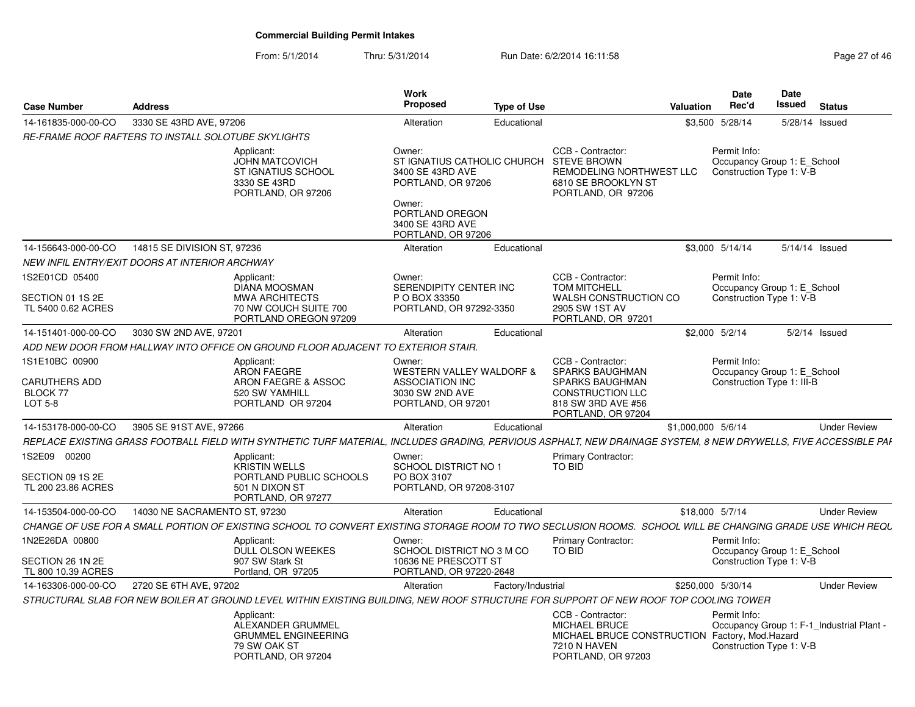**Commercial Building Permit Intakes**

From: 5/1/2014 Thru: 5/31/2014 Run Date: 6/2/2014 16:11:58

| Case Number | Address | Work Proposed | Type of Use | Valuation | Date Rec'd | Date Issued | Status |
|---|---|---|---|---|---|---|---|
| 14-161835-000-00-CO | 3330 SE 43RD AVE, 97206 | Alteration | Educational | $3,500 | 5/28/14 | 5/28/14 | Issued |

*RE-FRAME ROOF RAFTERS TO INSTALL SOLOTUBE SKYLIGHTS*

Applicant: JOHN MATCOVICH, ST IGNATIUS SCHOOL, 3330 SE 43RD, PORTLAND, OR 97206

Owner: ST IGNATIUS CATHOLIC CHURCH, 3400 SE 43RD AVE, PORTLAND, OR 97206

Owner: PORTLAND OREGON, 3400 SE 43RD AVE, PORTLAND, OR 97206

CCB - Contractor: STEVE BROWN, REMODELING NORTHWEST LLC, 6810 SE BROOKLYN ST, PORTLAND, OR 97206

Permit Info: Occupancy Group 1: E_School; Construction Type 1: V-B

| Case Number | Address | Work Proposed | Type of Use | Valuation | Date Rec'd | Date Issued | Status |
|---|---|---|---|---|---|---|---|
| 14-156643-000-00-CO | 14815 SE DIVISION ST, 97236 | Alteration | Educational | $3,000 | 5/14/14 | 5/14/14 | Issued |

*NEW INFIL ENTRY/EXIT DOORS AT INTERIOR ARCHWAY*

1S2E01CD 05400; SECTION 01 1S 2E; TL 5400 0.62 ACRES

Applicant: DIANA MOOSMAN, MWA ARCHITECTS, 70 NW COUCH SUITE 700, PORTLAND OREGON 97209

Owner: SERENDIPITY CENTER INC, P O BOX 33350, PORTLAND, OR 97292-3350

CCB - Contractor: TOM MITCHELL, WALSH CONSTRUCTION CO, 2905 SW 1ST AV, PORTLAND, OR 97201

Permit Info: Occupancy Group 1: E_School; Construction Type 1: V-B

| Case Number | Address | Work Proposed | Type of Use | Valuation | Date Rec'd | Date Issued | Status |
|---|---|---|---|---|---|---|---|
| 14-151401-000-00-CO | 3030 SW 2ND AVE, 97201 | Alteration | Educational | $2,000 | 5/2/14 | 5/2/14 | Issued |

*ADD NEW DOOR FROM HALLWAY INTO OFFICE ON GROUND FLOOR ADJACENT TO EXTERIOR STAIR.*

1S1E10BC 00900; CARUTHERS ADD; BLOCK 77; LOT 5-8

Applicant: ARON FAEGRE, ARON FAEGRE & ASSOC, 520 SW YAMHILL, PORTLAND OR 97204

Owner: WESTERN VALLEY WALDORF & ASSOCIATION INC, 3030 SW 2ND AVE, PORTLAND, OR 97201

CCB - Contractor: SPARKS BAUGHMAN, SPARKS BAUGHMAN CONSTRUCTION LLC, 818 SW 3RD AVE #56, PORTLAND, OR 97204

Permit Info: Occupancy Group 1: E_School; Construction Type 1: III-B

| Case Number | Address | Work Proposed | Type of Use | Valuation | Date Rec'd | Date Issued | Status |
|---|---|---|---|---|---|---|---|
| 14-153178-000-00-CO | 3905 SE 91ST AVE, 97266 | Alteration | Educational | $1,000,000 | 5/6/14 | | Under Review |

*REPLACE EXISTING GRASS FOOTBALL FIELD WITH SYNTHETIC TURF MATERIAL, INCLUDES GRADING, PERVIOUS ASPHALT, NEW DRAINAGE SYSTEM, 8 NEW DRYWELLS, FIVE ACCESSIBLE PAI*

1S2E09 00200; SECTION 09 1S 2E; TL 200 23.86 ACRES

Applicant: KRISTIN WELLS, PORTLAND PUBLIC SCHOOLS, 501 N DIXON ST, PORTLAND, OR 97277

Owner: SCHOOL DISTRICT NO 1, PO BOX 3107, PORTLAND, OR 97208-3107

Primary Contractor: TO BID

| Case Number | Address | Work Proposed | Type of Use | Valuation | Date Rec'd | Date Issued | Status |
|---|---|---|---|---|---|---|---|
| 14-153504-000-00-CO | 14030 NE SACRAMENTO ST, 97230 | Alteration | Educational | $18,000 | 5/7/14 | | Under Review |

*CHANGE OF USE FOR A SMALL PORTION OF EXISTING SCHOOL TO CONVERT EXISTING STORAGE ROOM TO TWO SECLUSION ROOMS. SCHOOL WILL BE CHANGING GRADE USE WHICH REQU*

1N2E26DA 00800; SECTION 26 1N 2E; TL 800 10.39 ACRES

Applicant: DULL OLSON WEEKES, 907 SW Stark St, Portland, OR 97205

Owner: SCHOOL DISTRICT NO 3 M CO, 10636 NE PRESCOTT ST, PORTLAND, OR 97220-2648

Primary Contractor: TO BID

Permit Info: Occupancy Group 1: E_School; Construction Type 1: V-B

| Case Number | Address | Work Proposed | Type of Use | Valuation | Date Rec'd | Date Issued | Status |
|---|---|---|---|---|---|---|---|
| 14-163306-000-00-CO | 2720 SE 6TH AVE, 97202 | Alteration | Factory/Industrial | $250,000 | 5/30/14 | | Under Review |

*STRUCTURAL SLAB FOR NEW BOILER AT GROUND LEVEL WITHIN EXISTING BUILDING, NEW ROOF STRUCTURE FOR SUPPORT OF NEW ROOF TOP COOLING TOWER*

Applicant: ALEXANDER GRUMMEL, GRUMMEL ENGINEERING, 79 SW OAK ST, PORTLAND, OR 97204

CCB - Contractor: MICHAEL BRUCE, MICHAEL BRUCE CONSTRUCTION, 7210 N HAVEN, PORTLAND, OR 97203

Permit Info: Occupancy Group 1: F-1_Industrial Plant - Factory, Mod.Hazard; Construction Type 1: V-B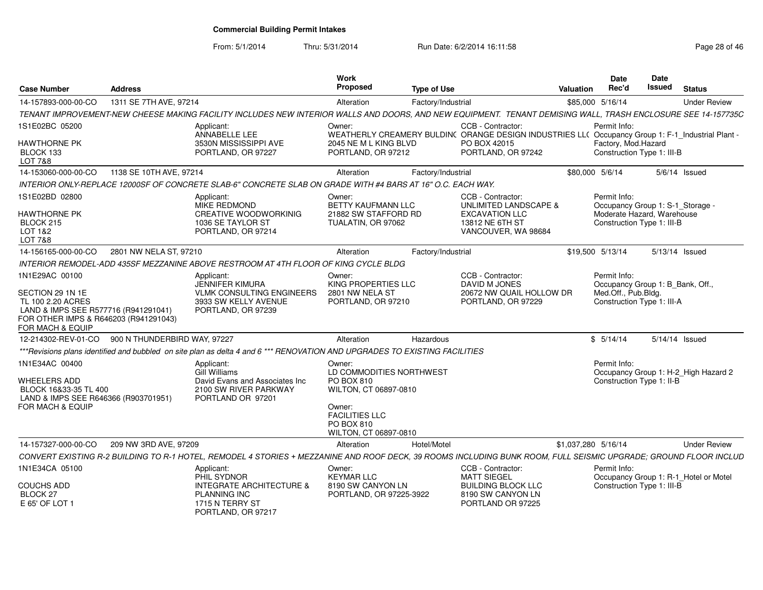# Commercial Building Permit Intakes

From: 5/1/2014 Thru: 5/31/2014 Run Date: 6/2/2014 16:11:58

| Case Number | Address | Work Proposed | Type of Use | Valuation | Date Rec'd | Date Issued | Status |
|---|---|---|---|---|---|---|---|
| 14-157893-000-00-CO | 1311 SE 7TH AVE, 97214 | Alteration | Factory/Industrial | $85,000 | 5/16/14 | | Under Review |

*TENANT IMPROVEMENT-NEW CHEESE MAKING FACILITY INCLUDES NEW INTERIOR WALLS AND DOORS, AND NEW EQUIPMENT. TENANT DEMISING WALL, TRASH ENCLOSURE SEE 14-157735C*

1S1E02BC 05200
HAWTHORNE PK
BLOCK 133
LOT 7&8

Applicant: ANNABELLE LEE, 3530N MISSISSIPPI AVE, PORTLAND, OR 97227

Owner: WEATHERLY CREAMERY BULDINC, 2045 NE M L KING BLVD, PORTLAND, OR 97212

CCB - Contractor: ORANGE DESIGN INDUSTRIES LLC, PO BOX 42015, PORTLAND, OR 97242

Permit Info: Occupancy Group 1: F-1_Industrial Plant - Factory, Mod.Hazard; Construction Type 1: III-B

| Case Number | Address | Work Proposed | Type of Use | Valuation | Date Rec'd | Date Issued | Status |
|---|---|---|---|---|---|---|---|
| 14-153060-000-00-CO | 1138 SE 10TH AVE, 97214 | Alteration | Factory/Industrial | $80,000 | 5/6/14 | 5/6/14 | Issued |

*INTERIOR ONLY-REPLACE 12000SF OF CONCRETE SLAB-6" CONCRETE SLAB ON GRADE WITH #4 BARS AT 16" O.C. EACH WAY.*

1S1E02BD 02800
HAWTHORNE PK
BLOCK 215
LOT 1&2
LOT 7&8

Applicant: MIKE REDMOND, CREATIVE WOODWORKINIG, 1036 SE TAYLOR ST, PORTLAND, OR 97214

Owner: BETTY KAUFMANN LLC, 21882 SW STAFFORD RD, TUALATIN, OR 97062

CCB - Contractor: UNLIMITED LANDSCAPE & EXCAVATION LLC, 13812 NE 6TH ST, VANCOUVER, WA 98684

Permit Info: Occupancy Group 1: S-1_Storage - Moderate Hazard, Warehouse; Construction Type 1: III-B

| Case Number | Address | Work Proposed | Type of Use | Valuation | Date Rec'd | Date Issued | Status |
|---|---|---|---|---|---|---|---|
| 14-156165-000-00-CO | 2801 NW NELA ST, 97210 | Alteration | Factory/Industrial | $19,500 | 5/13/14 | 5/13/14 | Issued |

*INTERIOR REMODEL-ADD 435SF MEZZANINE ABOVE RESTROOM AT 4TH FLOOR OF KING CYCLE BLDG*

1N1E29AC 00100
SECTION 29 1N 1E
TL 100 2.20 ACRES
LAND & IMPS SEE R577716 (R941291041)
FOR OTHER IMPS & R646203 (R941291043)
FOR MACH & EQUIP

Applicant: JENNIFER KIMURA, VLMK CONSULTING ENGINEERS, 3933 SW KELLY AVENUE, PORTLAND, OR 97239

Owner: KING PROPERTIES LLC, 2801 NW NELA ST, PORTLAND, OR 97210

CCB - Contractor: DAVID M JONES, 20672 NW QUAIL HOLLOW DR, PORTLAND, OR 97229

Permit Info: Occupancy Group 1: B_Bank, Off., Med.Off., Pub.Bldg.; Construction Type 1: III-A

| Case Number | Address | Work Proposed | Type of Use | Valuation | Date Rec'd | Date Issued | Status |
|---|---|---|---|---|---|---|---|
| 12-214302-REV-01-CO | 900 N THUNDERBIRD WAY, 97227 | Alteration | Hazardous | $ | 5/14/14 | 5/14/14 | Issued |

****Revisions plans identified and bubbled on site plan as delta 4 and 6 *** RENOVATION AND UPGRADES TO EXISTING FACILITIES*

1N1E34AC 00400
WHEELERS ADD
BLOCK 16&33-35 TL 400
LAND & IMPS SEE R646366 (R903701951)
FOR MACH & EQUIP

Applicant: Gill Williams, David Evans and Associates Inc, 2100 SW RIVER PARKWAY, PORTLAND OR 97201

Owner: LD COMMODITIES NORTHWEST, PO BOX 810, WILTON, CT 06897-0810

Owner: FACILITIES LLC, PO BOX 810, WILTON, CT 06897-0810

Permit Info: Occupancy Group 1: H-2_High Hazard 2; Construction Type 1: II-B

| Case Number | Address | Work Proposed | Type of Use | Valuation | Date Rec'd | Date Issued | Status |
|---|---|---|---|---|---|---|---|
| 14-157327-000-00-CO | 209 NW 3RD AVE, 97209 | Alteration | Hotel/Motel | $1,037,280 | 5/16/14 | | Under Review |

*CONVERT EXISTING R-2 BUILDING TO R-1 HOTEL, REMODEL 4 STORIES + MEZZANINE AND ROOF DECK, 39 ROOMS INCLUDING BUNK ROOM, FULL SEISMIC UPGRADE; GROUND FLOOR INCLUD*

1N1E34CA 05100
COUCHS ADD
BLOCK 27
E 65' OF LOT 1

Applicant: PHIL SYDNOR, INTEGRATE ARCHITECTURE & PLANNING INC, 1715 N TERRY ST, PORTLAND, OR 97217

Owner: KEYMAR LLC, 8190 SW CANYON LN, PORTLAND, OR 97225-3922

CCB - Contractor: MATT SIEGEL, BUILDING BLOCK LLC, 8190 SW CANYON LN, PORTLAND OR 97225

Permit Info: Occupancy Group 1: R-1_Hotel or Motel; Construction Type 1: III-B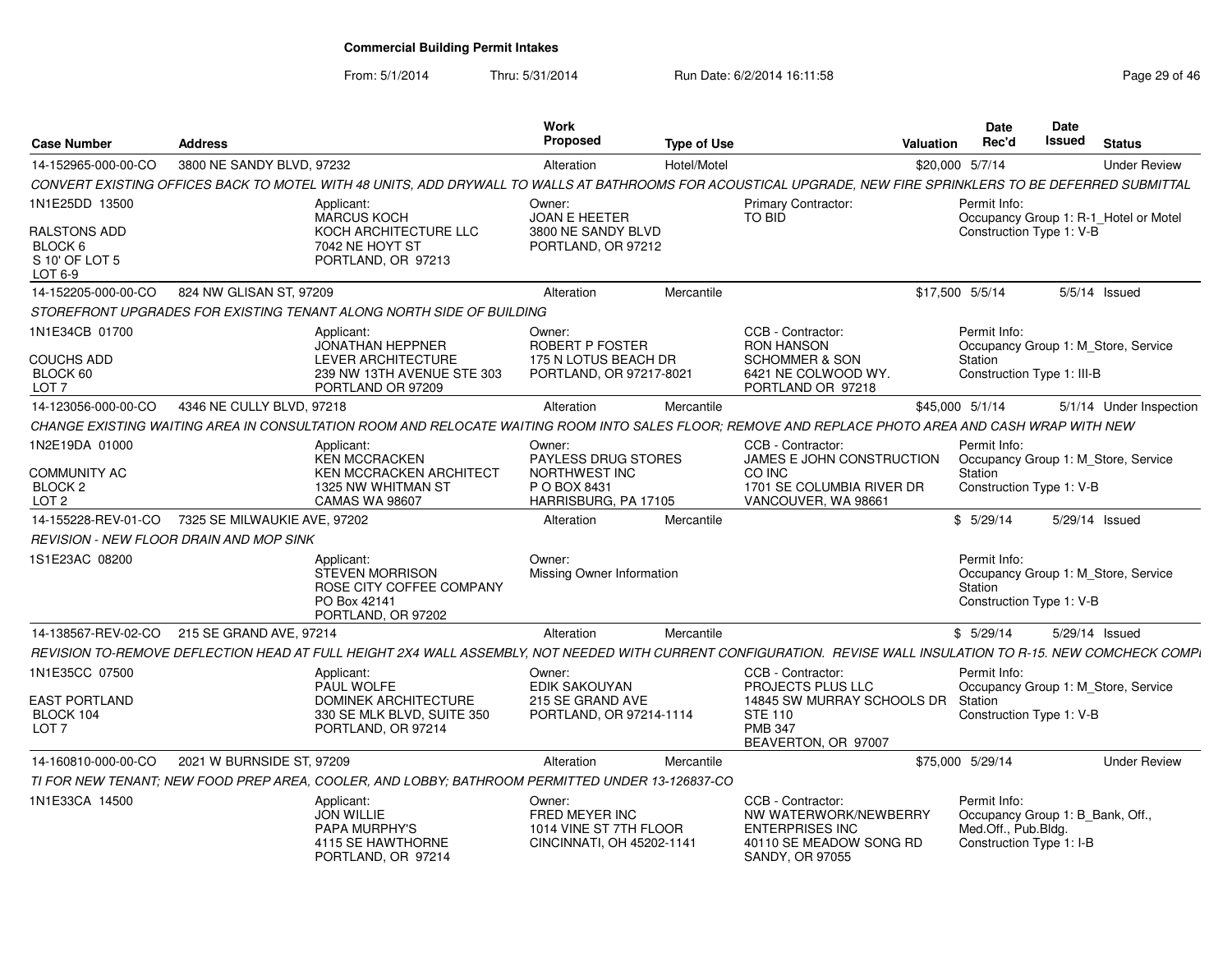# Commercial Building Permit Intakes

From: 5/1/2014 Thru: 5/31/2014 Run Date: 6/2/2014 16:11:58

| Case Number | Address | Work Proposed | Type of Use | Valuation | Date Rec'd | Date Issued | Status |
|---|---|---|---|---|---|---|---|
| 14-152965-000-00-CO | 3800 NE SANDY BLVD, 97232 | Alteration | Hotel/Motel | $20,000 | 5/7/14 | | Under Review |

CONVERT EXISTING OFFICES BACK TO MOTEL WITH 48 UNITS, ADD DRYWALL TO WALLS AT BATHROOMS FOR ACOUSTICAL UPGRADE, NEW FIRE SPRINKLERS TO BE DEFERRED SUBMITTAL

- 1N1E25DD 13500, RALSTONS ADD, BLOCK 6, S 10' OF LOT 5, LOT 6-9
- Applicant: MARCUS KOCH, KOCH ARCHITECTURE LLC, 7042 NE HOYT ST, PORTLAND, OR 97213
- Owner: JOAN E HEETER, 3800 NE SANDY BLVD, PORTLAND, OR 97212
- Primary Contractor: TO BID
- Permit Info: Occupancy Group 1: R-1_Hotel or Motel; Construction Type 1: V-B

| Case Number | Address | Work Proposed | Type of Use | Valuation | Date Rec'd | Date Issued | Status |
|---|---|---|---|---|---|---|---|
| 14-152205-000-00-CO | 824 NW GLISAN ST, 97209 | Alteration | Mercantile | $17,500 | 5/5/14 | 5/5/14 | Issued |

STOREFRONT UPGRADES FOR EXISTING TENANT ALONG NORTH SIDE OF BUILDING

- 1N1E34CB 01700, COUCHS ADD, BLOCK 60, LOT 7
- Applicant: JONATHAN HEPPNER, LEVER ARCHITECTURE, 239 NW 13TH AVENUE STE 303, PORTLAND OR 97209
- Owner: ROBERT P FOSTER, 175 N LOTUS BEACH DR, PORTLAND, OR 97217-8021
- CCB - Contractor: RON HANSON, SCHOMMER & SON, 6421 NE COLWOOD WY., PORTLAND OR 97218
- Permit Info: Occupancy Group 1: M_Store, Service Station; Construction Type 1: III-B

| Case Number | Address | Work Proposed | Type of Use | Valuation | Date Rec'd | Date Issued | Status |
|---|---|---|---|---|---|---|---|
| 14-123056-000-00-CO | 4346 NE CULLY BLVD, 97218 | Alteration | Mercantile | $45,000 | 5/1/14 | 5/1/14 | Under Inspection |

CHANGE EXISTING WAITING AREA IN CONSULTATION ROOM AND RELOCATE WAITING ROOM INTO SALES FLOOR; REMOVE AND REPLACE PHOTO AREA AND CASH WRAP WITH NEW

- 1N2E19DA 01000, COMMUNITY AC, BLOCK 2, LOT 2
- Applicant: KEN MCCRACKEN, KEN MCCRACKEN ARCHITECT, 1325 NW WHITMAN ST, CAMAS WA 98607
- Owner: PAYLESS DRUG STORES NORTHWEST INC, P O BOX 8431, HARRISBURG, PA 17105
- CCB - Contractor: JAMES E JOHN CONSTRUCTION CO INC, 1701 SE COLUMBIA RIVER DR, VANCOUVER, WA 98661
- Permit Info: Occupancy Group 1: M_Store, Service Station; Construction Type 1: V-B

| Case Number | Address | Work Proposed | Type of Use | Valuation | Date Rec'd | Date Issued | Status |
|---|---|---|---|---|---|---|---|
| 14-155228-REV-01-CO | 7325 SE MILWAUKIE AVE, 97202 | Alteration | Mercantile | $ | 5/29/14 | 5/29/14 | Issued |

REVISION - NEW FLOOR DRAIN AND MOP SINK

- 1S1E23AC 08200
- Applicant: STEVEN MORRISON, ROSE CITY COFFEE COMPANY, PO Box 42141, PORTLAND, OR 97202
- Owner: Missing Owner Information
- Permit Info: Occupancy Group 1: M_Store, Service Station; Construction Type 1: V-B

| Case Number | Address | Work Proposed | Type of Use | Valuation | Date Rec'd | Date Issued | Status |
|---|---|---|---|---|---|---|---|
| 14-138567-REV-02-CO | 215 SE GRAND AVE, 97214 | Alteration | Mercantile | $ | 5/29/14 | 5/29/14 | Issued |

REVISION TO-REMOVE DEFLECTION HEAD AT FULL HEIGHT 2X4 WALL ASSEMBLY, NOT NEEDED WITH CURRENT CONFIGURATION. REVISE WALL INSULATION TO R-15. NEW COMCHECK COMPI

- 1N1E35CC 07500, EAST PORTLAND, BLOCK 104, LOT 7
- Applicant: PAUL WOLFE, DOMINEK ARCHITECTURE, 330 SE MLK BLVD, SUITE 350, PORTLAND, OR 97214
- Owner: EDIK SAKOUYAN, 215 SE GRAND AVE, PORTLAND, OR 97214-1114
- CCB - Contractor: PROJECTS PLUS LLC, 14845 SW MURRAY SCHOOLS DR STE 110, PMB 347, BEAVERTON, OR 97007
- Permit Info: Occupancy Group 1: M_Store, Service Station; Construction Type 1: V-B

| Case Number | Address | Work Proposed | Type of Use | Valuation | Date Rec'd | Date Issued | Status |
|---|---|---|---|---|---|---|---|
| 14-160810-000-00-CO | 2021 W BURNSIDE ST, 97209 | Alteration | Mercantile | $75,000 | 5/29/14 | | Under Review |

TI FOR NEW TENANT; NEW FOOD PREP AREA, COOLER, AND LOBBY; BATHROOM PERMITTED UNDER 13-126837-CO

- 1N1E33CA 14500
- Applicant: JON WILLIE, PAPA MURPHY'S, 4115 SE HAWTHORNE, PORTLAND, OR 97214
- Owner: FRED MEYER INC, 1014 VINE ST 7TH FLOOR, CINCINNATI, OH 45202-1141
- CCB - Contractor: NW WATERWORK/NEWBERRY ENTERPRISES INC, 40110 SE MEADOW SONG RD, SANDY, OR 97055
- Permit Info: Occupancy Group 1: B_Bank, Off., Med.Off., Pub.Bldg.; Construction Type 1: I-B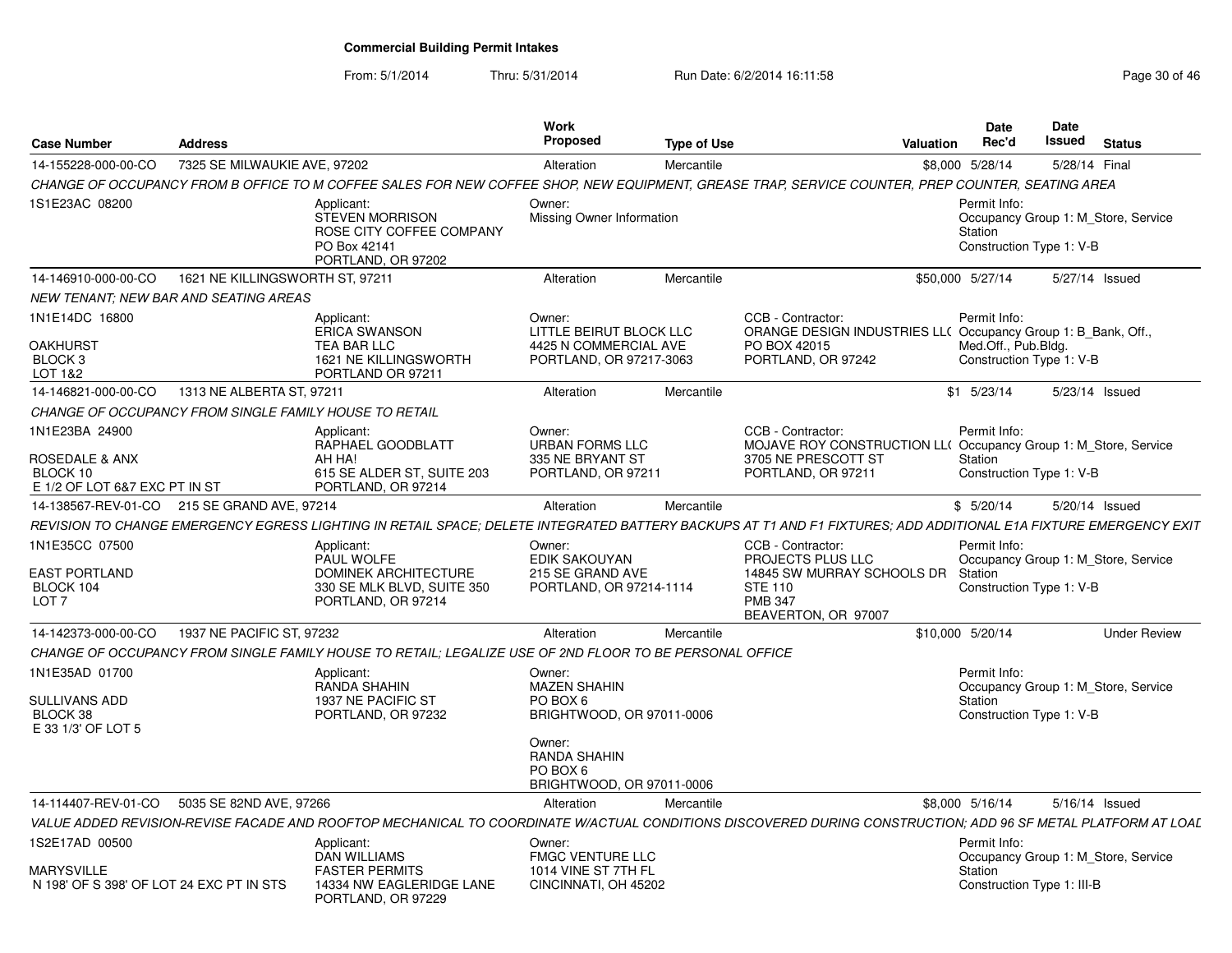# Commercial Building Permit Intakes

From: 5/1/2014 Thru: 5/31/2014 Run Date: 6/2/2014 16:11:58

| Case Number | Address | Work Proposed | Type of Use | Valuation | Date Rec'd | Date Issued | Status |
|---|---|---|---|---|---|---|---|
| 14-155228-000-00-CO | 7325 SE MILWAUKIE AVE, 97202 | Alteration | Mercantile | $8,000 | 5/28/14 | 5/28/14 | Final |

*CHANGE OF OCCUPANCY FROM B OFFICE TO M COFFEE SALES FOR NEW COFFEE SHOP, NEW EQUIPMENT, GREASE TRAP, SERVICE COUNTER, PREP COUNTER, SEATING AREA*

1S1E23AC 08200

Applicant: STEVEN MORRISON, ROSE CITY COFFEE COMPANY, PO Box 42141, PORTLAND, OR 97202

Owner: Missing Owner Information

Permit Info: Occupancy Group 1: M_Store, Service Station; Construction Type 1: V-B

---

| Case Number | Address | Work Proposed | Type of Use | Valuation | Date Rec'd | Date Issued | Status |
|---|---|---|---|---|---|---|---|
| 14-146910-000-00-CO | 1621 NE KILLINGSWORTH ST, 97211 | Alteration | Mercantile | $50,000 | 5/27/14 | 5/27/14 | Issued |

*NEW TENANT; NEW BAR AND SEATING AREAS*

1N1E14DC 16800 — OAKHURST, BLOCK 3, LOT 1&2

Applicant: ERICA SWANSON, TEA BAR LLC, 1621 NE KILLINGSWORTH, PORTLAND OR 97211

Owner: LITTLE BEIRUT BLOCK LLC, 4425 N COMMERCIAL AVE, PORTLAND, OR 97217-3063

CCB - Contractor: ORANGE DESIGN INDUSTRIES LLC, PO BOX 42015, PORTLAND, OR 97242

Permit Info: Occupancy Group 1: B_Bank, Off., Med.Off., Pub.Bldg.; Construction Type 1: V-B

---

| Case Number | Address | Work Proposed | Type of Use | Valuation | Date Rec'd | Date Issued | Status |
|---|---|---|---|---|---|---|---|
| 14-146821-000-00-CO | 1313 NE ALBERTA ST, 97211 | Alteration | Mercantile | $1 | 5/23/14 | 5/23/14 | Issued |

*CHANGE OF OCCUPANCY FROM SINGLE FAMILY HOUSE TO RETAIL*

1N1E23BA 24900 — ROSEDALE & ANX, BLOCK 10, E 1/2 OF LOT 6&7 EXC PT IN ST

Applicant: RAPHAEL GOODBLATT, AH HA!, 615 SE ALDER ST, SUITE 203, PORTLAND, OR 97214

Owner: URBAN FORMS LLC, 335 NE BRYANT ST, PORTLAND, OR 97211

CCB - Contractor: MOJAVE ROY CONSTRUCTION LLC, 3705 NE PRESCOTT ST, PORTLAND, OR 97211

Permit Info: Occupancy Group 1: M_Store, Service Station; Construction Type 1: V-B

---

| Case Number | Address | Work Proposed | Type of Use | Valuation | Date Rec'd | Date Issued | Status |
|---|---|---|---|---|---|---|---|
| 14-138567-REV-01-CO | 215 SE GRAND AVE, 97214 | Alteration | Mercantile | $ | 5/20/14 | 5/20/14 | Issued |

*REVISION TO CHANGE EMERGENCY EGRESS LIGHTING IN RETAIL SPACE; DELETE INTEGRATED BATTERY BACKUPS AT T1 AND F1 FIXTURES; ADD ADDITIONAL E1A FIXTURE EMERGENCY EXIT*

1N1E35CC 07500 — EAST PORTLAND, BLOCK 104, LOT 7

Applicant: PAUL WOLFE, DOMINEK ARCHITECTURE, 330 SE MLK BLVD, SUITE 350, PORTLAND, OR 97214

Owner: EDIK SAKOUYAN, 215 SE GRAND AVE, PORTLAND, OR 97214-1114

CCB - Contractor: PROJECTS PLUS LLC, 14845 SW MURRAY SCHOOLS DR, STE 110, PMB 347, BEAVERTON, OR 97007

Permit Info: Occupancy Group 1: M_Store, Service Station; Construction Type 1: V-B

---

| Case Number | Address | Work Proposed | Type of Use | Valuation | Date Rec'd | Date Issued | Status |
|---|---|---|---|---|---|---|---|
| 14-142373-000-00-CO | 1937 NE PACIFIC ST, 97232 | Alteration | Mercantile | $10,000 | 5/20/14 | | Under Review |

*CHANGE OF OCCUPANCY FROM SINGLE FAMILY HOUSE TO RETAIL; LEGALIZE USE OF 2ND FLOOR TO BE PERSONAL OFFICE*

1N1E35AD 01700 — SULLIVANS ADD, BLOCK 38, E 33 1/3' OF LOT 5

Applicant: RANDA SHAHIN, 1937 NE PACIFIC ST, PORTLAND, OR 97232

Owner: MAZEN SHAHIN, PO BOX 6, BRIGHTWOOD, OR 97011-0006

Owner: RANDA SHAHIN, PO BOX 6, BRIGHTWOOD, OR 97011-0006

Permit Info: Occupancy Group 1: M_Store, Service Station; Construction Type 1: V-B

---

| Case Number | Address | Work Proposed | Type of Use | Valuation | Date Rec'd | Date Issued | Status |
|---|---|---|---|---|---|---|---|
| 14-114407-REV-01-CO | 5035 SE 82ND AVE, 97266 | Alteration | Mercantile | $8,000 | 5/16/14 | 5/16/14 | Issued |

*VALUE ADDED REVISION-REVISE FACADE AND ROOFTOP MECHANICAL TO COORDINATE W/ACTUAL CONDITIONS DISCOVERED DURING CONSTRUCTION; ADD 96 SF METAL PLATFORM AT LOAD*

1S2E17AD 00500 — MARYSVILLE, N 198' OF S 398' OF LOT 24 EXC PT IN STS

Applicant: DAN WILLIAMS, FASTER PERMITS, 14334 NW EAGLERIDGE LANE, PORTLAND, OR 97229

Owner: FMGC VENTURE LLC, 1014 VINE ST 7TH FL, CINCINNATI, OH 45202

Permit Info: Occupancy Group 1: M_Store, Service Station; Construction Type 1: III-B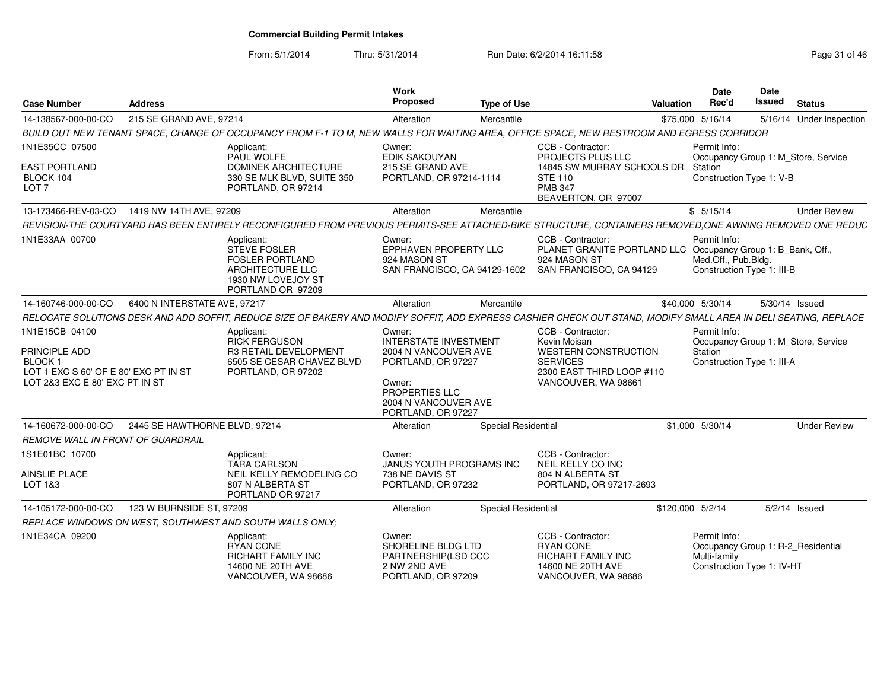# Commercial Building Permit Intakes

From: 5/1/2014 Thru: 5/31/2014 Run Date: 6/2/2014 16:11:58

| Case Number | Address | Work Proposed | Type of Use | Valuation | Date Rec'd | Date Issued | Status |
|---|---|---|---|---|---|---|---|
| 14-138567-000-00-CO | 215 SE GRAND AVE, 97214 | Alteration | Mercantile | $75,000 | 5/16/14 | 5/16/14 | Under Inspection |

BUILD OUT NEW TENANT SPACE, CHANGE OF OCCUPANCY FROM F-1 TO M, NEW WALLS FOR WAITING AREA, OFFICE SPACE, NEW RESTROOM AND EGRESS CORRIDOR

1N1E35CC 07500
EAST PORTLAND
BLOCK 104
LOT 7

Applicant: PAUL WOLFE, DOMINEK ARCHITECTURE, 330 SE MLK BLVD, SUITE 350, PORTLAND, OR 97214

Owner: EDIK SAKOUYAN, 215 SE GRAND AVE, PORTLAND, OR 97214-1114

CCB - Contractor: PROJECTS PLUS LLC, 14845 SW MURRAY SCHOOLS DR, STE 110, PMB 347, BEAVERTON, OR 97007

Permit Info: Occupancy Group 1: M_Store, Service Station; Construction Type 1: V-B

| Case Number | Address | Work Proposed | Type of Use | Valuation | Date Rec'd | Date Issued | Status |
|---|---|---|---|---|---|---|---|
| 13-173466-REV-03-CO | 1419 NW 14TH AVE, 97209 | Alteration | Mercantile | $ | 5/15/14 | | Under Review |

REVISION-THE COURTYARD HAS BEEN ENTIRELY RECONFIGURED FROM PREVIOUS PERMITS-SEE ATTACHED-BIKE STRUCTURE, CONTAINERS REMOVED,ONE AWNING REMOVED ONE REDUC

1N1E33AA 00700

Applicant: STEVE FOSLER, FOSLER PORTLAND ARCHITECTURE LLC, 1930 NW LOVEJOY ST, PORTLAND OR 97209

Owner: EPPHAVEN PROPERTY LLC, 924 MASON ST, SAN FRANCISCO, CA 94129-1602

CCB - Contractor: PLANET GRANITE PORTLAND LLC, 924 MASON ST, SAN FRANCISCO, CA 94129

Permit Info: Occupancy Group 1: B_Bank, Off., Med.Off., Pub.Bldg.; Construction Type 1: III-B

| Case Number | Address | Work Proposed | Type of Use | Valuation | Date Rec'd | Date Issued | Status |
|---|---|---|---|---|---|---|---|
| 14-160746-000-00-CO | 6400 N INTERSTATE AVE, 97217 | Alteration | Mercantile | $40,000 | 5/30/14 | 5/30/14 | Issued |

RELOCATE SOLUTIONS DESK AND ADD SOFFIT, REDUCE SIZE OF BAKERY AND MODIFY SOFFIT, ADD EXPRESS CASHIER CHECK OUT STAND, MODIFY SMALL AREA IN DELI SEATING, REPLACE

1N1E15CB 04100
PRINCIPLE ADD
BLOCK 1
LOT 1 EXC S 60' OF E 80' EXC PT IN ST
LOT 2&3 EXC E 80' EXC PT IN ST

Applicant: RICK FERGUSON, R3 RETAIL DEVELOPMENT, 6505 SE CESAR CHAVEZ BLVD, PORTLAND, OR 97202

Owner: INTERSTATE INVESTMENT, 2004 N VANCOUVER AVE, PORTLAND, OR 97227

Owner: PROPERTIES LLC, 2004 N VANCOUVER AVE, PORTLAND, OR 97227

CCB - Contractor: Kevin Moisan, WESTERN CONSTRUCTION SERVICES, 2300 EAST THIRD LOOP #110, VANCOUVER, WA 98661

Permit Info: Occupancy Group 1: M_Store, Service Station; Construction Type 1: III-A

| Case Number | Address | Work Proposed | Type of Use | Valuation | Date Rec'd | Date Issued | Status |
|---|---|---|---|---|---|---|---|
| 14-160672-000-00-CO | 2445 SE HAWTHORNE BLVD, 97214 | Alteration | Special Residential | $1,000 | 5/30/14 | | Under Review |

REMOVE WALL IN FRONT OF GUARDRAIL

1S1E01BC 10700
AINSLIE PLACE
LOT 1&3

Applicant: TARA CARLSON, NEIL KELLY REMODELING CO, 807 N ALBERTA ST, PORTLAND OR 97217

Owner: JANUS YOUTH PROGRAMS INC, 738 NE DAVIS ST, PORTLAND, OR 97232

CCB - Contractor: NEIL KELLY CO INC, 804 N ALBERTA ST, PORTLAND, OR 97217-2693

| Case Number | Address | Work Proposed | Type of Use | Valuation | Date Rec'd | Date Issued | Status |
|---|---|---|---|---|---|---|---|
| 14-105172-000-00-CO | 123 W BURNSIDE ST, 97209 | Alteration | Special Residential | $120,000 | 5/2/14 | 5/2/14 | Issued |

REPLACE WINDOWS ON WEST, SOUTHWEST AND SOUTH WALLS ONLY;

1N1E34CA 09200

Applicant: RYAN CONE, RICHART FAMILY INC, 14600 NE 20TH AVE, VANCOUVER, WA 98686

Owner: SHORELINE BLDG LTD PARTNERSHIP(LSD CCC, 2 NW 2ND AVE, PORTLAND, OR 97209

CCB - Contractor: RYAN CONE, RICHART FAMILY INC, 14600 NE 20TH AVE, VANCOUVER, WA 98686

Permit Info: Occupancy Group 1: R-2_Residential Multi-family; Construction Type 1: IV-HT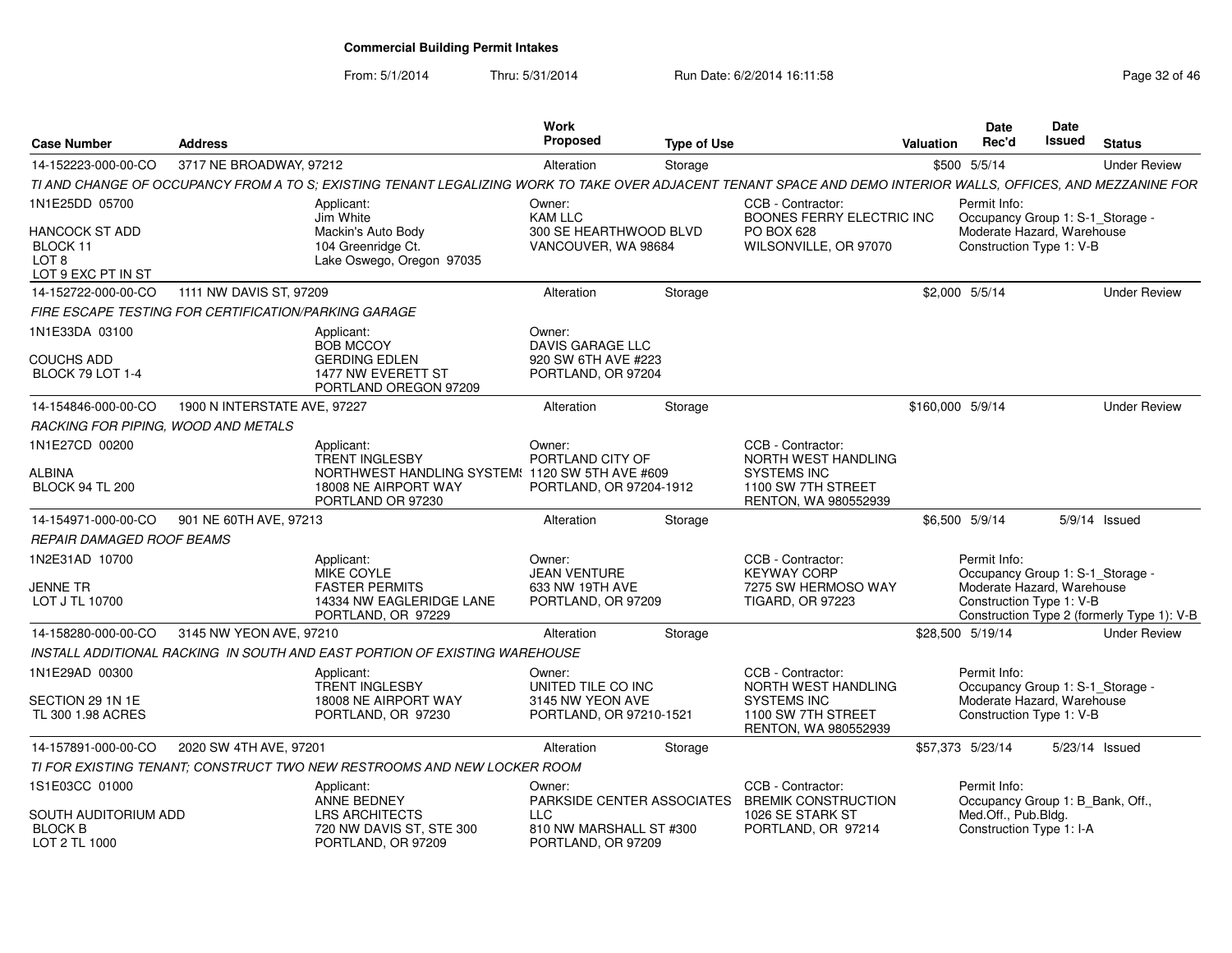# Commercial Building Permit Intakes

From: 5/1/2014 Thru: 5/31/2014 Run Date: 6/2/2014 16:11:58

| Case Number | Address | Work Proposed | Type of Use | Valuation | Date Rec'd | Date Issued | Status |
|---|---|---|---|---|---|---|---|
| 14-152223-000-00-CO | 3717 NE BROADWAY, 97212 | Alteration | Storage | $500 | 5/5/14 | | Under Review |
| 14-152722-000-00-CO | 1111 NW DAVIS ST, 97209 | Alteration | Storage | $2,000 | 5/5/14 | | Under Review |
| 14-154846-000-00-CO | 1900 N INTERSTATE AVE, 97227 | Alteration | Storage | $160,000 | 5/9/14 | | Under Review |
| 14-154971-000-00-CO | 901 NE 60TH AVE, 97213 | Alteration | Storage | $6,500 | 5/9/14 | 5/9/14 | Issued |
| 14-158280-000-00-CO | 3145 NW YEON AVE, 97210 | Alteration | Storage | $28,500 | 5/19/14 | | Under Review |
| 14-157891-000-00-CO | 2020 SW 4TH AVE, 97201 | Alteration | Storage | $57,373 | 5/23/14 | 5/23/14 | Issued |

**14-152223-000-00-CO** — 3717 NE BROADWAY, 97212

*TI AND CHANGE OF OCCUPANCY FROM A TO S; EXISTING TENANT LEGALIZING WORK TO TAKE OVER ADJACENT TENANT SPACE AND DEMO INTERIOR WALLS, OFFICES, AND MEZZANINE FOR*

- 1N1E25DD 05700 — HANCOCK ST ADD, BLOCK 11, LOT 8, LOT 9 EXC PT IN ST
- Applicant: Jim White, Mackin's Auto Body, 104 Greenridge Ct., Lake Oswego, Oregon 97035
- Owner: KAM LLC, 300 SE HEARTHWOOD BLVD, VANCOUVER, WA 98684
- CCB - Contractor: BOONES FERRY ELECTRIC INC, PO BOX 628, WILSONVILLE, OR 97070
- Permit Info: Occupancy Group 1: S-1_Storage - Moderate Hazard, Warehouse; Construction Type 1: V-B

**14-152722-000-00-CO** — 1111 NW DAVIS ST, 97209

*FIRE ESCAPE TESTING FOR CERTIFICATION/PARKING GARAGE*

- 1N1E33DA 03100 — COUCHS ADD, BLOCK 79 LOT 1-4
- Applicant: BOB MCCOY, GERDING EDLEN, 1477 NW EVERETT ST, PORTLAND OREGON 97209
- Owner: DAVIS GARAGE LLC, 920 SW 6TH AVE #223, PORTLAND, OR 97204

**14-154846-000-00-CO** — 1900 N INTERSTATE AVE, 97227

*RACKING FOR PIPING, WOOD AND METALS*

- 1N1E27CD 00200 — ALBINA, BLOCK 94 TL 200
- Applicant: TRENT INGLESBY, NORTHWEST HANDLING SYSTEMS, 18008 NE AIRPORT WAY, PORTLAND OR 97230
- Owner: PORTLAND CITY OF, 1120 SW 5TH AVE #609, PORTLAND, OR 97204-1912
- CCB - Contractor: NORTH WEST HANDLING SYSTEMS INC, 1100 SW 7TH STREET, RENTON, WA 980552939

**14-154971-000-00-CO** — 901 NE 60TH AVE, 97213

*REPAIR DAMAGED ROOF BEAMS*

- 1N2E31AD 10700 — JENNE TR, LOT J TL 10700
- Applicant: MIKE COYLE, FASTER PERMITS, 14334 NW EAGLERIDGE LANE, PORTLAND, OR 97229
- Owner: JEAN VENTURE, 633 NW 19TH AVE, PORTLAND, OR 97209
- CCB - Contractor: KEYWAY CORP, 7275 SW HERMOSO WAY, TIGARD, OR 97223
- Permit Info: Occupancy Group 1: S-1_Storage - Moderate Hazard, Warehouse; Construction Type 1: V-B; Construction Type 2 (formerly Type 1): V-B

**14-158280-000-00-CO** — 3145 NW YEON AVE, 97210

*INSTALL ADDITIONAL RACKING IN SOUTH AND EAST PORTION OF EXISTING WAREHOUSE*

- 1N1E29AD 00300 — SECTION 29 1N 1E, TL 300 1.98 ACRES
- Applicant: TRENT INGLESBY, 18008 NE AIRPORT WAY, PORTLAND, OR 97230
- Owner: UNITED TILE CO INC, 3145 NW YEON AVE, PORTLAND, OR 97210-1521
- CCB - Contractor: NORTH WEST HANDLING SYSTEMS INC, 1100 SW 7TH STREET, RENTON, WA 980552939
- Permit Info: Occupancy Group 1: S-1_Storage - Moderate Hazard, Warehouse; Construction Type 1: V-B

**14-157891-000-00-CO** — 2020 SW 4TH AVE, 97201

*TI FOR EXISTING TENANT; CONSTRUCT TWO NEW RESTROOMS AND NEW LOCKER ROOM*

- 1S1E03CC 01000 — SOUTH AUDITORIUM ADD, BLOCK B, LOT 2 TL 1000
- Applicant: ANNE BEDNEY, LRS ARCHITECTS, 720 NW DAVIS ST, STE 300, PORTLAND, OR 97209
- Owner: PARKSIDE CENTER ASSOCIATES LLC, 810 NW MARSHALL ST #300, PORTLAND, OR 97209
- CCB - Contractor: BREMIK CONSTRUCTION, 1026 SE STARK ST, PORTLAND, OR 97214
- Permit Info: Occupancy Group 1: B_Bank, Off., Med.Off., Pub.Bldg.; Construction Type 1: I-A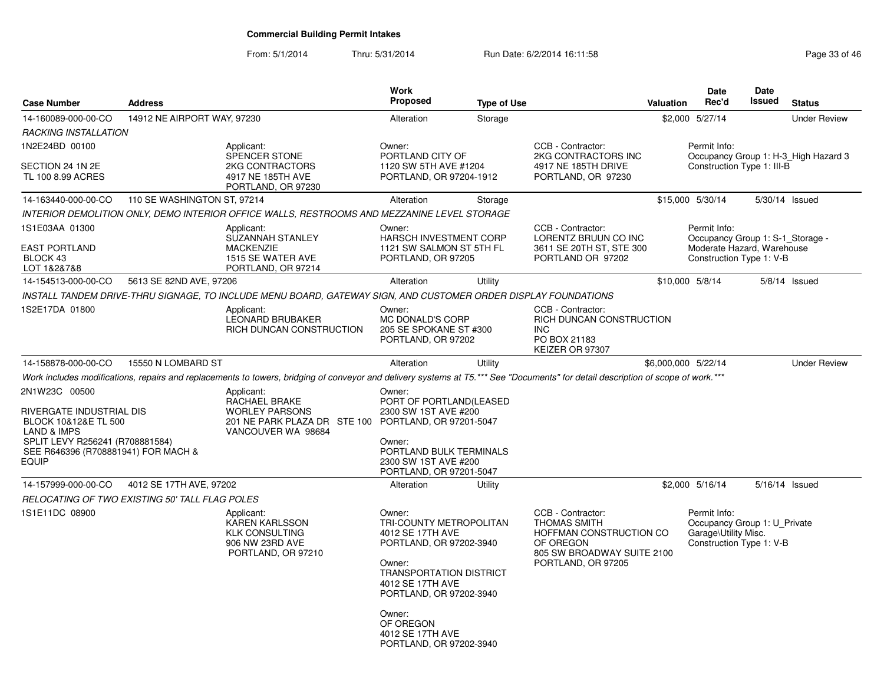**Commercial Building Permit Intakes**

From: 5/1/2014 Thru: 5/31/2014 Run Date: 6/2/2014 16:11:58

| Case Number | Address | | Work Proposed | Type of Use | | Valuation | Date Rec'd | Date Issued | Status |
|---|---|---|---|---|---|---|---|---|---|
| 14-160089-000-00-CO | 14912 NE AIRPORT WAY, 97230 | | Alteration | Storage | | $2,000 | 5/27/14 | | Under Review |
| *RACKING INSTALLATION* | | | | | | | | | |
| 1N2E24BD 00100<br><br>SECTION 24 1N 2E<br>TL 100 8.99 ACRES | | Applicant:<br>SPENCER STONE<br>2KG CONTRACTORS<br>4917 NE 185TH AVE<br>PORTLAND, OR 97230 | Owner:<br>PORTLAND CITY OF<br>1120 SW 5TH AVE #1204<br>PORTLAND, OR 97204-1912 | | CCB - Contractor:<br>2KG CONTRACTORS INC<br>4917 NE 185TH DRIVE<br>PORTLAND, OR 97230 | | Permit Info:<br>Occupancy Group 1: H-3_High Hazard 3<br>Construction Type 1: III-B | | |
| 14-163440-000-00-CO | 110 SE WASHINGTON ST, 97214 | | Alteration | Storage | | $15,000 | 5/30/14 | 5/30/14 | Issued |
| *INTERIOR DEMOLITION ONLY, DEMO INTERIOR OFFICE WALLS, RESTROOMS AND MEZZANINE LEVEL STORAGE* | | | | | | | | | |
| 1S1E03AA 01300<br><br>EAST PORTLAND<br>BLOCK 43<br>LOT 1&2&7&8 | | Applicant:<br>SUZANNAH STANLEY<br>MACKENZIE<br>1515 SE WATER AVE<br>PORTLAND, OR 97214 | Owner:<br>HARSCH INVESTMENT CORP<br>1121 SW SALMON ST 5TH FL<br>PORTLAND, OR 97205 | | CCB - Contractor:<br>LORENTZ BRUUN CO INC<br>3611 SE 20TH ST, STE 300<br>PORTLAND OR 97202 | | Permit Info:<br>Occupancy Group 1: S-1_Storage - Moderate Hazard, Warehouse<br>Construction Type 1: V-B | | |
| 14-154513-000-00-CO | 5613 SE 82ND AVE, 97206 | | Alteration | Utility | | $10,000 | 5/8/14 | 5/8/14 | Issued |
| *INSTALL TANDEM DRIVE-THRU SIGNAGE, TO INCLUDE MENU BOARD, GATEWAY SIGN, AND CUSTOMER ORDER DISPLAY FOUNDATIONS* | | | | | | | | | |
| 1S2E17DA 01800 | | Applicant:<br>LEONARD BRUBAKER<br>RICH DUNCAN CONSTRUCTION | Owner:<br>MC DONALD'S CORP<br>205 SE SPOKANE ST #300<br>PORTLAND, OR 97202 | | CCB - Contractor:<br>RICH DUNCAN CONSTRUCTION INC<br>PO BOX 21183<br>KEIZER OR 97307 | | | | |
| 14-158878-000-00-CO | 15550 N LOMBARD ST | | Alteration | Utility | | $6,000,000 | 5/22/14 | | Under Review |
| *Work includes modifications, repairs and replacements to towers, bridging of conveyor and delivery systems at T5.*** See "Documents" for detail description of scope of work.**** | | | | | | | | | |
| 2N1W23C 00500<br><br>RIVERGATE INDUSTRIAL DIS<br>BLOCK 10&12&E TL 500<br>LAND & IMPS<br>SPLIT LEVY R256241 (R708881584)<br>SEE R646396 (R708881941) FOR MACH & EQUIP | | Applicant:<br>RACHAEL BRAKE<br>WORLEY PARSONS<br>201 NE PARK PLAZA DR STE 100<br>VANCOUVER WA 98684 | Owner:<br>PORT OF PORTLAND(LEASED<br>2300 SW 1ST AVE #200<br>PORTLAND, OR 97201-5047<br><br>Owner:<br>PORTLAND BULK TERMINALS<br>2300 SW 1ST AVE #200<br>PORTLAND, OR 97201-5047 | | | | | | |
| 14-157999-000-00-CO | 4012 SE 17TH AVE, 97202 | | Alteration | Utility | | $2,000 | 5/16/14 | 5/16/14 | Issued |
| *RELOCATING OF TWO EXISTING 50' TALL FLAG POLES* | | | | | | | | | |
| 1S1E11DC 08900 | | Applicant:<br>KAREN KARLSSON<br>KLK CONSULTING<br>906 NW 23RD AVE<br>PORTLAND, OR 97210 | Owner:<br>TRI-COUNTY METROPOLITAN<br>4012 SE 17TH AVE<br>PORTLAND, OR 97202-3940<br><br>Owner:<br>TRANSPORTATION DISTRICT<br>4012 SE 17TH AVE<br>PORTLAND, OR 97202-3940<br><br>Owner:<br>OF OREGON<br>4012 SE 17TH AVE<br>PORTLAND, OR 97202-3940 | | CCB - Contractor:<br>THOMAS SMITH<br>HOFFMAN CONSTRUCTION CO OF OREGON<br>805 SW BROADWAY SUITE 2100<br>PORTLAND, OR 97205 | | Permit Info:<br>Occupancy Group 1: U_Private Garage\Utility Misc.<br>Construction Type 1: V-B | | |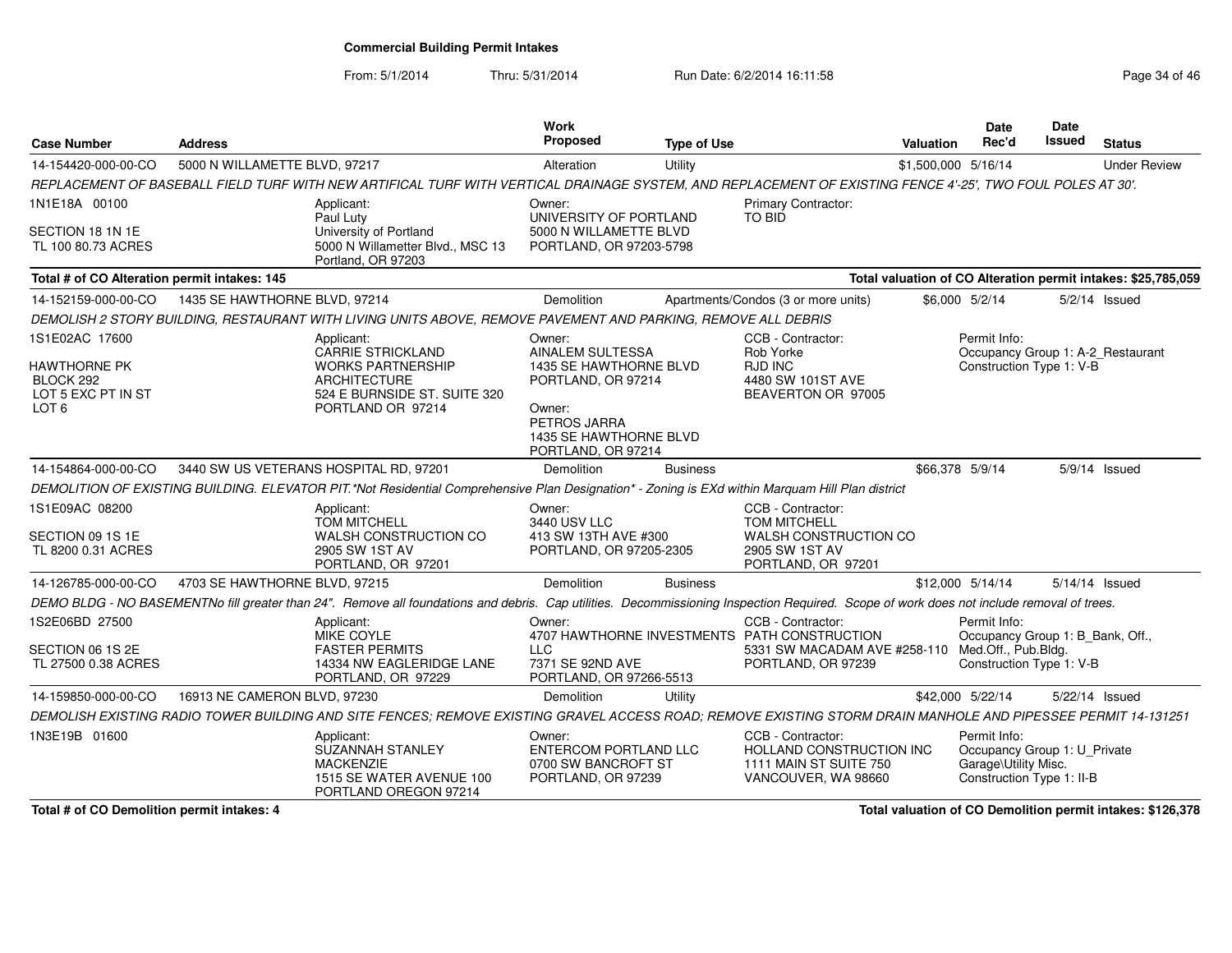**Commercial Building Permit Intakes**

From: 5/1/2014 Thru: 5/31/2014 Run Date: 6/2/2014 16:11:58

| Case Number | Address | Work Proposed | Type of Use | Valuation | Date Rec'd | Date Issued | Status |
|---|---|---|---|---|---|---|---|
| 14-154420-000-00-CO | 5000 N WILLAMETTE BLVD, 97217 | Alteration | Utility | $1,500,000 | 5/16/14 | | Under Review |

*REPLACEMENT OF BASEBALL FIELD TURF WITH NEW ARTIFICAL TURF WITH VERTICAL DRAINAGE SYSTEM, AND REPLACEMENT OF EXISTING FENCE 4'-25', TWO FOUL POLES AT 30'.*

1N1E18A 00100
SECTION 18 1N 1E
TL 100 80.73 ACRES

Applicant: Paul Luty, University of Portland, 5000 N Willametter Blvd., MSC 13, Portland, OR 97203

Owner: UNIVERSITY OF PORTLAND, 5000 N WILLAMETTE BLVD, PORTLAND, OR 97203-5798

Primary Contractor: TO BID

**Total # of CO Alteration permit intakes: 145** — **Total valuation of CO Alteration permit intakes: $25,785,059**

| Case Number | Address | Work Proposed | Type of Use | Valuation | Date Rec'd | Date Issued | Status |
|---|---|---|---|---|---|---|---|
| 14-152159-000-00-CO | 1435 SE HAWTHORNE BLVD, 97214 | Demolition | Apartments/Condos (3 or more units) | $6,000 | 5/2/14 | 5/2/14 | Issued |

*DEMOLISH 2 STORY BUILDING, RESTAURANT WITH LIVING UNITS ABOVE, REMOVE PAVEMENT AND PARKING, REMOVE ALL DEBRIS*

1S1E02AC 17600
HAWTHORNE PK
BLOCK 292
LOT 5 EXC PT IN ST
LOT 6

Applicant: CARRIE STRICKLAND, WORKS PARTNERSHIP ARCHITECTURE, 524 E BURNSIDE ST. SUITE 320, PORTLAND OR 97214

Owner: AINALEM SULTESSA, 1435 SE HAWTHORNE BLVD, PORTLAND, OR 97214

Owner: PETROS JARRA, 1435 SE HAWTHORNE BLVD, PORTLAND, OR 97214

CCB - Contractor: Rob Yorke, RJD INC, 4480 SW 101ST AVE, BEAVERTON OR 97005

Permit Info: Occupancy Group 1: A-2_Restaurant; Construction Type 1: V-B

| Case Number | Address | Work Proposed | Type of Use | Valuation | Date Rec'd | Date Issued | Status |
|---|---|---|---|---|---|---|---|
| 14-154864-000-00-CO | 3440 SW US VETERANS HOSPITAL RD, 97201 | Demolition | Business | $66,378 | 5/9/14 | 5/9/14 | Issued |

*DEMOLITION OF EXISTING BUILDING. ELEVATOR PIT.*Not Residential Comprehensive Plan Designation* - Zoning is EXd within Marquam Hill Plan district*

1S1E09AC 08200
SECTION 09 1S 1E
TL 8200 0.31 ACRES

Applicant: TOM MITCHELL, WALSH CONSTRUCTION CO, 2905 SW 1ST AV, PORTLAND, OR 97201

Owner: 3440 USV LLC, 413 SW 13TH AVE #300, PORTLAND, OR 97205-2305

CCB - Contractor: TOM MITCHELL, WALSH CONSTRUCTION CO, 2905 SW 1ST AV, PORTLAND, OR 97201

| Case Number | Address | Work Proposed | Type of Use | Valuation | Date Rec'd | Date Issued | Status |
|---|---|---|---|---|---|---|---|
| 14-126785-000-00-CO | 4703 SE HAWTHORNE BLVD, 97215 | Demolition | Business | $12,000 | 5/14/14 | 5/14/14 | Issued |

*DEMO BLDG - NO BASEMENTNo fill greater than 24". Remove all foundations and debris. Cap utilities. Decommissioning Inspection Required. Scope of work does not include removal of trees.*

1S2E06BD 27500
SECTION 06 1S 2E
TL 27500 0.38 ACRES

Applicant: MIKE COYLE, FASTER PERMITS, 14334 NW EAGLERIDGE LANE, PORTLAND, OR 97229

Owner: 4707 HAWTHORNE INVESTMENTS LLC, 7371 SE 92ND AVE, PORTLAND, OR 97266-5513

CCB - Contractor: PATH CONSTRUCTION, 5331 SW MACADAM AVE #258-110, PORTLAND, OR 97239

Permit Info: Occupancy Group 1: B_Bank, Off., Med.Off., Pub.Bldg.; Construction Type 1: V-B

| Case Number | Address | Work Proposed | Type of Use | Valuation | Date Rec'd | Date Issued | Status |
|---|---|---|---|---|---|---|---|
| 14-159850-000-00-CO | 16913 NE CAMERON BLVD, 97230 | Demolition | Utility | $42,000 | 5/22/14 | 5/22/14 | Issued |

*DEMOLISH EXISTING RADIO TOWER BUILDING AND SITE FENCES; REMOVE EXISTING GRAVEL ACCESS ROAD; REMOVE EXISTING STORM DRAIN MANHOLE AND PIPESSEE PERMIT 14-131251*

1N3E19B 01600

Applicant: SUZANNAH STANLEY, MACKENZIE, 1515 SE WATER AVENUE 100, PORTLAND OREGON 97214

Owner: ENTERCOM PORTLAND LLC, 0700 SW BANCROFT ST, PORTLAND, OR 97239

CCB - Contractor: HOLLAND CONSTRUCTION INC, 1111 MAIN ST SUITE 750, VANCOUVER, WA 98660

Permit Info: Occupancy Group 1: U_Private Garage\Utility Misc.; Construction Type 1: II-B

**Total # of CO Demolition permit intakes: 4** — **Total valuation of CO Demolition permit intakes: $126,378**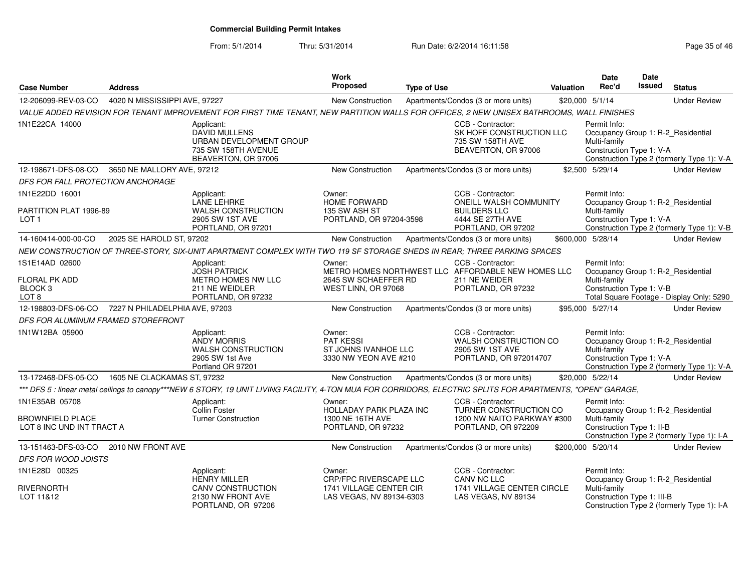# Commercial Building Permit Intakes

From: 5/1/2014 Thru: 5/31/2014 Run Date: 6/2/2014 16:11:58

| Case Number | Address | Work Proposed | Type of Use | Valuation | Date Rec'd | Date Issued | Status |
|---|---|---|---|---|---|---|---|
| 12-206099-REV-03-CO | 4020 N MISSISSIPPI AVE, 97227 | New Construction | Apartments/Condos (3 or more units) | $20,000 | 5/1/14 | | Under Review |

*VALUE ADDED REVISION FOR TENANT IMPROVEMENT FOR FIRST TIME TENANT, NEW PARTITION WALLS FOR OFFICES, 2 NEW UNISEX BATHROOMS, WALL FINISHES*

1N1E22CA 14000

Applicant: DAVID MULLENS, URBAN DEVELOPMENT GROUP, 735 SW 158TH AVENUE, BEAVERTON, OR 97006

CCB - Contractor: SK HOFF CONSTRUCTION LLC, 735 SW 158TH AVE, BEAVERTON, OR 97006

Permit Info: Occupancy Group 1: R-2_Residential Multi-family; Construction Type 1: V-A; Construction Type 2 (formerly Type 1): V-A

| Case Number | Address | Work Proposed | Type of Use | Valuation | Date Rec'd | Date Issued | Status |
|---|---|---|---|---|---|---|---|
| 12-198671-DFS-08-CO | 3650 NE MALLORY AVE, 97212 | New Construction | Apartments/Condos (3 or more units) | $2,500 | 5/29/14 | | Under Review |

*DFS FOR FALL PROTECTION ANCHORAGE*

1N1E22DD 16001
PARTITION PLAT 1996-89
LOT 1

Applicant: LANE LEHRKE, WALSH CONSTRUCTION, 2905 SW 1ST AVE, PORTLAND, OR 97201

Owner: HOME FORWARD, 135 SW ASH ST, PORTLAND, OR 97204-3598

CCB - Contractor: ONEILL WALSH COMMUNITY BUILDERS LLC, 4444 SE 27TH AVE, PORTLAND, OR 97202

Permit Info: Occupancy Group 1: R-2_Residential Multi-family; Construction Type 1: V-A; Construction Type 2 (formerly Type 1): V-B

| Case Number | Address | Work Proposed | Type of Use | Valuation | Date Rec'd | Date Issued | Status |
|---|---|---|---|---|---|---|---|
| 14-160414-000-00-CO | 2025 SE HAROLD ST, 97202 | New Construction | Apartments/Condos (3 or more units) | $600,000 | 5/28/14 | | Under Review |

*NEW CONSTRUCTION OF THREE-STORY, SIX-UNIT APARTMENT COMPLEX WITH TWO 119 SF STORAGE SHEDS IN REAR; THREE PARKING SPACES*

1S1E14AD 02600
FLORAL PK ADD
BLOCK 3
LOT 8

Applicant: JOSH PATRICK, METRO HOMES NW LLC, 211 NE WEIDLER, PORTLAND, OR 97232

Owner: METRO HOMES NORTHWEST LLC, 2645 SW SCHAEFFER RD, WEST LINN, OR 97068

CCB - Contractor: AFFORDABLE NEW HOMES LLC, 211 NE WEIDER, PORTLAND, OR 97232

Permit Info: Occupancy Group 1: R-2_Residential Multi-family; Construction Type 1: V-B; Total Square Footage - Display Only: 5290

| Case Number | Address | Work Proposed | Type of Use | Valuation | Date Rec'd | Date Issued | Status |
|---|---|---|---|---|---|---|---|
| 12-198803-DFS-06-CO | 7227 N PHILADELPHIA AVE, 97203 | New Construction | Apartments/Condos (3 or more units) | $95,000 | 5/27/14 | | Under Review |

*DFS FOR ALUMINUM FRAMED STOREFRONT*

1N1W12BA 05900

Applicant: ANDY MORRIS, WALSH CONSTRUCTION, 2905 SW 1st Ave, Portland OR 97201

Owner: PAT KESSI, ST JOHNS IVANHOE LLC, 3330 NW YEON AVE #210

CCB - Contractor: WALSH CONSTRUCTION CO, 2905 SW 1ST AVE, PORTLAND, OR 972014707

Permit Info: Occupancy Group 1: R-2_Residential Multi-family; Construction Type 1: V-A; Construction Type 2 (formerly Type 1): V-A

| Case Number | Address | Work Proposed | Type of Use | Valuation | Date Rec'd | Date Issued | Status |
|---|---|---|---|---|---|---|---|
| 13-172468-DFS-05-CO | 1605 NE CLACKAMAS ST, 97232 | New Construction | Apartments/Condos (3 or more units) | $20,000 | 5/22/14 | | Under Review |

*\*\*\* DFS 5 : linear metal ceilings to canopy\*\*\*NEW 6 STORY, 19 UNIT LIVING FACILITY, 4-TON MUA FOR CORRIDORS, ELECTRIC SPLITS FOR APARTMENTS, "OPEN" GARAGE,*

1N1E35AB 05708
BROWNFIELD PLACE
LOT 8 INC UND INT TRACT A

Applicant: Collin Foster, Turner Construction

Owner: HOLLADAY PARK PLAZA INC, 1300 NE 16TH AVE, PORTLAND, OR 97232

CCB - Contractor: TURNER CONSTRUCTION CO, 1200 NW NAITO PARKWAY #300, PORTLAND, OR 972209

Permit Info: Occupancy Group 1: R-2_Residential Multi-family; Construction Type 1: II-B; Construction Type 2 (formerly Type 1): I-A

| Case Number | Address | Work Proposed | Type of Use | Valuation | Date Rec'd | Date Issued | Status |
|---|---|---|---|---|---|---|---|
| 13-151463-DFS-03-CO | 2010 NW FRONT AVE | New Construction | Apartments/Condos (3 or more units) | $200,000 | 5/20/14 | | Under Review |

*DFS FOR WOOD JOISTS*

1N1E28D 00325
RIVERNORTH
LOT 11&12

Applicant: HENRY MILLER, CANV CONSTRUCTION, 2130 NW FRONT AVE, PORTLAND, OR 97206

Owner: CRP/FPC RIVERSCAPE LLC, 1741 VILLAGE CENTER CIR, LAS VEGAS, NV 89134-6303

CCB - Contractor: CANV NC LLC, 1741 VILLAGE CENTER CIRCLE, LAS VEGAS, NV 89134

Permit Info: Occupancy Group 1: R-2_Residential Multi-family; Construction Type 1: III-B; Construction Type 2 (formerly Type 1): I-A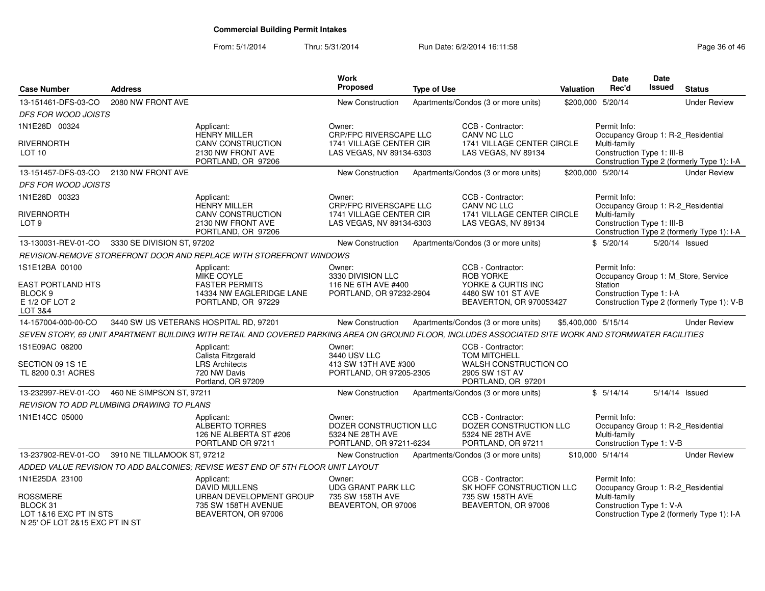## Commercial Building Permit Intakes

From: 5/1/2014 Thru: 5/31/2014 Run Date: 6/2/2014 16:11:58

| Case Number | Address | | Work Proposed | Type of Use | | Valuation | Date Rec'd | Date Issued | Status |
|---|---|---|---|---|---|---|---|---|---|
| 13-151461-DFS-03-CO | 2080 NW FRONT AVE | | New Construction | Apartments/Condos (3 or more units) | | $200,000 | 5/20/14 | | Under Review |
| *DFS FOR WOOD JOISTS* | | | | | | | | | |
| 1N1E28D 00324<br>RIVERNORTH<br>LOT 10 | | Applicant:<br>HENRY MILLER<br>CANV CONSTRUCTION<br>2130 NW FRONT AVE<br>PORTLAND, OR 97206 | Owner:<br>CRP/FPC RIVERSCAPE LLC<br>1741 VILLAGE CENTER CIR<br>LAS VEGAS, NV 89134-6303 | | CCB - Contractor:<br>CANV NC LLC<br>1741 VILLAGE CENTER CIRCLE<br>LAS VEGAS, NV 89134 | | Permit Info:<br>Occupancy Group 1: R-2_Residential Multi-family<br>Construction Type 1: III-B<br>Construction Type 2 (formerly Type 1): I-A | | |
| 13-151457-DFS-03-CO | 2130 NW FRONT AVE | | New Construction | Apartments/Condos (3 or more units) | | $200,000 | 5/20/14 | | Under Review |
| *DFS FOR WOOD JOISTS* | | | | | | | | | |
| 1N1E28D 00323<br>RIVERNORTH<br>LOT 9 | | Applicant:<br>HENRY MILLER<br>CANV CONSTRUCTION<br>2130 NW FRONT AVE<br>PORTLAND, OR 97206 | Owner:<br>CRP/FPC RIVERSCAPE LLC<br>1741 VILLAGE CENTER CIR<br>LAS VEGAS, NV 89134-6303 | | CCB - Contractor:<br>CANV NC LLC<br>1741 VILLAGE CENTER CIRCLE<br>LAS VEGAS, NV 89134 | | Permit Info:<br>Occupancy Group 1: R-2_Residential Multi-family<br>Construction Type 1: III-B<br>Construction Type 2 (formerly Type 1): I-A | | |
| 13-130031-REV-01-CO | 3330 SE DIVISION ST, 97202 | | New Construction | Apartments/Condos (3 or more units) | | $ | 5/20/14 | 5/20/14 | Issued |
| *REVISION-REMOVE STOREFRONT DOOR AND REPLACE WITH STOREFRONT WINDOWS* | | | | | | | | | |
| 1S1E12BA 00100<br>EAST PORTLAND HTS<br>BLOCK 9<br>E 1/2 OF LOT 2<br>LOT 3&4 | | Applicant:<br>MIKE COYLE<br>FASTER PERMITS<br>14334 NW EAGLERIDGE LANE<br>PORTLAND, OR 97229 | Owner:<br>3330 DIVISION LLC<br>116 NE 6TH AVE #400<br>PORTLAND, OR 97232-2904 | | CCB - Contractor:<br>ROB YORKE<br>YORKE & CURTIS INC<br>4480 SW 101 ST AVE<br>BEAVERTON, OR 970053427 | | Permit Info:<br>Occupancy Group 1: M_Store, Service Station<br>Construction Type 1: I-A<br>Construction Type 2 (formerly Type 1): V-B | | |
| 14-157004-000-00-CO | 3440 SW US VETERANS HOSPITAL RD, 97201 | | New Construction | Apartments/Condos (3 or more units) | | $5,400,000 | 5/15/14 | | Under Review |
| *SEVEN STORY, 69 UNIT APARTMENT BUILDING WITH RETAIL AND COVERED PARKING AREA ON GROUND FLOOR, INCLUDES ASSOCIATED SITE WORK AND STORMWATER FACILITIES* | | | | | | | | | |
| 1S1E09AC 08200<br>SECTION 09 1S 1E<br>TL 8200 0.31 ACRES | | Applicant:<br>Calista Fitzgerald<br>LRS Architects<br>720 NW Davis<br>Portland, OR 97209 | Owner:<br>3440 USV LLC<br>413 SW 13TH AVE #300<br>PORTLAND, OR 97205-2305 | | CCB - Contractor:<br>TOM MITCHELL<br>WALSH CONSTRUCTION CO<br>2905 SW 1ST AV<br>PORTLAND, OR 97201 | | | | |
| 13-232997-REV-01-CO | 460 NE SIMPSON ST, 97211 | | New Construction | Apartments/Condos (3 or more units) | | $ | 5/14/14 | 5/14/14 | Issued |
| *REVISION TO ADD PLUMBING DRAWING TO PLANS* | | | | | | | | | |
| 1N1E14CC 05000 | | Applicant:<br>ALBERTO TORRES<br>126 NE ALBERTA ST #206<br>PORTLAND OR 97211 | Owner:<br>DOZER CONSTRUCTION LLC<br>5324 NE 28TH AVE<br>PORTLAND, OR 97211-6234 | | CCB - Contractor:<br>DOZER CONSTRUCTION LLC<br>5324 NE 28TH AVE<br>PORTLAND, OR 97211 | | Permit Info:<br>Occupancy Group 1: R-2_Residential Multi-family<br>Construction Type 1: V-B | | |
| 13-237902-REV-01-CO | 3910 NE TILLAMOOK ST, 97212 | | New Construction | Apartments/Condos (3 or more units) | | $10,000 | 5/14/14 | | Under Review |
| *ADDED VALUE REVISION TO ADD BALCONIES; REVISE WEST END OF 5TH FLOOR UNIT LAYOUT* | | | | | | | | | |
| 1N1E25DA 23100<br>ROSSMERE<br>BLOCK 31<br>LOT 1&16 EXC PT IN STS<br>N 25' OF LOT 2&15 EXC PT IN ST | | Applicant:<br>DAVID MULLENS<br>URBAN DEVELOPMENT GROUP<br>735 SW 158TH AVENUE<br>BEAVERTON, OR 97006 | Owner:<br>UDG GRANT PARK LLC<br>735 SW 158TH AVE<br>BEAVERTON, OR 97006 | | CCB - Contractor:<br>SK HOFF CONSTRUCTION LLC<br>735 SW 158TH AVE<br>BEAVERTON, OR 97006 | | Permit Info:<br>Occupancy Group 1: R-2_Residential Multi-family<br>Construction Type 1: V-A<br>Construction Type 2 (formerly Type 1): I-A | | |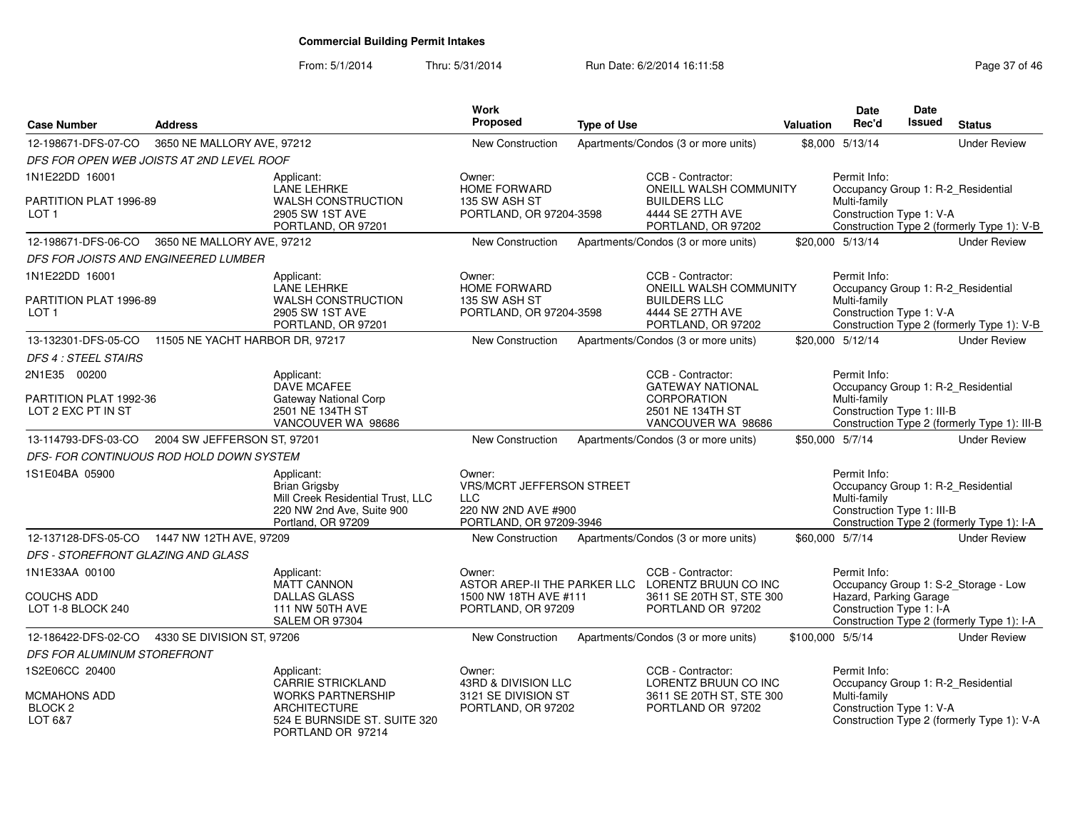**Commercial Building Permit Intakes**

From: 5/1/2014 Thru: 5/31/2014 Run Date: 6/2/2014 16:11:58

| Case Number | Address | Work Proposed | Type of Use | Valuation | Date Rec'd | Date Issued | Status |
|---|---|---|---|---|---|---|---|
| 12-198671-DFS-07-CO | 3650 NE MALLORY AVE, 97212 | New Construction | Apartments/Condos (3 or more units) | $8,000 | 5/13/14 | | Under Review |

*DFS FOR OPEN WEB JOISTS AT 2ND LEVEL ROOF*

1N1E22DD 16001
PARTITION PLAT 1996-89
LOT 1

Applicant: LANE LEHRKE, WALSH CONSTRUCTION, 2905 SW 1ST AVE, PORTLAND, OR 97201

Owner: HOME FORWARD, 135 SW ASH ST, PORTLAND, OR 97204-3598

CCB - Contractor: ONEILL WALSH COMMUNITY BUILDERS LLC, 4444 SE 27TH AVE, PORTLAND, OR 97202

Permit Info: Occupancy Group 1: R-2_Residential Multi-family; Construction Type 1: V-A; Construction Type 2 (formerly Type 1): V-B

| Case Number | Address | Work Proposed | Type of Use | Valuation | Date Rec'd | Date Issued | Status |
|---|---|---|---|---|---|---|---|
| 12-198671-DFS-06-CO | 3650 NE MALLORY AVE, 97212 | New Construction | Apartments/Condos (3 or more units) | $20,000 | 5/13/14 | | Under Review |

*DFS FOR JOISTS AND ENGINEERED LUMBER*

1N1E22DD 16001
PARTITION PLAT 1996-89
LOT 1

Applicant: LANE LEHRKE, WALSH CONSTRUCTION, 2905 SW 1ST AVE, PORTLAND, OR 97201

Owner: HOME FORWARD, 135 SW ASH ST, PORTLAND, OR 97204-3598

CCB - Contractor: ONEILL WALSH COMMUNITY BUILDERS LLC, 4444 SE 27TH AVE, PORTLAND, OR 97202

Permit Info: Occupancy Group 1: R-2_Residential Multi-family; Construction Type 1: V-A; Construction Type 2 (formerly Type 1): V-B

| Case Number | Address | Work Proposed | Type of Use | Valuation | Date Rec'd | Date Issued | Status |
|---|---|---|---|---|---|---|---|
| 13-132301-DFS-05-CO | 11505 NE YACHT HARBOR DR, 97217 | New Construction | Apartments/Condos (3 or more units) | $20,000 | 5/12/14 | | Under Review |

*DFS 4 : STEEL STAIRS*

2N1E35 00200
PARTITION PLAT 1992-36
LOT 2 EXC PT IN ST

Applicant: DAVE MCAFEE, Gateway National Corp, 2501 NE 134TH ST, VANCOUVER WA 98686

CCB - Contractor: GATEWAY NATIONAL CORPORATION, 2501 NE 134TH ST, VANCOUVER WA 98686

Permit Info: Occupancy Group 1: R-2_Residential Multi-family; Construction Type 1: III-B; Construction Type 2 (formerly Type 1): III-B

| Case Number | Address | Work Proposed | Type of Use | Valuation | Date Rec'd | Date Issued | Status |
|---|---|---|---|---|---|---|---|
| 13-114793-DFS-03-CO | 2004 SW JEFFERSON ST, 97201 | New Construction | Apartments/Condos (3 or more units) | $50,000 | 5/7/14 | | Under Review |

*DFS- FOR CONTINUOUS ROD HOLD DOWN SYSTEM*

1S1E04BA 05900

Applicant: Brian Grigsby, Mill Creek Residential Trust, LLC, 220 NW 2nd Ave, Suite 900, Portland, OR 97209

Owner: VRS/MCRT JEFFERSON STREET LLC, 220 NW 2ND AVE #900, PORTLAND, OR 97209-3946

Permit Info: Occupancy Group 1: R-2_Residential Multi-family; Construction Type 1: III-B; Construction Type 2 (formerly Type 1): I-A

| Case Number | Address | Work Proposed | Type of Use | Valuation | Date Rec'd | Date Issued | Status |
|---|---|---|---|---|---|---|---|
| 12-137128-DFS-05-CO | 1447 NW 12TH AVE, 97209 | New Construction | Apartments/Condos (3 or more units) | $60,000 | 5/7/14 | | Under Review |

*DFS - STOREFRONT GLAZING AND GLASS*

1N1E33AA 00100
COUCHS ADD
LOT 1-8 BLOCK 240

Applicant: MATT CANNON, DALLAS GLASS, 111 NW 50TH AVE, SALEM OR 97304

Owner: ASTOR AREP-II THE PARKER LLC, 1500 NW 18TH AVE #111, PORTLAND, OR 97209

CCB - Contractor: LORENTZ BRUUN CO INC, 3611 SE 20TH ST, STE 300, PORTLAND OR 97202

Permit Info: Occupancy Group 1: S-2_Storage - Low Hazard, Parking Garage; Construction Type 1: I-A; Construction Type 2 (formerly Type 1): I-A

| Case Number | Address | Work Proposed | Type of Use | Valuation | Date Rec'd | Date Issued | Status |
|---|---|---|---|---|---|---|---|
| 12-186422-DFS-02-CO | 4330 SE DIVISION ST, 97206 | New Construction | Apartments/Condos (3 or more units) | $100,000 | 5/5/14 | | Under Review |

*DFS FOR ALUMINUM STOREFRONT*

1S2E06CC 20400
MCMAHONS ADD
BLOCK 2
LOT 6&7

Applicant: CARRIE STRICKLAND, WORKS PARTNERSHIP ARCHITECTURE, 524 E BURNSIDE ST. SUITE 320, PORTLAND OR 97214

Owner: 43RD & DIVISION LLC, 3121 SE DIVISION ST, PORTLAND, OR 97202

CCB - Contractor: LORENTZ BRUUN CO INC, 3611 SE 20TH ST, STE 300, PORTLAND OR 97202

Permit Info: Occupancy Group 1: R-2_Residential Multi-family; Construction Type 1: V-A; Construction Type 2 (formerly Type 1): V-A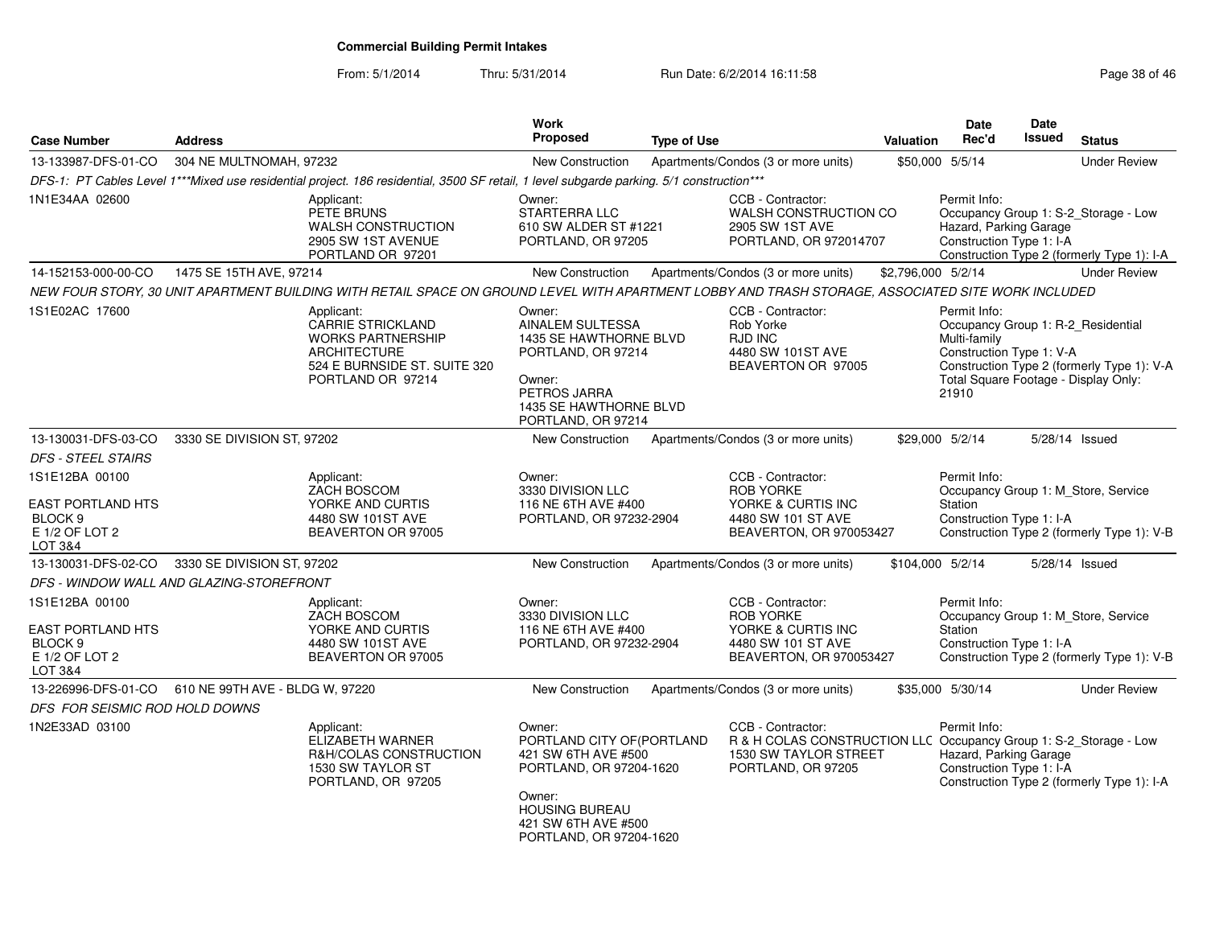# Commercial Building Permit Intakes

From: 5/1/2014 Thru: 5/31/2014 Run Date: 6/2/2014 16:11:58

| Case Number | Address | Work Proposed | Type of Use | Valuation | Date Rec'd | Date Issued | Status |
|---|---|---|---|---|---|---|---|
| 13-133987-DFS-01-CO | 304 NE MULTNOMAH, 97232 | New Construction | Apartments/Condos (3 or more units) | $50,000 | 5/5/14 | | Under Review |

*DFS-1: PT Cables Level 1\*\*\*Mixed use residential project. 186 residential, 3500 SF retail, 1 level subgarde parking. 5/1 construction\*\*\**

1N1E34AA 02600

Applicant: PETE BRUNS, WALSH CONSTRUCTION, 2905 SW 1ST AVENUE, PORTLAND OR 97201

Owner: STARTERRA LLC, 610 SW ALDER ST #1221, PORTLAND, OR 97205

CCB - Contractor: WALSH CONSTRUCTION CO, 2905 SW 1ST AVE, PORTLAND, OR 972014707

Permit Info: Occupancy Group 1: S-2_Storage - Low Hazard, Parking Garage; Construction Type 1: I-A; Construction Type 2 (formerly Type 1): I-A

| Case Number | Address | Work Proposed | Type of Use | Valuation | Date Rec'd | Date Issued | Status |
|---|---|---|---|---|---|---|---|
| 14-152153-000-00-CO | 1475 SE 15TH AVE, 97214 | New Construction | Apartments/Condos (3 or more units) | $2,796,000 | 5/2/14 | | Under Review |

*NEW FOUR STORY, 30 UNIT APARTMENT BUILDING WITH RETAIL SPACE ON GROUND LEVEL WITH APARTMENT LOBBY AND TRASH STORAGE, ASSOCIATED SITE WORK INCLUDED*

1S1E02AC 17600

Applicant: CARRIE STRICKLAND, WORKS PARTNERSHIP ARCHITECTURE, 524 E BURNSIDE ST. SUITE 320, PORTLAND OR 97214

Owner: AINALEM SULTESSA, 1435 SE HAWTHORNE BLVD, PORTLAND, OR 97214

Owner: PETROS JARRA, 1435 SE HAWTHORNE BLVD, PORTLAND, OR 97214

CCB - Contractor: Rob Yorke, RJD INC, 4480 SW 101ST AVE, BEAVERTON OR 97005

Permit Info: Occupancy Group 1: R-2_Residential Multi-family; Construction Type 1: V-A; Construction Type 2 (formerly Type 1): V-A; Total Square Footage - Display Only: 21910

| Case Number | Address | Work Proposed | Type of Use | Valuation | Date Rec'd | Date Issued | Status |
|---|---|---|---|---|---|---|---|
| 13-130031-DFS-03-CO | 3330 SE DIVISION ST, 97202 | New Construction | Apartments/Condos (3 or more units) | $29,000 | 5/2/14 | 5/28/14 | Issued |

*DFS - STEEL STAIRS*

1S1E12BA 00100, EAST PORTLAND HTS, BLOCK 9, E 1/2 OF LOT 2, LOT 3&4

Applicant: ZACH BOSCOM, YORKE AND CURTIS, 4480 SW 101ST AVE, BEAVERTON OR 97005

Owner: 3330 DIVISION LLC, 116 NE 6TH AVE #400, PORTLAND, OR 97232-2904

CCB - Contractor: ROB YORKE, YORKE & CURTIS INC, 4480 SW 101 ST AVE, BEAVERTON, OR 970053427

Permit Info: Occupancy Group 1: M_Store, Service Station; Construction Type 1: I-A; Construction Type 2 (formerly Type 1): V-B

| Case Number | Address | Work Proposed | Type of Use | Valuation | Date Rec'd | Date Issued | Status |
|---|---|---|---|---|---|---|---|
| 13-130031-DFS-02-CO | 3330 SE DIVISION ST, 97202 | New Construction | Apartments/Condos (3 or more units) | $104,000 | 5/2/14 | 5/28/14 | Issued |

*DFS - WINDOW WALL AND GLAZING-STOREFRONT*

1S1E12BA 00100, EAST PORTLAND HTS, BLOCK 9, E 1/2 OF LOT 2, LOT 3&4

Applicant: ZACH BOSCOM, YORKE AND CURTIS, 4480 SW 101ST AVE, BEAVERTON OR 97005

Owner: 3330 DIVISION LLC, 116 NE 6TH AVE #400, PORTLAND, OR 97232-2904

CCB - Contractor: ROB YORKE, YORKE & CURTIS INC, 4480 SW 101 ST AVE, BEAVERTON, OR 970053427

Permit Info: Occupancy Group 1: M_Store, Service Station; Construction Type 1: I-A; Construction Type 2 (formerly Type 1): V-B

| Case Number | Address | Work Proposed | Type of Use | Valuation | Date Rec'd | Date Issued | Status |
|---|---|---|---|---|---|---|---|
| 13-226996-DFS-01-CO | 610 NE 99TH AVE - BLDG W, 97220 | New Construction | Apartments/Condos (3 or more units) | $35,000 | 5/30/14 | | Under Review |

*DFS FOR SEISMIC ROD HOLD DOWNS*

1N2E33AD 03100

Applicant: ELIZABETH WARNER, R&H/COLAS CONSTRUCTION, 1530 SW TAYLOR ST, PORTLAND, OR 97205

Owner: PORTLAND CITY OF(PORTLAND, 421 SW 6TH AVE #500, PORTLAND, OR 97204-1620

Owner: HOUSING BUREAU, 421 SW 6TH AVE #500, PORTLAND, OR 97204-1620

CCB - Contractor: R & H COLAS CONSTRUCTION LLC, 1530 SW TAYLOR STREET, PORTLAND, OR 97205

Permit Info: Occupancy Group 1: S-2_Storage - Low Hazard, Parking Garage; Construction Type 1: I-A; Construction Type 2 (formerly Type 1): I-A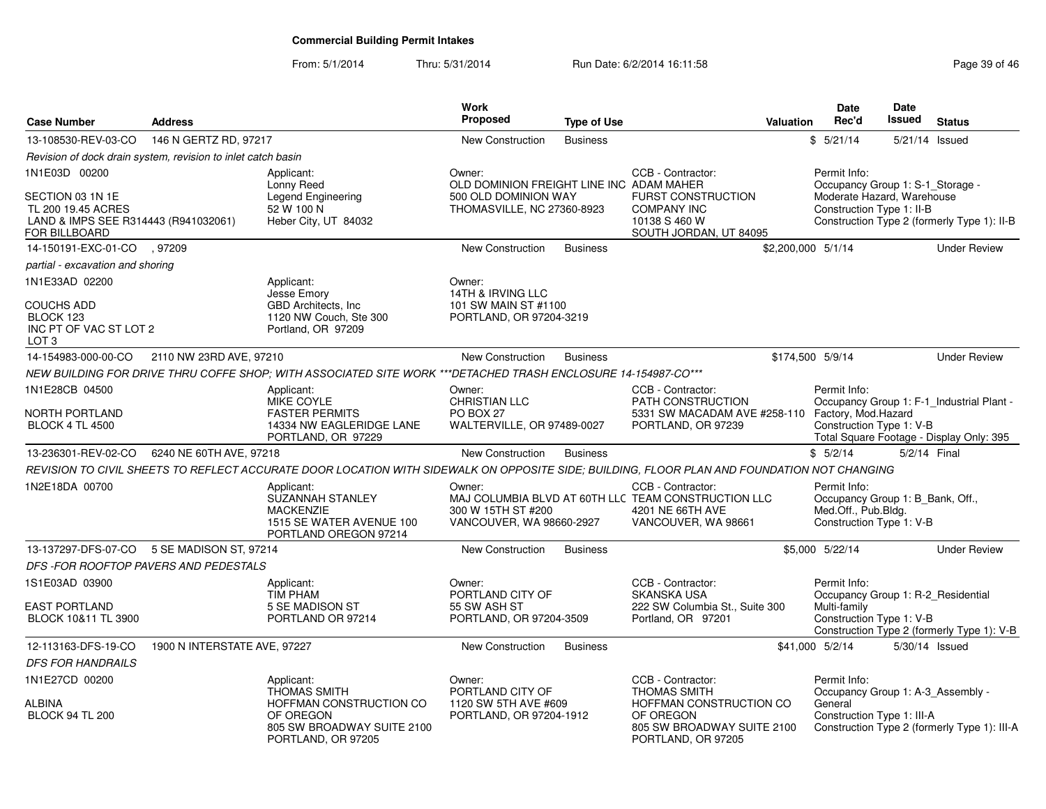**Commercial Building Permit Intakes**

From: 5/1/2014 Thru: 5/31/2014 Run Date: 6/2/2014 16:11:58

| Case Number | Address | Work Proposed | Type of Use | Valuation | Date Rec'd | Date Issued | Status |
|---|---|---|---|---|---|---|---|
| 13-108530-REV-03-CO | 146 N GERTZ RD, 97217 | New Construction | Business | $ | 5/21/14 | 5/21/14 | Issued |

*Revision of dock drain system, revision to inlet catch basin*

1N1E03D 00200

SECTION 03 1N 1E
TL 200 19.45 ACRES
LAND & IMPS SEE R314443 (R941032061)
FOR BILLBOARD

Applicant: Lonny Reed, Legend Engineering, 52 W 100 N, Heber City, UT 84032

Owner: OLD DOMINION FREIGHT LINE INC, 500 OLD DOMINION WAY, THOMASVILLE, NC 27360-8923

CCB - Contractor: ADAM MAHER, FURST CONSTRUCTION COMPANY INC, 10138 S 460 W, SOUTH JORDAN, UT 84095

Permit Info: Occupancy Group 1: S-1_Storage - Moderate Hazard, Warehouse; Construction Type 1: II-B; Construction Type 2 (formerly Type 1): II-B

---

| Case Number | Address | Work Proposed | Type of Use | Valuation | Date Rec'd | Date Issued | Status |
|---|---|---|---|---|---|---|---|
| 14-150191-EXC-01-CO | , 97209 | New Construction | Business | $2,200,000 | 5/1/14 | | Under Review |

*partial - excavation and shoring*

1N1E33AD 02200

COUCHS ADD
BLOCK 123
INC PT OF VAC ST LOT 2
LOT 3

Applicant: Jesse Emory, GBD Architects, Inc, 1120 NW Couch, Ste 300, Portland, OR 97209

Owner: 14TH & IRVING LLC, 101 SW MAIN ST #1100, PORTLAND, OR 97204-3219

---

| Case Number | Address | Work Proposed | Type of Use | Valuation | Date Rec'd | Date Issued | Status |
|---|---|---|---|---|---|---|---|
| 14-154983-000-00-CO | 2110 NW 23RD AVE, 97210 | New Construction | Business | $174,500 | 5/9/14 | | Under Review |

*NEW BUILDING FOR DRIVE THRU COFFE SHOP; WITH ASSOCIATED SITE WORK ***DETACHED TRASH ENCLOSURE 14-154987-CO****

1N1E28CB 04500

NORTH PORTLAND
BLOCK 4 TL 4500

Applicant: MIKE COYLE, FASTER PERMITS, 14334 NW EAGLERIDGE LANE, PORTLAND, OR 97229

Owner: CHRISTIAN LLC, PO BOX 27, WALTERVILLE, OR 97489-0027

CCB - Contractor: PATH CONSTRUCTION, 5331 SW MACADAM AVE #258-110, PORTLAND, OR 97239

Permit Info: Occupancy Group 1: F-1_Industrial Plant - Factory, Mod.Hazard; Construction Type 1: V-B; Total Square Footage - Display Only: 395

---

| Case Number | Address | Work Proposed | Type of Use | Valuation | Date Rec'd | Date Issued | Status |
|---|---|---|---|---|---|---|---|
| 13-236301-REV-02-CO | 6240 NE 60TH AVE, 97218 | New Construction | Business | $ | 5/2/14 | 5/2/14 | Final |

*REVISION TO CIVIL SHEETS TO REFLECT ACCURATE DOOR LOCATION WITH SIDEWALK ON OPPOSITE SIDE; BUILDING, FLOOR PLAN AND FOUNDATION NOT CHANGING*

1N2E18DA 00700

Applicant: SUZANNAH STANLEY, MACKENZIE, 1515 SE WATER AVENUE 100, PORTLAND OREGON 97214

Owner: MAJ COLUMBIA BLVD AT 60TH LLC, 300 W 15TH ST #200, VANCOUVER, WA 98660-2927

CCB - Contractor: TEAM CONSTRUCTION LLC, 4201 NE 66TH AVE, VANCOUVER, WA 98661

Permit Info: Occupancy Group 1: B_Bank, Off., Med.Off., Pub.Bldg.; Construction Type 1: V-B

---

| Case Number | Address | Work Proposed | Type of Use | Valuation | Date Rec'd | Date Issued | Status |
|---|---|---|---|---|---|---|---|
| 13-137297-DFS-07-CO | 5 SE MADISON ST, 97214 | New Construction | Business | $5,000 | 5/22/14 | | Under Review |

*DFS -FOR ROOFTOP PAVERS AND PEDESTALS*

1S1E03AD 03900

EAST PORTLAND
BLOCK 10&11 TL 3900

Applicant: TIM PHAM, 5 SE MADISON ST, PORTLAND OR 97214

Owner: PORTLAND CITY OF, 55 SW ASH ST, PORTLAND, OR 97204-3509

CCB - Contractor: SKANSKA USA, 222 SW Columbia St., Suite 300, Portland, OR 97201

Permit Info: Occupancy Group 1: R-2_Residential Multi-family; Construction Type 1: V-B; Construction Type 2 (formerly Type 1): V-B

---

| Case Number | Address | Work Proposed | Type of Use | Valuation | Date Rec'd | Date Issued | Status |
|---|---|---|---|---|---|---|---|
| 12-113163-DFS-19-CO | 1900 N INTERSTATE AVE, 97227 | New Construction | Business | $41,000 | 5/2/14 | 5/30/14 | Issued |

*DFS FOR HANDRAILS*

1N1E27CD 00200

ALBINA
BLOCK 94 TL 200

Applicant: THOMAS SMITH, HOFFMAN CONSTRUCTION CO OF OREGON, 805 SW BROADWAY SUITE 2100, PORTLAND, OR 97205

Owner: PORTLAND CITY OF, 1120 SW 5TH AVE #609, PORTLAND, OR 97204-1912

CCB - Contractor: THOMAS SMITH, HOFFMAN CONSTRUCTION CO OF OREGON, 805 SW BROADWAY SUITE 2100, PORTLAND, OR 97205

Permit Info: Occupancy Group 1: A-3_Assembly - General; Construction Type 1: III-A; Construction Type 2 (formerly Type 1): III-A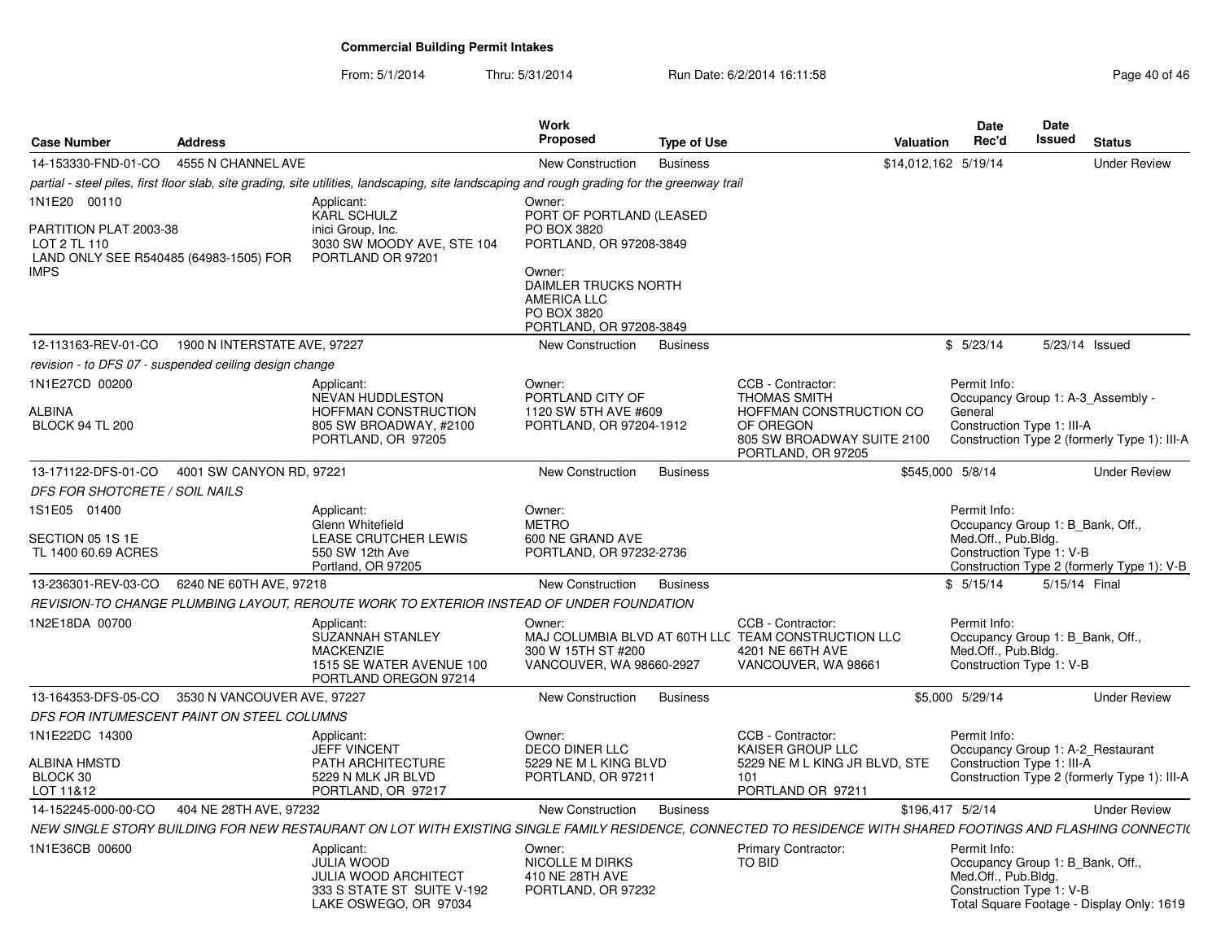# Commercial Building Permit Intakes

From: 5/1/2014 Thru: 5/31/2014 Run Date: 6/2/2014 16:11:58

| Case Number | Address | Work Proposed | Type of Use | Valuation | Date Rec'd | Date Issued | Status |
|---|---|---|---|---|---|---|---|
| 14-153330-FND-01-CO | 4555 N CHANNEL AVE | New Construction | Business | $14,012,162 | 5/19/14 | | Under Review |
| 12-113163-REV-01-CO | 1900 N INTERSTATE AVE, 97227 | New Construction | Business | $ | 5/23/14 | 5/23/14 | Issued |
| 13-171122-DFS-01-CO | 4001 SW CANYON RD, 97221 | New Construction | Business | $545,000 | 5/8/14 | | Under Review |
| 13-236301-REV-03-CO | 6240 NE 60TH AVE, 97218 | New Construction | Business | $ | 5/15/14 | 5/15/14 | Final |
| 13-164353-DFS-05-CO | 3530 N VANCOUVER AVE, 97227 | New Construction | Business | $5,000 | 5/29/14 | | Under Review |
| 14-152245-000-00-CO | 404 NE 28TH AVE, 97232 | New Construction | Business | $196,417 | 5/2/14 | | Under Review |

**14-153330-FND-01-CO** — 4555 N CHANNEL AVE

*partial - steel piles, first floor slab, site grading, site utilities, landscaping, site landscaping and rough grading for the greenway trail*

1N1E20 00110

PARTITION PLAT 2003-38
LOT 2 TL 110
LAND ONLY SEE R540485 (64983-1505) FOR IMPS

Applicant:
KARL SCHULZ
inici Group, Inc.
3030 SW MOODY AVE, STE 104
PORTLAND OR 97201

Owner:
PORT OF PORTLAND (LEASED
PO BOX 3820
PORTLAND, OR 97208-3849

Owner:
DAIMLER TRUCKS NORTH AMERICA LLC
PO BOX 3820
PORTLAND, OR 97208-3849

**12-113163-REV-01-CO** — 1900 N INTERSTATE AVE, 97227

*revision - to DFS 07 - suspended ceiling design change*

1N1E27CD 00200

ALBINA
BLOCK 94 TL 200

Applicant:
NEVAN HUDDLESTON
HOFFMAN CONSTRUCTION
805 SW BROADWAY, #2100
PORTLAND, OR 97205

Owner:
PORTLAND CITY OF
1120 SW 5TH AVE #609
PORTLAND, OR 97204-1912

CCB - Contractor:
THOMAS SMITH
HOFFMAN CONSTRUCTION CO OF OREGON
805 SW BROADWAY SUITE 2100
PORTLAND, OR 97205

Permit Info:
Occupancy Group 1: A-3_Assembly - General
Construction Type 1: III-A
Construction Type 2 (formerly Type 1): III-A

**13-171122-DFS-01-CO** — 4001 SW CANYON RD, 97221

*DFS FOR SHOTCRETE / SOIL NAILS*

1S1E05 01400

SECTION 05 1S 1E
TL 1400 60.69 ACRES

Applicant:
Glenn Whitefield
LEASE CRUTCHER LEWIS
550 SW 12th Ave
Portland, OR 97205

Owner:
METRO
600 NE GRAND AVE
PORTLAND, OR 97232-2736

Permit Info:
Occupancy Group 1: B_Bank, Off., Med.Off., Pub.Bldg.
Construction Type 1: V-B
Construction Type 2 (formerly Type 1): V-B

**13-236301-REV-03-CO** — 6240 NE 60TH AVE, 97218

*REVISION-TO CHANGE PLUMBING LAYOUT, REROUTE WORK TO EXTERIOR INSTEAD OF UNDER FOUNDATION*

1N2E18DA 00700

Applicant:
SUZANNAH STANLEY
MACKENZIE
1515 SE WATER AVENUE 100
PORTLAND OREGON 97214

Owner:
MAJ COLUMBIA BLVD AT 60TH LLC
300 W 15TH ST #200
VANCOUVER, WA 98660-2927

CCB - Contractor:
TEAM CONSTRUCTION LLC
4201 NE 66TH AVE
VANCOUVER, WA 98661

Permit Info:
Occupancy Group 1: B_Bank, Off., Med.Off., Pub.Bldg.
Construction Type 1: V-B

**13-164353-DFS-05-CO** — 3530 N VANCOUVER AVE, 97227

*DFS FOR INTUMESCENT PAINT ON STEEL COLUMNS*

1N1E22DC 14300

ALBINA HMSTD
BLOCK 30
LOT 11&12

Applicant:
JEFF VINCENT
PATH ARCHITECTURE
5229 N MLK JR BLVD
PORTLAND, OR 97217

Owner:
DECO DINER LLC
5229 NE M L KING BLVD
PORTLAND, OR 97211

CCB - Contractor:
KAISER GROUP LLC
5229 NE M L KING JR BLVD, STE 101
PORTLAND OR 97211

Permit Info:
Occupancy Group 1: A-2_Restaurant
Construction Type 1: III-A
Construction Type 2 (formerly Type 1): III-A

**14-152245-000-00-CO** — 404 NE 28TH AVE, 97232

*NEW SINGLE STORY BUILDING FOR NEW RESTAURANT ON LOT WITH EXISTING SINGLE FAMILY RESIDENCE, CONNECTED TO RESIDENCE WITH SHARED FOOTINGS AND FLASHING CONNECTI(*

1N1E36CB 00600

Applicant:
JULIA WOOD
JULIA WOOD ARCHITECT
333 S STATE ST SUITE V-192
LAKE OSWEGO, OR 97034

Owner:
NICOLLE M DIRKS
410 NE 28TH AVE
PORTLAND, OR 97232

Primary Contractor:
TO BID

Permit Info:
Occupancy Group 1: B_Bank, Off., Med.Off., Pub.Bldg.
Construction Type 1: V-B
Total Square Footage - Display Only: 1619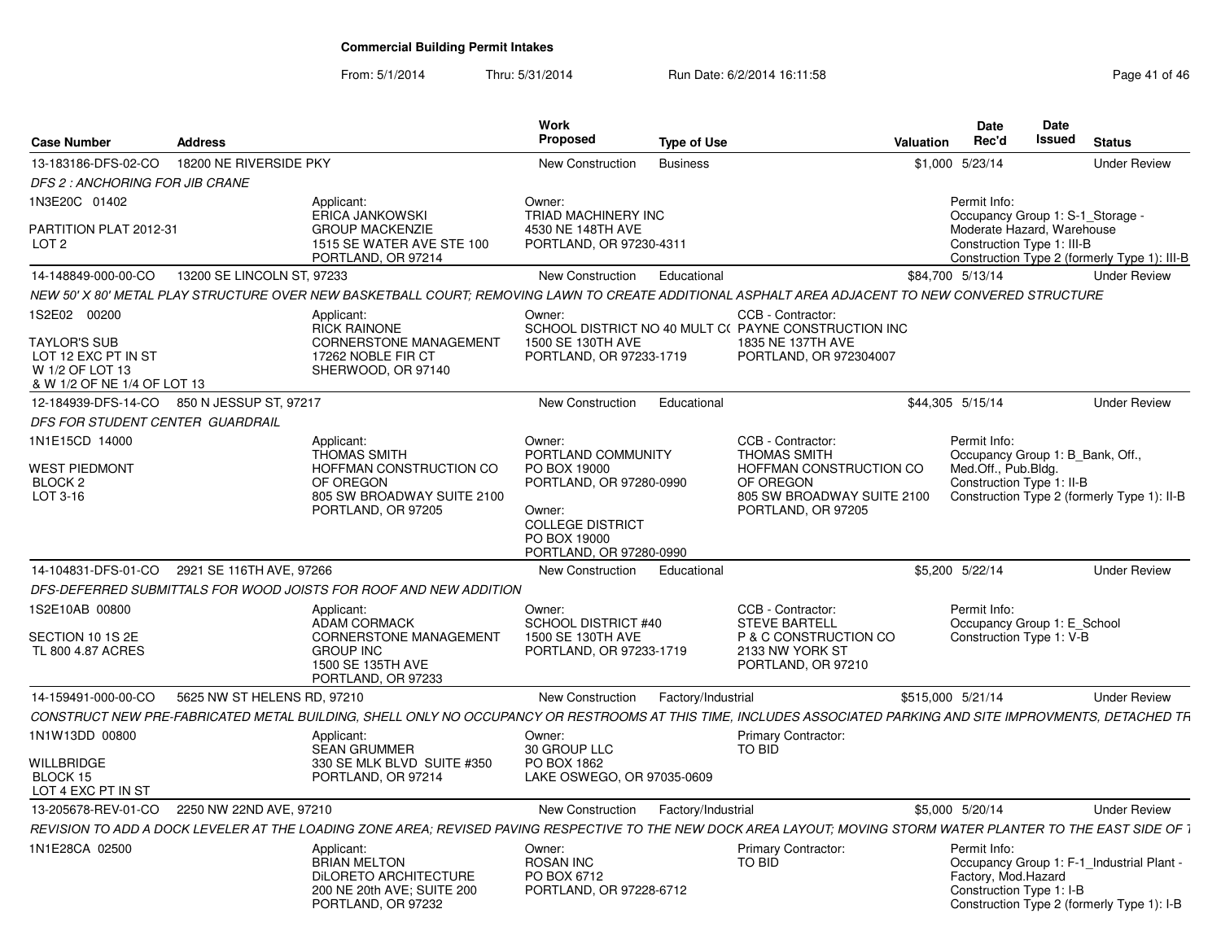# Commercial Building Permit Intakes

From: 5/1/2014 Thru: 5/31/2014 Run Date: 6/2/2014 16:11:58

| Case Number | Address | Work Proposed | Type of Use | Valuation | Date Rec'd | Date Issued | Status |
|---|---|---|---|---|---|---|---|
| 13-183186-DFS-02-CO | 18200 NE RIVERSIDE PKY | New Construction | Business | $1,000 | 5/23/14 | | Under Review |

*DFS 2 : ANCHORING FOR JIB CRANE*

1N3E20C 01402

PARTITION PLAT 2012-31
LOT 2

Applicant:
ERICA JANKOWSKI
GROUP MACKENZIE
1515 SE WATER AVE STE 100
PORTLAND, OR 97214

Owner:
TRIAD MACHINERY INC
4530 NE 148TH AVE
PORTLAND, OR 97230-4311

Permit Info:
Occupancy Group 1: S-1_Storage - Moderate Hazard, Warehouse
Construction Type 1: III-B
Construction Type 2 (formerly Type 1): III-B

| Case Number | Address | Work Proposed | Type of Use | Valuation | Date Rec'd | Date Issued | Status |
|---|---|---|---|---|---|---|---|
| 14-148849-000-00-CO | 13200 SE LINCOLN ST, 97233 | New Construction | Educational | $84,700 | 5/13/14 | | Under Review |

*NEW 50' X 80' METAL PLAY STRUCTURE OVER NEW BASKETBALL COURT; REMOVING LAWN TO CREATE ADDITIONAL ASPHALT AREA ADJACENT TO NEW CONVERED STRUCTURE*

1S2E02 00200

TAYLOR'S SUB
LOT 12 EXC PT IN ST
W 1/2 OF LOT 13
& W 1/2 OF NE 1/4 OF LOT 13

Applicant:
RICK RAINONE
CORNERSTONE MANAGEMENT
17262 NOBLE FIR CT
SHERWOOD, OR 97140

Owner:
SCHOOL DISTRICT NO 40 MULT C(
1500 SE 130TH AVE
PORTLAND, OR 97233-1719

CCB - Contractor:
PAYNE CONSTRUCTION INC
1835 NE 137TH AVE
PORTLAND, OR 972304007

| Case Number | Address | Work Proposed | Type of Use | Valuation | Date Rec'd | Date Issued | Status |
|---|---|---|---|---|---|---|---|
| 12-184939-DFS-14-CO | 850 N JESSUP ST, 97217 | New Construction | Educational | $44,305 | 5/15/14 | | Under Review |

*DFS FOR STUDENT CENTER GUARDRAIL*

1N1E15CD 14000

WEST PIEDMONT
BLOCK 2
LOT 3-16

Applicant:
THOMAS SMITH
HOFFMAN CONSTRUCTION CO OF OREGON
805 SW BROADWAY SUITE 2100
PORTLAND, OR 97205

Owner:
PORTLAND COMMUNITY
PO BOX 19000
PORTLAND, OR 97280-0990

Owner:
COLLEGE DISTRICT
PO BOX 19000
PORTLAND, OR 97280-0990

CCB - Contractor:
THOMAS SMITH
HOFFMAN CONSTRUCTION CO OF OREGON
805 SW BROADWAY SUITE 2100
PORTLAND, OR 97205

Permit Info:
Occupancy Group 1: B_Bank, Off., Med.Off., Pub.Bldg.
Construction Type 1: II-B
Construction Type 2 (formerly Type 1): II-B

| Case Number | Address | Work Proposed | Type of Use | Valuation | Date Rec'd | Date Issued | Status |
|---|---|---|---|---|---|---|---|
| 14-104831-DFS-01-CO | 2921 SE 116TH AVE, 97266 | New Construction | Educational | $5,200 | 5/22/14 | | Under Review |

*DFS-DEFERRED SUBMITTALS FOR WOOD JOISTS FOR ROOF AND NEW ADDITION*

1S2E10AB 00800

SECTION 10 1S 2E
TL 800 4.87 ACRES

Applicant:
ADAM CORMACK
CORNERSTONE MANAGEMENT GROUP INC
1500 SE 135TH AVE
PORTLAND, OR 97233

Owner:
SCHOOL DISTRICT #40
1500 SE 130TH AVE
PORTLAND, OR 97233-1719

CCB - Contractor:
STEVE BARTELL
P & C CONSTRUCTION CO
2133 NW YORK ST
PORTLAND, OR 97210

Permit Info:
Occupancy Group 1: E_School
Construction Type 1: V-B

| Case Number | Address | Work Proposed | Type of Use | Valuation | Date Rec'd | Date Issued | Status |
|---|---|---|---|---|---|---|---|
| 14-159491-000-00-CO | 5625 NW ST HELENS RD, 97210 | New Construction | Factory/Industrial | $515,000 | 5/21/14 | | Under Review |

*CONSTRUCT NEW PRE-FABRICATED METAL BUILDING, SHELL ONLY NO OCCUPANCY OR RESTROOMS AT THIS TIME, INCLUDES ASSOCIATED PARKING AND SITE IMPROVMENTS, DETACHED TR*

1N1W13DD 00800

WILLBRIDGE
BLOCK 15
LOT 4 EXC PT IN ST

Applicant:
SEAN GRUMMER
330 SE MLK BLVD SUITE #350
PORTLAND, OR 97214

Owner:
30 GROUP LLC
PO BOX 1862
LAKE OSWEGO, OR 97035-0609

Primary Contractor:
TO BID

| Case Number | Address | Work Proposed | Type of Use | Valuation | Date Rec'd | Date Issued | Status |
|---|---|---|---|---|---|---|---|
| 13-205678-REV-01-CO | 2250 NW 22ND AVE, 97210 | New Construction | Factory/Industrial | $5,000 | 5/20/14 | | Under Review |

*REVISION TO ADD A DOCK LEVELER AT THE LOADING ZONE AREA; REVISED PAVING RESPECTIVE TO THE NEW DOCK AREA LAYOUT; MOVING STORM WATER PLANTER TO THE EAST SIDE OF T*

1N1E28CA 02500

Applicant:
BRIAN MELTON
DiLORETO ARCHITECTURE
200 NE 20th AVE; SUITE 200
PORTLAND, OR 97232

Owner:
ROSAN INC
PO BOX 6712
PORTLAND, OR 97228-6712

Primary Contractor:
TO BID

Permit Info:
Occupancy Group 1: F-1_Industrial Plant - Factory, Mod.Hazard
Construction Type 1: I-B
Construction Type 2 (formerly Type 1): I-B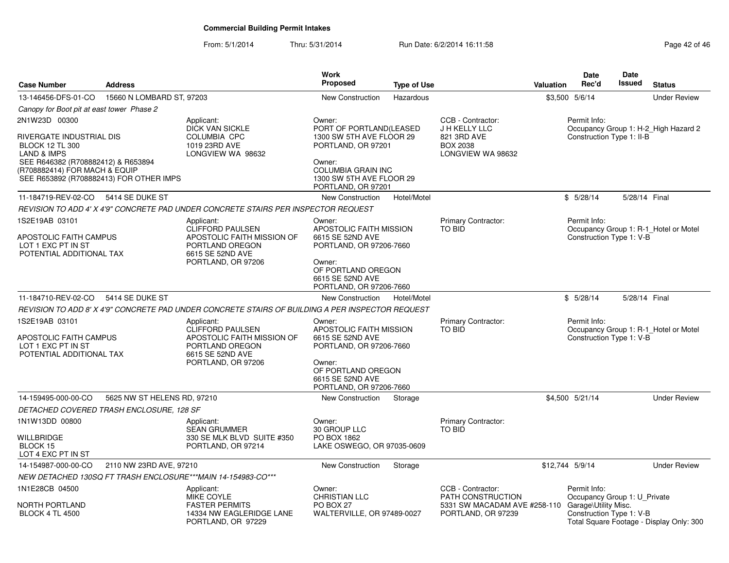# Commercial Building Permit Intakes

From: 5/1/2014 Thru: 5/31/2014 Run Date: 6/2/2014 16:11:58

| Case Number | Address | | Work Proposed | Type of Use | | Valuation | Date Rec'd | Date Issued | Status |
|---|---|---|---|---|---|---|---|---|---|
| 13-146456-DFS-01-CO | 15660 N LOMBARD ST, 97203 | | New Construction | Hazardous | | $3,500 | 5/6/14 | | Under Review |
| *Canopy for Boot pit at east tower Phase 2* | | | | | | | | | |
| 2N1W23D 00300<br><br>RIVERGATE INDUSTRIAL DIS<br>BLOCK 12 TL 300<br>LAND & IMPS<br>SEE R646382 (R708882412) & R653894 (R708882414) FOR MACH & EQUIP<br>SEE R653892 (R708882413) FOR OTHER IMPS | | Applicant:<br>DICK VAN SICKLE<br>COLUMBIA CPC<br>1019 23RD AVE<br>LONGVIEW WA 98632 | Owner:<br>PORT OF PORTLAND(LEASED<br>1300 SW 5TH AVE FLOOR 29<br>PORTLAND, OR 97201<br><br>Owner:<br>COLUMBIA GRAIN INC<br>1300 SW 5TH AVE FLOOR 29<br>PORTLAND, OR 97201 | | CCB - Contractor:<br>J H KELLY LLC<br>821 3RD AVE<br>BOX 2038<br>LONGVIEW WA 98632 | | Permit Info:<br>Occupancy Group 1: H-2_High Hazard 2<br>Construction Type 1: II-B | | |
| 11-184719-REV-02-CO | 5414 SE DUKE ST | | New Construction | Hotel/Motel | | $ | 5/28/14 | 5/28/14 | Final |
| *REVISION TO ADD 4' X 4'9" CONCRETE PAD UNDER CONCRETE STAIRS PER INSPECTOR REQUEST* | | | | | | | | | |
| 1S2E19AB 03101<br><br>APOSTOLIC FAITH CAMPUS<br>LOT 1 EXC PT IN ST<br>POTENTIAL ADDITIONAL TAX | | Applicant:<br>CLIFFORD PAULSEN<br>APOSTOLIC FAITH MISSION OF PORTLAND OREGON<br>6615 SE 52ND AVE<br>PORTLAND, OR 97206 | Owner:<br>APOSTOLIC FAITH MISSION<br>6615 SE 52ND AVE<br>PORTLAND, OR 97206-7660<br><br>Owner:<br>OF PORTLAND OREGON<br>6615 SE 52ND AVE<br>PORTLAND, OR 97206-7660 | | Primary Contractor:<br>TO BID | | Permit Info:<br>Occupancy Group 1: R-1_Hotel or Motel<br>Construction Type 1: V-B | | |
| 11-184710-REV-02-CO | 5414 SE DUKE ST | | New Construction | Hotel/Motel | | $ | 5/28/14 | 5/28/14 | Final |
| *REVISION TO ADD 8' X 4'9" CONCRETE PAD UNDER CONCRETE STAIRS OF BUILDING A PER INSPECTOR REQUEST* | | | | | | | | | |
| 1S2E19AB 03101<br><br>APOSTOLIC FAITH CAMPUS<br>LOT 1 EXC PT IN ST<br>POTENTIAL ADDITIONAL TAX | | Applicant:<br>CLIFFORD PAULSEN<br>APOSTOLIC FAITH MISSION OF PORTLAND OREGON<br>6615 SE 52ND AVE<br>PORTLAND, OR 97206 | Owner:<br>APOSTOLIC FAITH MISSION<br>6615 SE 52ND AVE<br>PORTLAND, OR 97206-7660<br><br>Owner:<br>OF PORTLAND OREGON<br>6615 SE 52ND AVE<br>PORTLAND, OR 97206-7660 | | Primary Contractor:<br>TO BID | | Permit Info:<br>Occupancy Group 1: R-1_Hotel or Motel<br>Construction Type 1: V-B | | |
| 14-159495-000-00-CO | 5625 NW ST HELENS RD, 97210 | | New Construction | Storage | | $4,500 | 5/21/14 | | Under Review |
| *DETACHED COVERED TRASH ENCLOSURE, 128 SF* | | | | | | | | | |
| 1N1W13DD 00800<br><br>WILLBRIDGE<br>BLOCK 15<br>LOT 4 EXC PT IN ST | | Applicant:<br>SEAN GRUMMER<br>330 SE MLK BLVD SUITE #350<br>PORTLAND, OR 97214 | Owner:<br>30 GROUP LLC<br>PO BOX 1862<br>LAKE OSWEGO, OR 97035-0609 | | Primary Contractor:<br>TO BID | | | | |
| 14-154987-000-00-CO | 2110 NW 23RD AVE, 97210 | | New Construction | Storage | | $12,744 | 5/9/14 | | Under Review |
| *NEW DETACHED 130SQ FT TRASH ENCLOSURE\*\*\*MAIN 14-154983-CO\*\*\** | | | | | | | | | |
| 1N1E28CB 04500<br><br>NORTH PORTLAND<br>BLOCK 4 TL 4500 | | Applicant:<br>MIKE COYLE<br>FASTER PERMITS<br>14334 NW EAGLERIDGE LANE<br>PORTLAND, OR 97229 | Owner:<br>CHRISTIAN LLC<br>PO BOX 27<br>WALTERVILLE, OR 97489-0027 | | CCB - Contractor:<br>PATH CONSTRUCTION<br>5331 SW MACADAM AVE #258-110<br>PORTLAND, OR 97239 | | Permit Info:<br>Occupancy Group 1: U_Private Garage\Utility Misc.<br>Construction Type 1: V-B<br>Total Square Footage - Display Only: 300 | | |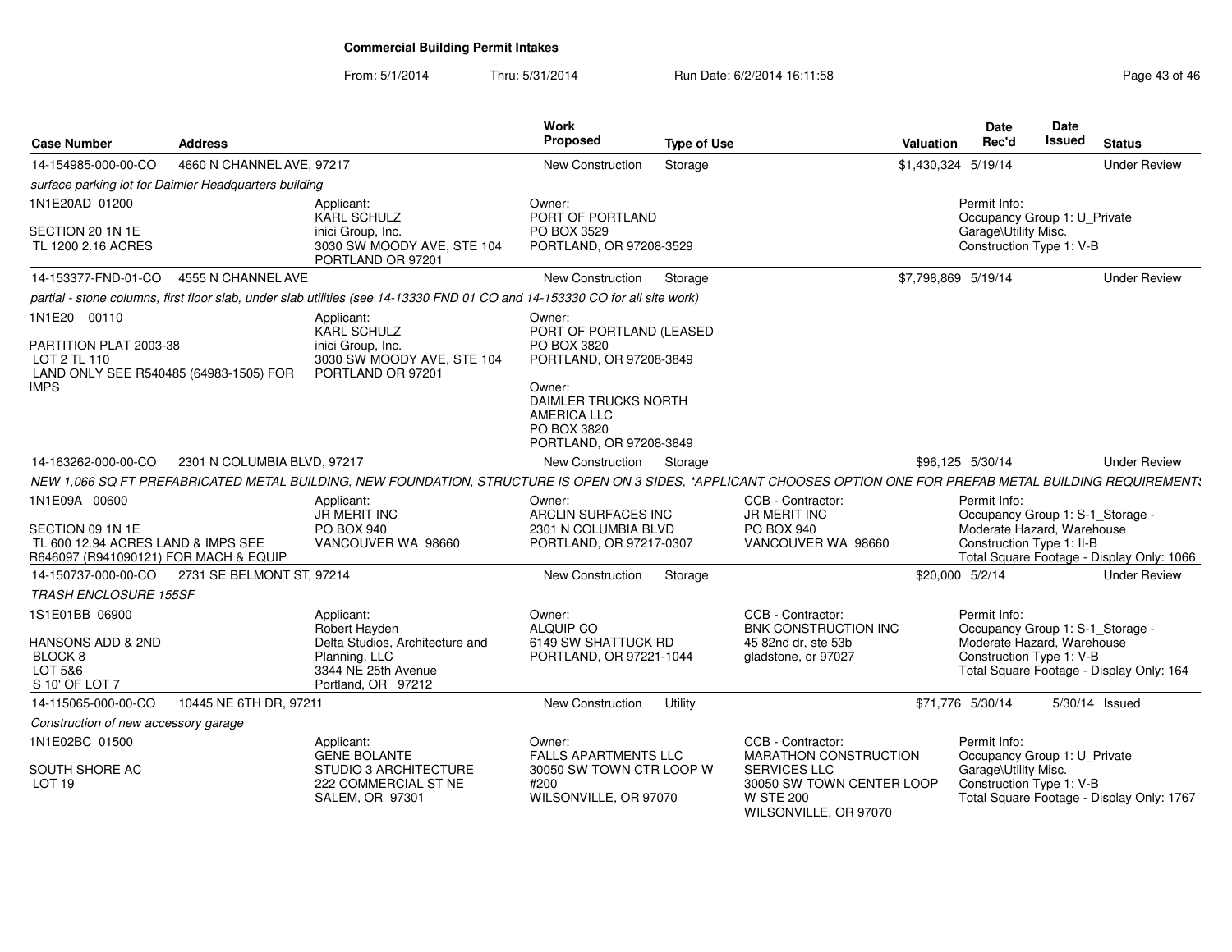# Commercial Building Permit Intakes

From: 5/1/2014 Thru: 5/31/2014 Run Date: 6/2/2014 16:11:58

| Case Number | Address | | Work Proposed | Type of Use | | Valuation | Date Rec'd | Date Issued | Status |
|---|---|---|---|---|---|---|---|---|---|
| 14-154985-000-00-CO | 4660 N CHANNEL AVE, 97217 | | New Construction | Storage | | $1,430,324 | 5/19/14 | | Under Review |
| *surface parking lot for Daimler Headquarters building* | | | | | | | | | |
| 1N1E20AD 01200<br><br>SECTION 20 1N 1E<br>TL 1200 2.16 ACRES | | Applicant:<br>KARL SCHULZ<br>inici Group, Inc.<br>3030 SW MOODY AVE, STE 104<br>PORTLAND OR 97201 | Owner:<br>PORT OF PORTLAND<br>PO BOX 3529<br>PORTLAND, OR 97208-3529 | | | | Permit Info:<br>Occupancy Group 1: U_Private Garage\Utility Misc.<br>Construction Type 1: V-B | | |
| 14-153377-FND-01-CO | 4555 N CHANNEL AVE | | New Construction | Storage | | $7,798,869 | 5/19/14 | | Under Review |
| *partial - stone columns, first floor slab, under slab utilities (see 14-13330 FND 01 CO and 14-153330 CO for all site work)* | | | | | | | | | |
| 1N1E20 00110<br><br>PARTITION PLAT 2003-38<br>LOT 2 TL 110<br>LAND ONLY SEE R540485 (64983-1505) FOR IMPS | | Applicant:<br>KARL SCHULZ<br>inici Group, Inc.<br>3030 SW MOODY AVE, STE 104<br>PORTLAND OR 97201 | Owner:<br>PORT OF PORTLAND (LEASED<br>PO BOX 3820<br>PORTLAND, OR 97208-3849<br><br>Owner:<br>DAIMLER TRUCKS NORTH AMERICA LLC<br>PO BOX 3820<br>PORTLAND, OR 97208-3849 | | | | | | |
| 14-163262-000-00-CO | 2301 N COLUMBIA BLVD, 97217 | | New Construction | Storage | | $96,125 | 5/30/14 | | Under Review |
| *NEW 1,066 SQ FT PREFABRICATED METAL BUILDING, NEW FOUNDATION, STRUCTURE IS OPEN ON 3 SIDES, \*APPLICANT CHOOSES OPTION ONE FOR PREFAB METAL BUILDING REQUIREMENTS* | | | | | | | | | |
| 1N1E09A 00600<br><br>SECTION 09 1N 1E<br>TL 600 12.94 ACRES LAND & IMPS SEE R646097 (R941090121) FOR MACH & EQUIP | | Applicant:<br>JR MERIT INC<br>PO BOX 940<br>VANCOUVER WA 98660 | Owner:<br>ARCLIN SURFACES INC<br>2301 N COLUMBIA BLVD<br>PORTLAND, OR 97217-0307 | | CCB - Contractor:<br>JR MERIT INC<br>PO BOX 940<br>VANCOUVER WA 98660 | | Permit Info:<br>Occupancy Group 1: S-1_Storage - Moderate Hazard, Warehouse<br>Construction Type 1: II-B<br>Total Square Footage - Display Only: 1066 | | |
| 14-150737-000-00-CO | 2731 SE BELMONT ST, 97214 | | New Construction | Storage | | $20,000 | 5/2/14 | | Under Review |
| *TRASH ENCLOSURE 155SF* | | | | | | | | | |
| 1S1E01BB 06900<br><br>HANSONS ADD & 2ND<br>BLOCK 8<br>LOT 5&6<br>S 10' OF LOT 7 | | Applicant:<br>Robert Hayden<br>Delta Studios, Architecture and Planning, LLC<br>3344 NE 25th Avenue<br>Portland, OR 97212 | Owner:<br>ALQUIP CO<br>6149 SW SHATTUCK RD<br>PORTLAND, OR 97221-1044 | | CCB - Contractor:<br>BNK CONSTRUCTION INC<br>45 82nd dr, ste 53b<br>gladstone, or 97027 | | Permit Info:<br>Occupancy Group 1: S-1_Storage - Moderate Hazard, Warehouse<br>Construction Type 1: V-B<br>Total Square Footage - Display Only: 164 | | |
| 14-115065-000-00-CO | 10445 NE 6TH DR, 97211 | | New Construction | Utility | | $71,776 | 5/30/14 | 5/30/14 | Issued |
| *Construction of new accessory garage* | | | | | | | | | |
| 1N1E02BC 01500<br><br>SOUTH SHORE AC<br>LOT 19 | | Applicant:<br>GENE BOLANTE<br>STUDIO 3 ARCHITECTURE<br>222 COMMERCIAL ST NE<br>SALEM, OR 97301 | Owner:<br>FALLS APARTMENTS LLC<br>30050 SW TOWN CTR LOOP W #200<br>WILSONVILLE, OR 97070 | | CCB - Contractor:<br>MARATHON CONSTRUCTION SERVICES LLC<br>30050 SW TOWN CENTER LOOP W STE 200<br>WILSONVILLE, OR 97070 | | Permit Info:<br>Occupancy Group 1: U_Private Garage\Utility Misc.<br>Construction Type 1: V-B<br>Total Square Footage - Display Only: 1767 | | |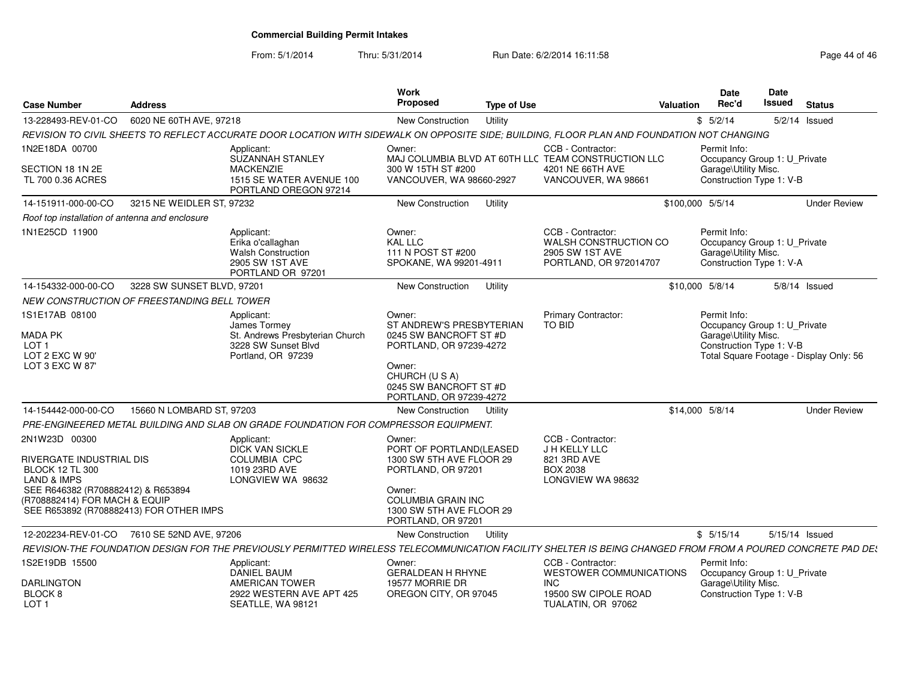# Commercial Building Permit Intakes

From: 5/1/2014 Thru: 5/31/2014 Run Date: 6/2/2014 16:11:58

| Case Number | Address | Work Proposed | Type of Use | Valuation | Date Rec'd | Date Issued | Status |
|---|---|---|---|---|---|---|---|
| 13-228493-REV-01-CO | 6020 NE 60TH AVE, 97218 | New Construction | Utility | $ | 5/2/14 | 5/2/14 | Issued |

*REVISION TO CIVIL SHEETS TO REFLECT ACCURATE DOOR LOCATION WITH SIDEWALK ON OPPOSITE SIDE; BUILDING, FLOOR PLAN AND FOUNDATION NOT CHANGING*

1N2E18DA 00700
SECTION 18 1N 2E
TL 700 0.36 ACRES

Applicant: SUZANNAH STANLEY, MACKENZIE, 1515 SE WATER AVENUE 100, PORTLAND OREGON 97214

Owner: MAJ COLUMBIA BLVD AT 60TH LLC, 300 W 15TH ST #200, VANCOUVER, WA 98660-2927

CCB - Contractor: TEAM CONSTRUCTION LLC, 4201 NE 66TH AVE, VANCOUVER, WA 98661

Permit Info: Occupancy Group 1: U_Private Garage\Utility Misc. Construction Type 1: V-B

| Case Number | Address | Work Proposed | Type of Use | Valuation | Date Rec'd | Date Issued | Status |
|---|---|---|---|---|---|---|---|
| 14-151911-000-00-CO | 3215 NE WEIDLER ST, 97232 | New Construction | Utility | $100,000 | 5/5/14 | | Under Review |

*Roof top installation of antenna and enclosure*

1N1E25CD 11900

Applicant: Erika o'callaghan, Walsh Construction, 2905 SW 1ST AVE, PORTLAND OR 97201

Owner: KAL LLC, 111 N POST ST #200, SPOKANE, WA 99201-4911

CCB - Contractor: WALSH CONSTRUCTION CO, 2905 SW 1ST AVE, PORTLAND, OR 972014707

Permit Info: Occupancy Group 1: U_Private Garage\Utility Misc. Construction Type 1: V-A

| Case Number | Address | Work Proposed | Type of Use | Valuation | Date Rec'd | Date Issued | Status |
|---|---|---|---|---|---|---|---|
| 14-154332-000-00-CO | 3228 SW SUNSET BLVD, 97201 | New Construction | Utility | $10,000 | 5/8/14 | 5/8/14 | Issued |

*NEW CONSTRUCTION OF FREESTANDING BELL TOWER*

1S1E17AB 08100
MADA PK
LOT 1
LOT 2 EXC W 90'
LOT 3 EXC W 87'

Applicant: James Tormey, St. Andrews Presbyterian Church, 3228 SW Sunset Blvd, Portland, OR 97239

Owner: ST ANDREW'S PRESBYTERIAN, 0245 SW BANCROFT ST #D, PORTLAND, OR 97239-4272

Owner: CHURCH (U S A), 0245 SW BANCROFT ST #D, PORTLAND, OR 97239-4272

Primary Contractor: TO BID

Permit Info: Occupancy Group 1: U_Private Garage\Utility Misc. Construction Type 1: V-B Total Square Footage - Display Only: 56

| Case Number | Address | Work Proposed | Type of Use | Valuation | Date Rec'd | Date Issued | Status |
|---|---|---|---|---|---|---|---|
| 14-154442-000-00-CO | 15660 N LOMBARD ST, 97203 | New Construction | Utility | $14,000 | 5/8/14 | | Under Review |

*PRE-ENGINEERED METAL BUILDING AND SLAB ON GRADE FOUNDATION FOR COMPRESSOR EQUIPMENT.*

2N1W23D 00300
RIVERGATE INDUSTRIAL DIS
BLOCK 12 TL 300
LAND & IMPS
SEE R646382 (R708882412) & R653894 (R708882414) FOR MACH & EQUIP
SEE R653892 (R708882413) FOR OTHER IMPS

Applicant: DICK VAN SICKLE, COLUMBIA CPC, 1019 23RD AVE, LONGVIEW WA 98632

Owner: PORT OF PORTLAND(LEASED, 1300 SW 5TH AVE FLOOR 29, PORTLAND, OR 97201

Owner: COLUMBIA GRAIN INC, 1300 SW 5TH AVE FLOOR 29, PORTLAND, OR 97201

CCB - Contractor: J H KELLY LLC, 821 3RD AVE, BOX 2038, LONGVIEW WA 98632

| Case Number | Address | Work Proposed | Type of Use | Valuation | Date Rec'd | Date Issued | Status |
|---|---|---|---|---|---|---|---|
| 12-202234-REV-01-CO | 7610 SE 52ND AVE, 97206 | New Construction | Utility | $ | 5/15/14 | 5/15/14 | Issued |

*REVISION-THE FOUNDATION DESIGN FOR THE PREVIOUSLY PERMITTED WIRELESS TELECOMMUNICATION FACILITY SHELTER IS BEING CHANGED FROM FROM A POURED CONCRETE PAD DES*

1S2E19DB 15500
DARLINGTON
BLOCK 8
LOT 1

Applicant: DANIEL BAUM, AMERICAN TOWER, 2922 WESTERN AVE APT 425, SEATLLE, WA 98121

Owner: GERALDEAN H RHYNE, 19577 MORRIE DR, OREGON CITY, OR 97045

CCB - Contractor: WESTOWER COMMUNICATIONS INC, 19500 SW CIPOLE ROAD, TUALATIN, OR 97062

Permit Info: Occupancy Group 1: U_Private Garage\Utility Misc. Construction Type 1: V-B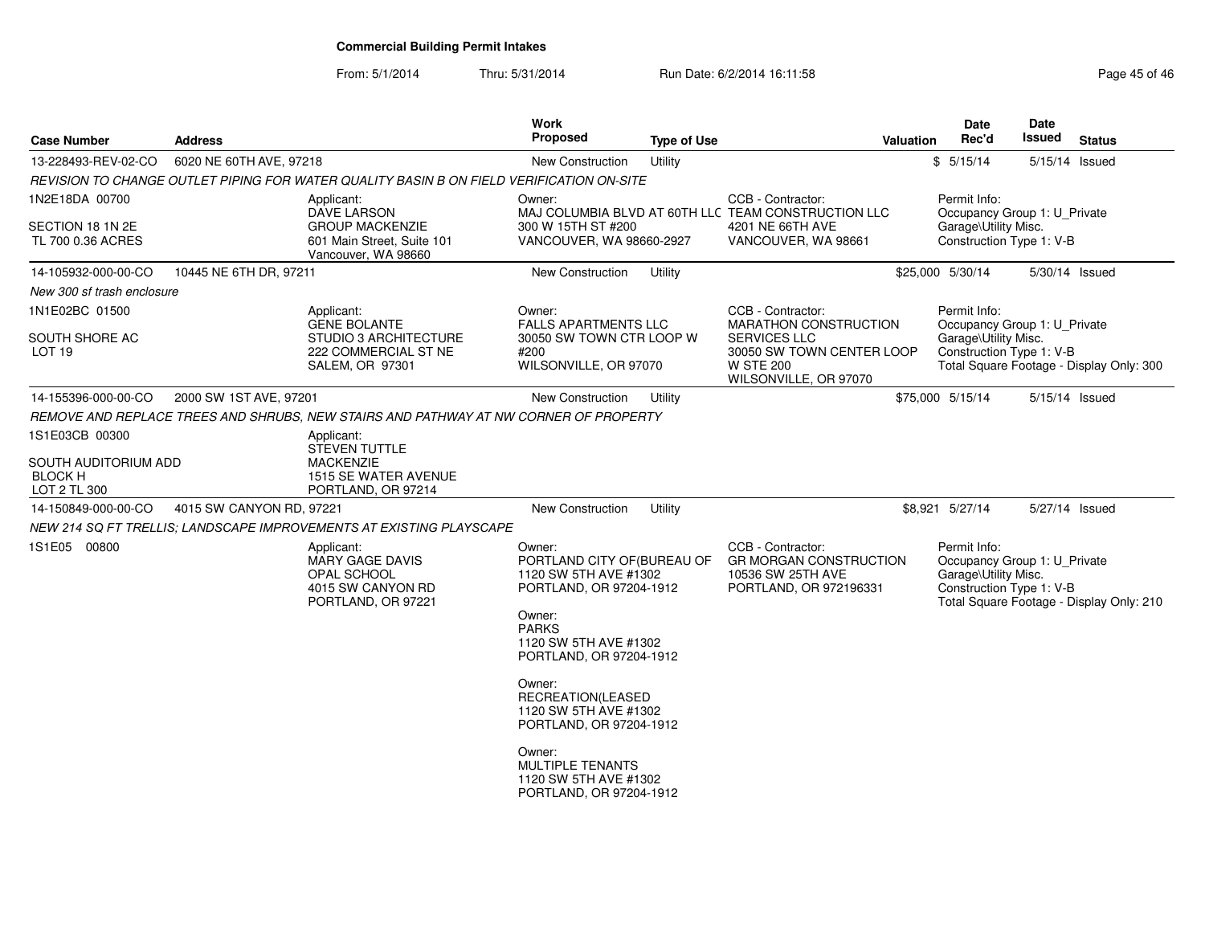# Commercial Building Permit Intakes

From: 5/1/2014 Thru: 5/31/2014 Run Date: 6/2/2014 16:11:58

| Case Number | Address | Work Proposed | Type of Use | Valuation | Date Rec'd | Date Issued | Status |
|---|---|---|---|---|---|---|---|
| 13-228493-REV-02-CO | 6020 NE 60TH AVE, 97218 | New Construction | Utility | $ | 5/15/14 | 5/15/14 | Issued |

REVISION TO CHANGE OUTLET PIPING FOR WATER QUALITY BASIN B ON FIELD VERIFICATION ON-SITE

1N2E18DA 00700

SECTION 18 1N 2E
TL 700 0.36 ACRES

Applicant:
DAVE LARSON
GROUP MACKENZIE
601 Main Street, Suite 101
Vancouver, WA 98660

Owner:
MAJ COLUMBIA BLVD AT 60TH LLC
300 W 15TH ST #200
VANCOUVER, WA 98660-2927

CCB - Contractor:
TEAM CONSTRUCTION LLC
4201 NE 66TH AVE
VANCOUVER, WA 98661

Permit Info:
Occupancy Group 1: U_Private
Garage\Utility Misc.
Construction Type 1: V-B

| Case Number | Address | Work Proposed | Type of Use | Valuation | Date Rec'd | Date Issued | Status |
|---|---|---|---|---|---|---|---|
| 14-105932-000-00-CO | 10445 NE 6TH DR, 97211 | New Construction | Utility | $25,000 | 5/30/14 | 5/30/14 | Issued |

New 300 sf trash enclosure

1N1E02BC 01500

SOUTH SHORE AC
LOT 19

Applicant:
GENE BOLANTE
STUDIO 3 ARCHITECTURE
222 COMMERCIAL ST NE
SALEM, OR 97301

Owner:
FALLS APARTMENTS LLC
30050 SW TOWN CTR LOOP W
#200
WILSONVILLE, OR 97070

CCB - Contractor:
MARATHON CONSTRUCTION
SERVICES LLC
30050 SW TOWN CENTER LOOP
W STE 200
WILSONVILLE, OR 97070

Permit Info:
Occupancy Group 1: U_Private
Garage\Utility Misc.
Construction Type 1: V-B
Total Square Footage - Display Only: 300

| Case Number | Address | Work Proposed | Type of Use | Valuation | Date Rec'd | Date Issued | Status |
|---|---|---|---|---|---|---|---|
| 14-155396-000-00-CO | 2000 SW 1ST AVE, 97201 | New Construction | Utility | $75,000 | 5/15/14 | 5/15/14 | Issued |

REMOVE AND REPLACE TREES AND SHRUBS, NEW STAIRS AND PATHWAY AT NW CORNER OF PROPERTY

1S1E03CB 00300

SOUTH AUDITORIUM ADD
BLOCK H
LOT 2 TL 300

Applicant:
STEVEN TUTTLE
MACKENZIE
1515 SE WATER AVENUE
PORTLAND, OR 97214

| Case Number | Address | Work Proposed | Type of Use | Valuation | Date Rec'd | Date Issued | Status |
|---|---|---|---|---|---|---|---|
| 14-150849-000-00-CO | 4015 SW CANYON RD, 97221 | New Construction | Utility | $8,921 | 5/27/14 | 5/27/14 | Issued |

NEW 214 SQ FT TRELLIS; LANDSCAPE IMPROVEMENTS AT EXISTING PLAYSCAPE

1S1E05 00800

Applicant:
MARY GAGE DAVIS
OPAL SCHOOL
4015 SW CANYON RD
PORTLAND, OR 97221

Owner:
PORTLAND CITY OF(BUREAU OF
1120 SW 5TH AVE #1302
PORTLAND, OR 97204-1912

Owner:
PARKS
1120 SW 5TH AVE #1302
PORTLAND, OR 97204-1912

Owner:
RECREATION(LEASED
1120 SW 5TH AVE #1302
PORTLAND, OR 97204-1912

Owner:
MULTIPLE TENANTS
1120 SW 5TH AVE #1302
PORTLAND, OR 97204-1912

CCB - Contractor:
GR MORGAN CONSTRUCTION
10536 SW 25TH AVE
PORTLAND, OR 972196331

Permit Info:
Occupancy Group 1: U_Private
Garage\Utility Misc.
Construction Type 1: V-B
Total Square Footage - Display Only: 210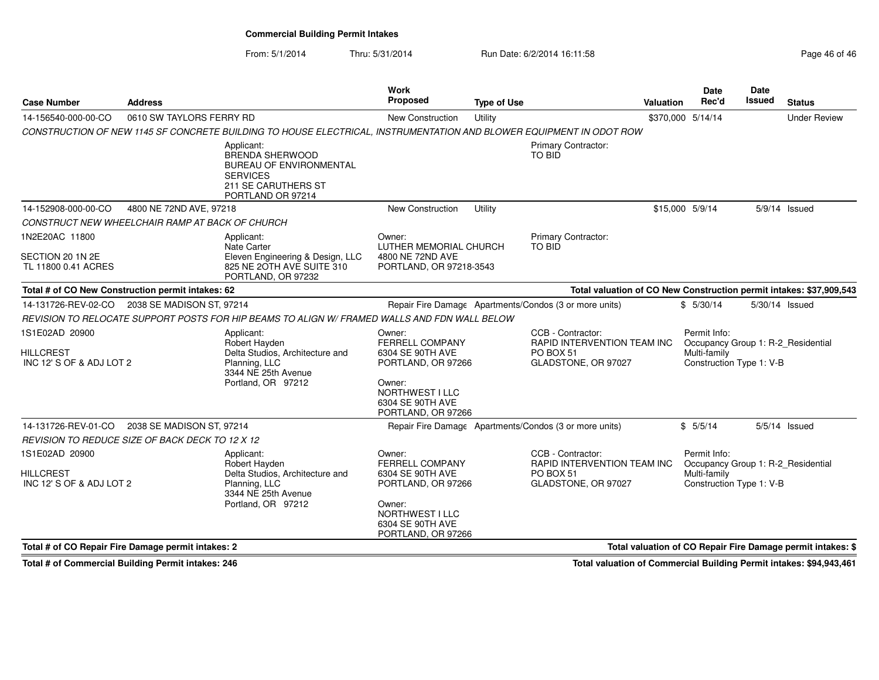**Commercial Building Permit Intakes**

From: 5/1/2014 Thru: 5/31/2014 Run Date: 6/2/2014 16:11:58

| Case Number | Address | Work Proposed | Type of Use | Valuation | Date Rec'd | Date Issued | Status |
|---|---|---|---|---|---|---|---|
| 14-156540-000-00-CO | 0610 SW TAYLORS FERRY RD | New Construction | Utility | $370,000 | 5/14/14 | | Under Review |
| *CONSTRUCTION OF NEW 1145 SF CONCRETE BUILDING TO HOUSE ELECTRICAL, INSTRUMENTATION AND BLOWER EQUIPMENT IN ODOT ROW* | | | | | | | |
| | Applicant: BRENDA SHERWOOD BUREAU OF ENVIRONMENTAL SERVICES 211 SE CARUTHERS ST PORTLAND OR 97214 | | Primary Contractor: TO BID | | | | |
| 14-152908-000-00-CO | 4800 NE 72ND AVE, 97218 | New Construction | Utility | $15,000 | 5/9/14 | 5/9/14 | Issued |
| *CONSTRUCT NEW WHEELCHAIR RAMP AT BACK OF CHURCH* | | | | | | | |
| 1N2E20AC 11800 SECTION 20 1N 2E TL 11800 0.41 ACRES | Applicant: Nate Carter Eleven Engineering & Design, LLC 825 NE 2OTH AVE SUITE 310 PORTLAND, OR 97232 | Owner: LUTHER MEMORIAL CHURCH 4800 NE 72ND AVE PORTLAND, OR 97218-3543 | Primary Contractor: TO BID | | | | |
| **Total # of CO New Construction permit intakes: 62** | | | | **Total valuation of CO New Construction permit intakes: $37,909,543** | | | |
| 14-131726-REV-02-CO | 2038 SE MADISON ST, 97214 | Repair Fire Damage | Apartments/Condos (3 or more units) | $ | 5/30/14 | 5/30/14 | Issued |
| *REVISION TO RELOCATE SUPPORT POSTS FOR HIP BEAMS TO ALIGN W/ FRAMED WALLS AND FDN WALL BELOW* | | | | | | | |
| 1S1E02AD 20900 HILLCREST INC 12' S OF & ADJ LOT 2 | Applicant: Robert Hayden Delta Studios, Architecture and Planning, LLC 3344 NE 25th Avenue Portland, OR 97212 | Owner: FERRELL COMPANY 6304 SE 90TH AVE PORTLAND, OR 97266 Owner: NORTHWEST I LLC 6304 SE 90TH AVE PORTLAND, OR 97266 | CCB - Contractor: RAPID INTERVENTION TEAM INC PO BOX 51 GLADSTONE, OR 97027 | | Permit Info: Occupancy Group 1: R-2_Residential Multi-family Construction Type 1: V-B | | |
| 14-131726-REV-01-CO | 2038 SE MADISON ST, 97214 | Repair Fire Damage | Apartments/Condos (3 or more units) | $ | 5/5/14 | 5/5/14 | Issued |
| *REVISION TO REDUCE SIZE OF BACK DECK TO 12 X 12* | | | | | | | |
| 1S1E02AD 20900 HILLCREST INC 12' S OF & ADJ LOT 2 | Applicant: Robert Hayden Delta Studios, Architecture and Planning, LLC 3344 NE 25th Avenue Portland, OR 97212 | Owner: FERRELL COMPANY 6304 SE 90TH AVE PORTLAND, OR 97266 Owner: NORTHWEST I LLC 6304 SE 90TH AVE PORTLAND, OR 97266 | CCB - Contractor: RAPID INTERVENTION TEAM INC PO BOX 51 GLADSTONE, OR 97027 | | Permit Info: Occupancy Group 1: R-2_Residential Multi-family Construction Type 1: V-B | | |
| **Total # of CO Repair Fire Damage permit intakes: 2** | | | | **Total valuation of CO Repair Fire Damage permit intakes: $** | | | |

**Total # of Commercial Building Permit intakes: 246**

**Total valuation of Commercial Building Permit intakes: $94,943,461**